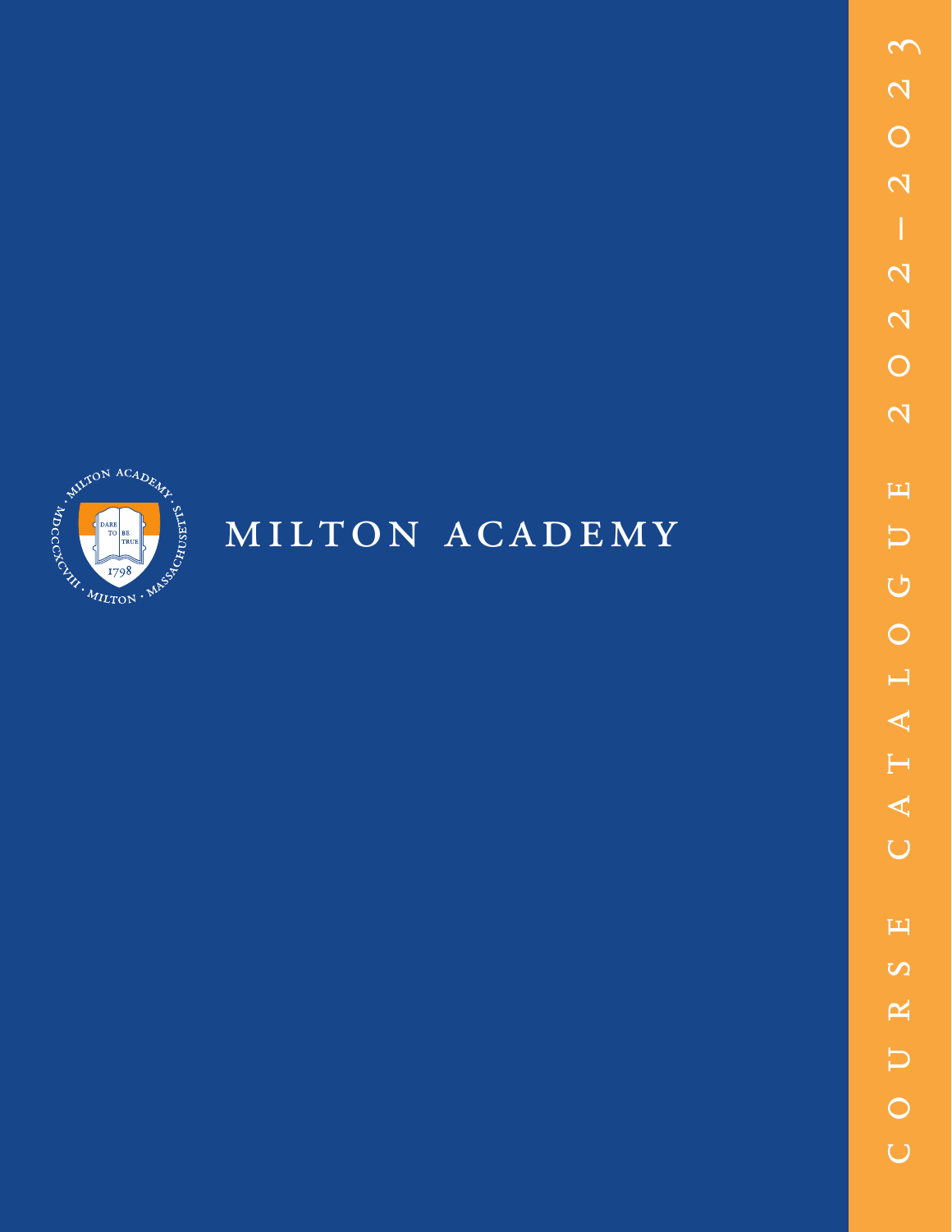# MILTON ACADEMY

## COURSE CATALOGUE 2022–2023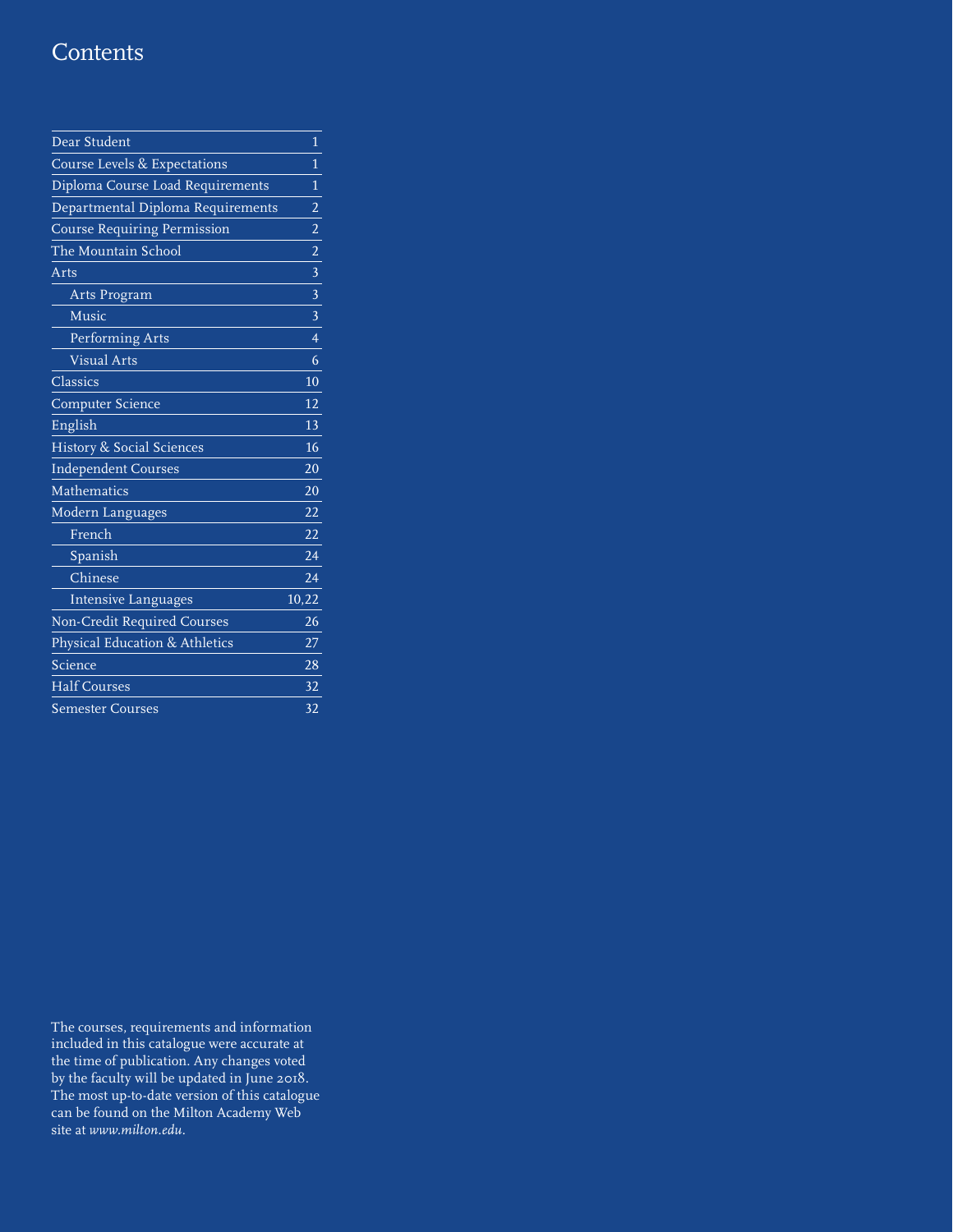# Contents

| | |
|---|---|
| Dear Student | 1 |
| Course Levels & Expectations | 1 |
| Diploma Course Load Requirements | 1 |
| Departmental Diploma Requirements | 2 |
| Course Requiring Permission | 2 |
| The Mountain School | 2 |
| Arts | 3 |
| Arts Program | 3 |
| Music | 3 |
| Performing Arts | 4 |
| Visual Arts | 6 |
| Classics | 10 |
| Computer Science | 12 |
| English | 13 |
| History & Social Sciences | 16 |
| Independent Courses | 20 |
| Mathematics | 20 |
| Modern Languages | 22 |
| French | 22 |
| Spanish | 24 |
| Chinese | 24 |
| Intensive Languages | 10,22 |
| Non-Credit Required Courses | 26 |
| Physical Education & Athletics | 27 |
| Science | 28 |
| Half Courses | 32 |
| Semester Courses | 32 |

The courses, requirements and information included in this catalogue were accurate at the time of publication. Any changes voted by the faculty will be updated in June 2018. The most up-to-date version of this catalogue can be found on the Milton Academy Web site at *www.milton.edu*.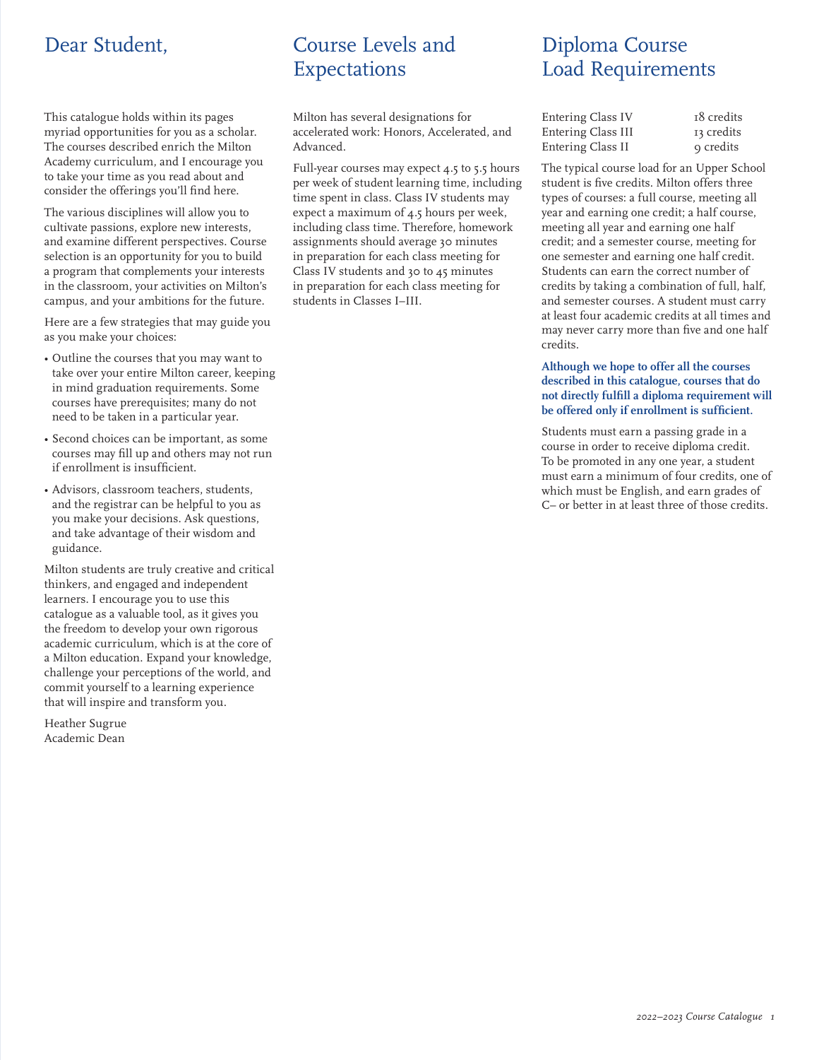# Dear Student,

This catalogue holds within its pages myriad opportunities for you as a scholar. The courses described enrich the Milton Academy curriculum, and I encourage you to take your time as you read about and consider the offerings you'll find here.

The various disciplines will allow you to cultivate passions, explore new interests, and examine different perspectives. Course selection is an opportunity for you to build a program that complements your interests in the classroom, your activities on Milton's campus, and your ambitions for the future.

Here are a few strategies that may guide you as you make your choices:

- Outline the courses that you may want to take over your entire Milton career, keeping in mind graduation requirements. Some courses have prerequisites; many do not need to be taken in a particular year.
- Second choices can be important, as some courses may fill up and others may not run if enrollment is insufficient.
- Advisors, classroom teachers, students, and the registrar can be helpful to you as you make your decisions. Ask questions, and take advantage of their wisdom and guidance.

Milton students are truly creative and critical thinkers, and engaged and independent learners. I encourage you to use this catalogue as a valuable tool, as it gives you the freedom to develop your own rigorous academic curriculum, which is at the core of a Milton education. Expand your knowledge, challenge your perceptions of the world, and commit yourself to a learning experience that will inspire and transform you.

Heather Sugrue
Academic Dean

# Course Levels and Expectations

Milton has several designations for accelerated work: Honors, Accelerated, and Advanced.

Full-year courses may expect 4.5 to 5.5 hours per week of student learning time, including time spent in class. Class IV students may expect a maximum of 4.5 hours per week, including class time. Therefore, homework assignments should average 30 minutes in preparation for each class meeting for Class IV students and 30 to 45 minutes in preparation for each class meeting for students in Classes I–III.

# Diploma Course Load Requirements

| | |
|---|---|
| Entering Class IV | 18 credits |
| Entering Class III | 13 credits |
| Entering Class II | 9 credits |

The typical course load for an Upper School student is five credits. Milton offers three types of courses: a full course, meeting all year and earning one credit; a half course, meeting all year and earning one half credit; and a semester course, meeting for one semester and earning one half credit. Students can earn the correct number of credits by taking a combination of full, half, and semester courses. A student must carry at least four academic credits at all times and may never carry more than five and one half credits.

**Although we hope to offer all the courses described in this catalogue, courses that do not directly fulfill a diploma requirement will be offered only if enrollment is sufficient.**

Students must earn a passing grade in a course in order to receive diploma credit. To be promoted in any one year, a student must earn a minimum of four credits, one of which must be English, and earn grades of C– or better in at least three of those credits.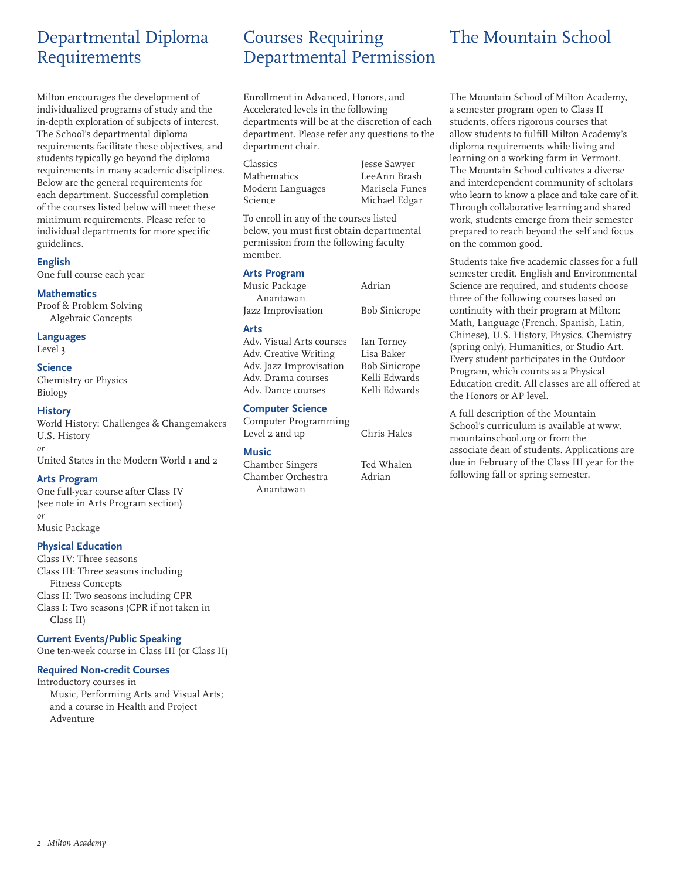# Departmental Diploma Requirements

Milton encourages the development of individualized programs of study and the in-depth exploration of subjects of interest. The School's departmental diploma requirements facilitate these objectives, and students typically go beyond the diploma requirements in many academic disciplines. Below are the general requirements for each department. Successful completion of the courses listed below will meet these minimum requirements. Please refer to individual departments for more specific guidelines.

### English

One full course each year

### Mathematics

Proof & Problem Solving
Algebraic Concepts

### Languages

Level 3

### Science

Chemistry or Physics
Biology

### History

World History: Challenges & Changemakers
U.S. History
*or*
United States in the Modern World 1 **and** 2

### Arts Program

One full-year course after Class IV (see note in Arts Program section)
*or*
Music Package

### Physical Education

Class IV: Three seasons
Class III: Three seasons including Fitness Concepts
Class II: Two seasons including CPR
Class I: Two seasons (CPR if not taken in Class II)

### Current Events/Public Speaking

One ten-week course in Class III (or Class II)

### Required Non-credit Courses

Introductory courses in Music, Performing Arts and Visual Arts; and a course in Health and Project Adventure

# Courses Requiring Departmental Permission

Enrollment in Advanced, Honors, and Accelerated levels in the following departments will be at the discretion of each department. Please refer any questions to the department chair.

| | |
|---|---|
| Classics | Jesse Sawyer |
| Mathematics | LeeAnn Brash |
| Modern Languages | Marisela Funes |
| Science | Michael Edgar |

To enroll in any of the courses listed below, you must first obtain departmental permission from the following faculty member.

### Arts Program

| | |
|---|---|
| Music Package | Adrian Anantawan |
| Jazz Improvisation | Bob Sinicrope |

### Arts

| | |
|---|---|
| Adv. Visual Arts courses | Ian Torney |
| Adv. Creative Writing | Lisa Baker |
| Adv. Jazz Improvisation | Bob Sinicrope |
| Adv. Drama courses | Kelli Edwards |
| Adv. Dance courses | Kelli Edwards |

### Computer Science

| | |
|---|---|
| Computer Programming Level 2 and up | Chris Hales |

### Music

| | |
|---|---|
| Chamber Singers | Ted Whalen |
| Chamber Orchestra | Adrian Anantawan |

# The Mountain School

The Mountain School of Milton Academy, a semester program open to Class II students, offers rigorous courses that allow students to fulfill Milton Academy's diploma requirements while living and learning on a working farm in Vermont. The Mountain School cultivates a diverse and interdependent community of scholars who learn to know a place and take care of it. Through collaborative learning and shared work, students emerge from their semester prepared to reach beyond the self and focus on the common good.

Students take five academic classes for a full semester credit. English and Environmental Science are required, and students choose three of the following courses based on continuity with their program at Milton: Math, Language (French, Spanish, Latin, Chinese), U.S. History, Physics, Chemistry (spring only), Humanities, or Studio Art. Every student participates in the Outdoor Program, which counts as a Physical Education credit. All classes are all offered at the Honors or AP level.

A full description of the Mountain School's curriculum is available at www.mountainschool.org or from the associate dean of students. Applications are due in February of the Class III year for the following fall or spring semester.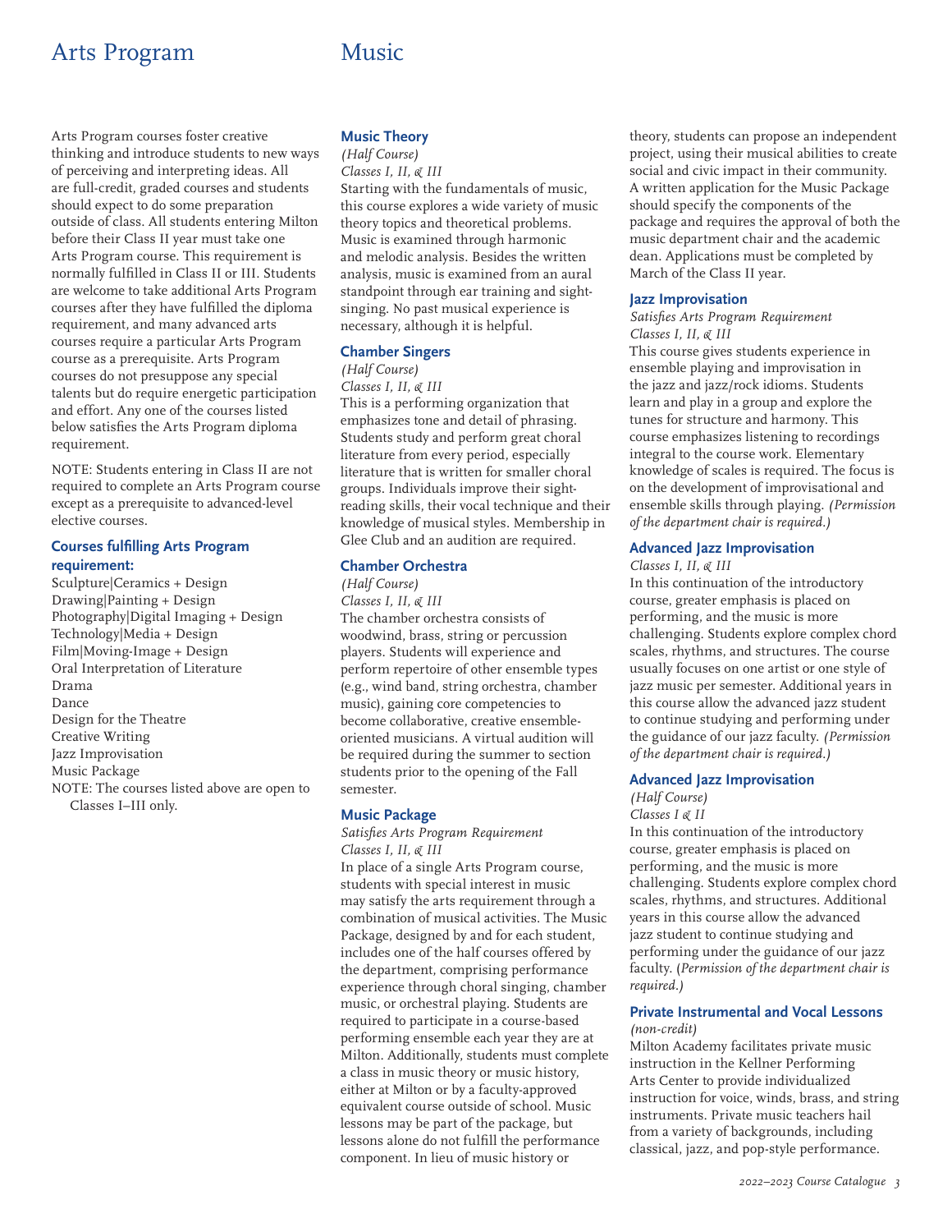# Arts Program

Arts Program courses foster creative thinking and introduce students to new ways of perceiving and interpreting ideas. All are full-credit, graded courses and students should expect to do some preparation outside of class. All students entering Milton before their Class II year must take one Arts Program course. This requirement is normally fulfilled in Class II or III. Students are welcome to take additional Arts Program courses after they have fulfilled the diploma requirement, and many advanced arts courses require a particular Arts Program course as a prerequisite. Arts Program courses do not presuppose any special talents but do require energetic participation and effort. Any one of the courses listed below satisfies the Arts Program diploma requirement.

NOTE: Students entering in Class II are not required to complete an Arts Program course except as a prerequisite to advanced-level elective courses.

### Courses fulfilling Arts Program requirement:

Sculpture|Ceramics + Design
Drawing|Painting + Design
Photography|Digital Imaging + Design
Technology|Media + Design
Film|Moving-Image + Design
Oral Interpretation of Literature
Drama
Dance
Design for the Theatre
Creative Writing
Jazz Improvisation
Music Package

NOTE: The courses listed above are open to Classes I–III only.

# Music

### Music Theory

*(Half Course)*
*Classes I, II, & III*

Starting with the fundamentals of music, this course explores a wide variety of music theory topics and theoretical problems. Music is examined through harmonic and melodic analysis. Besides the written analysis, music is examined from an aural standpoint through ear training and sight-singing. No past musical experience is necessary, although it is helpful.

### Chamber Singers

*(Half Course)*
*Classes I, II, & III*

This is a performing organization that emphasizes tone and detail of phrasing. Students study and perform great choral literature from every period, especially literature that is written for smaller choral groups. Individuals improve their sight-reading skills, their vocal technique and their knowledge of musical styles. Membership in Glee Club and an audition are required.

### Chamber Orchestra

*(Half Course)*
*Classes I, II, & III*

The chamber orchestra consists of woodwind, brass, string or percussion players. Students will experience and perform repertoire of other ensemble types (e.g., wind band, string orchestra, chamber music), gaining core competencies to become collaborative, creative ensemble-oriented musicians. A virtual audition will be required during the summer to section students prior to the opening of the Fall semester.

### Music Package

*Satisfies Arts Program Requirement*
*Classes I, II, & III*

In place of a single Arts Program course, students with special interest in music may satisfy the arts requirement through a combination of musical activities. The Music Package, designed by and for each student, includes one of the half courses offered by the department, comprising performance experience through choral singing, chamber music, or orchestral playing. Students are required to participate in a course-based performing ensemble each year they are at Milton. Additionally, students must complete a class in music theory or music history, either at Milton or by a faculty-approved equivalent course outside of school. Music lessons may be part of the package, but lessons alone do not fulfill the performance component. In lieu of music history or theory, students can propose an independent project, using their musical abilities to create social and civic impact in their community. A written application for the Music Package should specify the components of the package and requires the approval of both the music department chair and the academic dean. Applications must be completed by March of the Class II year.

### Jazz Improvisation

*Satisfies Arts Program Requirement*
*Classes I, II, & III*

This course gives students experience in ensemble playing and improvisation in the jazz and jazz/rock idioms. Students learn and play in a group and explore the tunes for structure and harmony. This course emphasizes listening to recordings integral to the course work. Elementary knowledge of scales is required. The focus is on the development of improvisational and ensemble skills through playing. *(Permission of the department chair is required.)*

### Advanced Jazz Improvisation

*Classes I, II, & III*

In this continuation of the introductory course, greater emphasis is placed on performing, and the music is more challenging. Students explore complex chord scales, rhythms, and structures. The course usually focuses on one artist or one style of jazz music per semester. Additional years in this course allow the advanced jazz student to continue studying and performing under the guidance of our jazz faculty. *(Permission of the department chair is required.)*

### Advanced Jazz Improvisation

*(Half Course)*
*Classes I & II*

In this continuation of the introductory course, greater emphasis is placed on performing, and the music is more challenging. Students explore complex chord scales, rhythms, and structures. Additional years in this course allow the advanced jazz student to continue studying and performing under the guidance of our jazz faculty. *(Permission of the department chair is required.)*

### Private Instrumental and Vocal Lessons

*(non-credit)*

Milton Academy facilitates private music instruction in the Kellner Performing Arts Center to provide individualized instruction for voice, winds, brass, and string instruments. Private music teachers hail from a variety of backgrounds, including classical, jazz, and pop-style performance.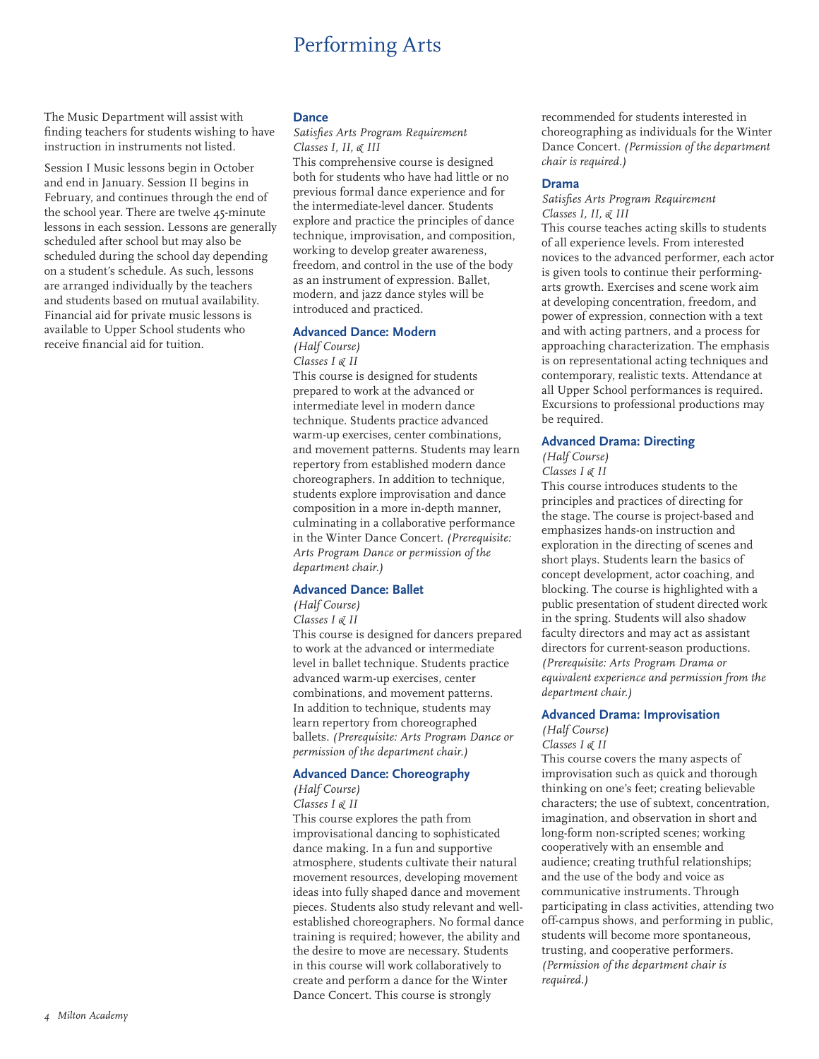# Performing Arts

The Music Department will assist with finding teachers for students wishing to have instruction in instruments not listed.

Session I Music lessons begin in October and end in January. Session II begins in February, and continues through the end of the school year. There are twelve 45-minute lessons in each session. Lessons are generally scheduled after school but may also be scheduled during the school day depending on a student's schedule. As such, lessons are arranged individually by the teachers and students based on mutual availability. Financial aid for private music lessons is available to Upper School students who receive financial aid for tuition.

### Dance

*Satisfies Arts Program Requirement*
*Classes I, II, & III*

This comprehensive course is designed both for students who have had little or no previous formal dance experience and for the intermediate-level dancer. Students explore and practice the principles of dance technique, improvisation, and composition, working to develop greater awareness, freedom, and control in the use of the body as an instrument of expression. Ballet, modern, and jazz dance styles will be introduced and practiced.

### Advanced Dance: Modern

*(Half Course)*
*Classes I & II*

This course is designed for students prepared to work at the advanced or intermediate level in modern dance technique. Students practice advanced warm-up exercises, center combinations, and movement patterns. Students may learn repertory from established modern dance choreographers. In addition to technique, students explore improvisation and dance composition in a more in-depth manner, culminating in a collaborative performance in the Winter Dance Concert. *(Prerequisite: Arts Program Dance or permission of the department chair.)*

### Advanced Dance: Ballet

*(Half Course)*
*Classes I & II*

This course is designed for dancers prepared to work at the advanced or intermediate level in ballet technique. Students practice advanced warm-up exercises, center combinations, and movement patterns. In addition to technique, students may learn repertory from choreographed ballets. *(Prerequisite: Arts Program Dance or permission of the department chair.)*

### Advanced Dance: Choreography

*(Half Course)*
*Classes I & II*

This course explores the path from improvisational dancing to sophisticated dance making. In a fun and supportive atmosphere, students cultivate their natural movement resources, developing movement ideas into fully shaped dance and movement pieces. Students also study relevant and well-established choreographers. No formal dance training is required; however, the ability and the desire to move are necessary. Students in this course will work collaboratively to create and perform a dance for the Winter Dance Concert. This course is strongly recommended for students interested in choreographing as individuals for the Winter Dance Concert. *(Permission of the department chair is required.)*

### Drama

*Satisfies Arts Program Requirement*
*Classes I, II, & III*

This course teaches acting skills to students of all experience levels. From interested novices to the advanced performer, each actor is given tools to continue their performing-arts growth. Exercises and scene work aim at developing concentration, freedom, and power of expression, connection with a text and with acting partners, and a process for approaching characterization. The emphasis is on representational acting techniques and contemporary, realistic texts. Attendance at all Upper School performances is required. Excursions to professional productions may be required.

### Advanced Drama: Directing

*(Half Course)*
*Classes I & II*

This course introduces students to the principles and practices of directing for the stage. The course is project-based and emphasizes hands-on instruction and exploration in the directing of scenes and short plays. Students learn the basics of concept development, actor coaching, and blocking. The course is highlighted with a public presentation of student directed work in the spring. Students will also shadow faculty directors and may act as assistant directors for current-season productions. *(Prerequisite: Arts Program Drama or equivalent experience and permission from the department chair.)*

### Advanced Drama: Improvisation

*(Half Course)*
*Classes I & II*

This course covers the many aspects of improvisation such as quick and thorough thinking on one's feet; creating believable characters; the use of subtext, concentration, imagination, and observation in short and long-form non-scripted scenes; working cooperatively with an ensemble and audience; creating truthful relationships; and the use of the body and voice as communicative instruments. Through participating in class activities, attending two off-campus shows, and performing in public, students will become more spontaneous, trusting, and cooperative performers. *(Permission of the department chair is required.)*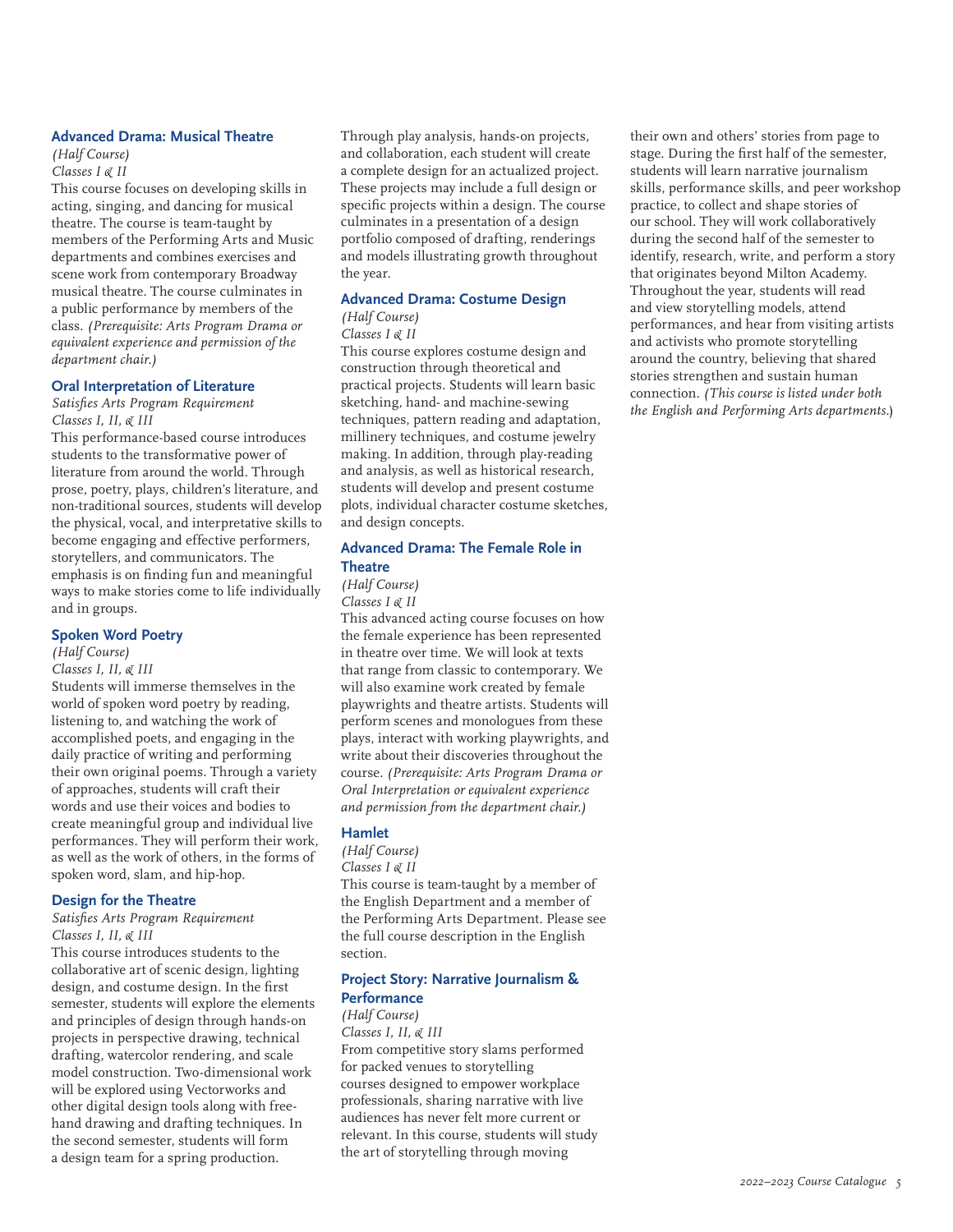### Advanced Drama: Musical Theatre

*(Half Course)*
*Classes I & II*

This course focuses on developing skills in acting, singing, and dancing for musical theatre. The course is team-taught by members of the Performing Arts and Music departments and combines exercises and scene work from contemporary Broadway musical theatre. The course culminates in a public performance by members of the class. *(Prerequisite: Arts Program Drama or equivalent experience and permission of the department chair.)*

### Oral Interpretation of Literature

*Satisfies Arts Program Requirement*
*Classes I, II, & III*

This performance-based course introduces students to the transformative power of literature from around the world. Through prose, poetry, plays, children's literature, and non-traditional sources, students will develop the physical, vocal, and interpretative skills to become engaging and effective performers, storytellers, and communicators. The emphasis is on finding fun and meaningful ways to make stories come to life individually and in groups.

### Spoken Word Poetry

*(Half Course)*
*Classes I, II, & III*

Students will immerse themselves in the world of spoken word poetry by reading, listening to, and watching the work of accomplished poets, and engaging in the daily practice of writing and performing their own original poems. Through a variety of approaches, students will craft their words and use their voices and bodies to create meaningful group and individual live performances. They will perform their work, as well as the work of others, in the forms of spoken word, slam, and hip-hop.

### Design for the Theatre

*Satisfies Arts Program Requirement*
*Classes I, II, & III*

This course introduces students to the collaborative art of scenic design, lighting design, and costume design. In the first semester, students will explore the elements and principles of design through hands-on projects in perspective drawing, technical drafting, watercolor rendering, and scale model construction. Two-dimensional work will be explored using Vectorworks and other digital design tools along with free-hand drawing and drafting techniques. In the second semester, students will form a design team for a spring production. Through play analysis, hands-on projects, and collaboration, each student will create a complete design for an actualized project. These projects may include a full design or specific projects within a design. The course culminates in a presentation of a design portfolio composed of drafting, renderings and models illustrating growth throughout the year.

### Advanced Drama: Costume Design

*(Half Course)*
*Classes I & II*

This course explores costume design and construction through theoretical and practical projects. Students will learn basic sketching, hand- and machine-sewing techniques, pattern reading and adaptation, millinery techniques, and costume jewelry making. In addition, through play-reading and analysis, as well as historical research, students will develop and present costume plots, individual character costume sketches, and design concepts.

### Advanced Drama: The Female Role in Theatre

*(Half Course)*
*Classes I & II*

This advanced acting course focuses on how the female experience has been represented in theatre over time. We will look at texts that range from classic to contemporary. We will also examine work created by female playwrights and theatre artists. Students will perform scenes and monologues from these plays, interact with working playwrights, and write about their discoveries throughout the course. *(Prerequisite: Arts Program Drama or Oral Interpretation or equivalent experience and permission from the department chair.)*

### Hamlet

*(Half Course)*
*Classes I & II*

This course is team-taught by a member of the English Department and a member of the Performing Arts Department. Please see the full course description in the English section.

### Project Story: Narrative Journalism & Performance

*(Half Course)*
*Classes I, II, & III*

From competitive story slams performed for packed venues to storytelling courses designed to empower workplace professionals, sharing narrative with live audiences has never felt more current or relevant. In this course, students will study the art of storytelling through moving their own and others' stories from page to stage. During the first half of the semester, students will learn narrative journalism skills, performance skills, and peer workshop practice, to collect and shape stories of our school. They will work collaboratively during the second half of the semester to identify, research, write, and perform a story that originates beyond Milton Academy. Throughout the year, students will read and view storytelling models, attend performances, and hear from visiting artists and activists who promote storytelling around the country, believing that shared stories strengthen and sustain human connection. *(This course is listed under both the English and Performing Arts departments.)*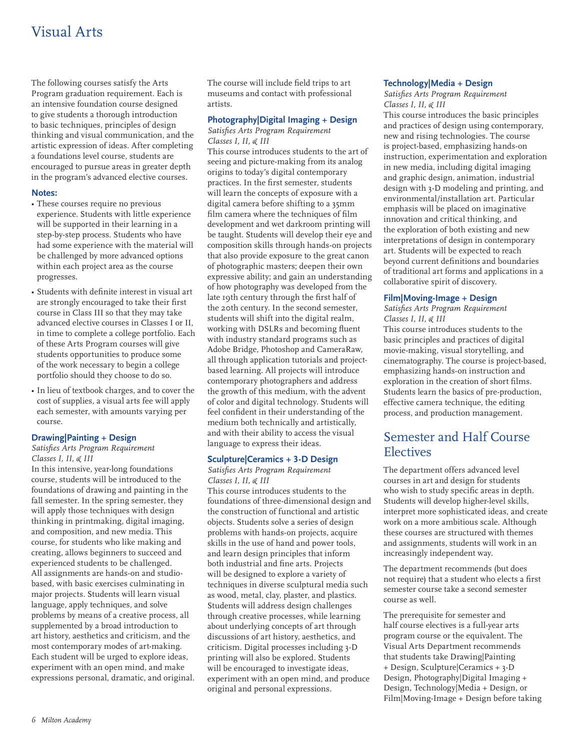# Visual Arts

The following courses satisfy the Arts Program graduation requirement. Each is an intensive foundation course designed to give students a thorough introduction to basic techniques, principles of design thinking and visual communication, and the artistic expression of ideas. After completing a foundations level course, students are encouraged to pursue areas in greater depth in the program's advanced elective courses.

**Notes:**

- These courses require no previous experience. Students with little experience will be supported in their learning in a step-by-step process. Students who have had some experience with the material will be challenged by more advanced options within each project area as the course progresses.
- Students with definite interest in visual art are strongly encouraged to take their first course in Class III so that they may take advanced elective courses in Classes I or II, in time to complete a college portfolio. Each of these Arts Program courses will give students opportunities to produce some of the work necessary to begin a college portfolio should they choose to do so.
- In lieu of textbook charges, and to cover the cost of supplies, a visual arts fee will apply each semester, with amounts varying per course.

### Drawing|Painting + Design

*Satisfies Arts Program Requirement*
*Classes I, II, & III*

In this intensive, year-long foundations course, students will be introduced to the foundations of drawing and painting in the fall semester. In the spring semester, they will apply those techniques with design thinking in printmaking, digital imaging, and composition, and new media. This course, for students who like making and creating, allows beginners to succeed and experienced students to be challenged. All assignments are hands-on and studio-based, with basic exercises culminating in major projects. Students will learn visual language, apply techniques, and solve problems by means of a creative process, all supplemented by a broad introduction to art history, aesthetics and criticism, and the most contemporary modes of art-making. Each student will be urged to explore ideas, experiment with an open mind, and make expressions personal, dramatic, and original. The course will include field trips to art museums and contact with professional artists.

### Photography|Digital Imaging + Design

*Satisfies Arts Program Requirement*
*Classes I, II, & III*

This course introduces students to the art of seeing and picture-making from its analog origins to today's digital contemporary practices. In the first semester, students will learn the concepts of exposure with a digital camera before shifting to a 35mm film camera where the techniques of film development and wet darkroom printing will be taught. Students will develop their eye and composition skills through hands-on projects that also provide exposure to the great canon of photographic masters; deepen their own expressive ability; and gain an understanding of how photography was developed from the late 19th century through the first half of the 20th century. In the second semester, students will shift into the digital realm, working with DSLRs and becoming fluent with industry standard programs such as Adobe Bridge, Photoshop and CameraRaw, all through application tutorials and project-based learning. All projects will introduce contemporary photographers and address the growth of this medium, with the advent of color and digital technology. Students will feel confident in their understanding of the medium both technically and artistically, and with their ability to access the visual language to express their ideas.

### Sculpture|Ceramics + 3-D Design

*Satisfies Arts Program Requirement*
*Classes I, II, & III*

This course introduces students to the foundations of three-dimensional design and the construction of functional and artistic objects. Students solve a series of design problems with hands-on projects, acquire skills in the use of hand and power tools, and learn design principles that inform both industrial and fine arts. Projects will be designed to explore a variety of techniques in diverse sculptural media such as wood, metal, clay, plaster, and plastics. Students will address design challenges through creative processes, while learning about underlying concepts of art through discussions of art history, aesthetics, and criticism. Digital processes including 3-D printing will also be explored. Students will be encouraged to investigate ideas, experiment with an open mind, and produce original and personal expressions.

### Technology|Media + Design

*Satisfies Arts Program Requirement*
*Classes I, II, & III*

This course introduces the basic principles and practices of design using contemporary, new and rising technologies. The course is project-based, emphasizing hands-on instruction, experimentation and exploration in new media, including digital imaging and graphic design, animation, industrial design with 3-D modeling and printing, and environmental/installation art. Particular emphasis will be placed on imaginative innovation and critical thinking, and the exploration of both existing and new interpretations of design in contemporary art. Students will be expected to reach beyond current definitions and boundaries of traditional art forms and applications in a collaborative spirit of discovery.

### Film|Moving-Image + Design

*Satisfies Arts Program Requirement*
*Classes I, II, & III*

This course introduces students to the basic principles and practices of digital movie-making, visual storytelling, and cinematography. The course is project-based, emphasizing hands-on instruction and exploration in the creation of short films. Students learn the basics of pre-production, effective camera technique, the editing process, and production management.

## Semester and Half Course Electives

The department offers advanced level courses in art and design for students who wish to study specific areas in depth. Students will develop higher-level skills, interpret more sophisticated ideas, and create work on a more ambitious scale. Although these courses are structured with themes and assignments, students will work in an increasingly independent way.

The department recommends (but does not require) that a student who elects a first semester course take a second semester course as well.

The prerequisite for semester and half course electives is a full-year arts program course or the equivalent. The Visual Arts Department recommends that students take Drawing|Painting + Design, Sculpture|Ceramics + 3-D Design, Photography|Digital Imaging + Design, Technology|Media + Design, or Film|Moving-Image + Design before taking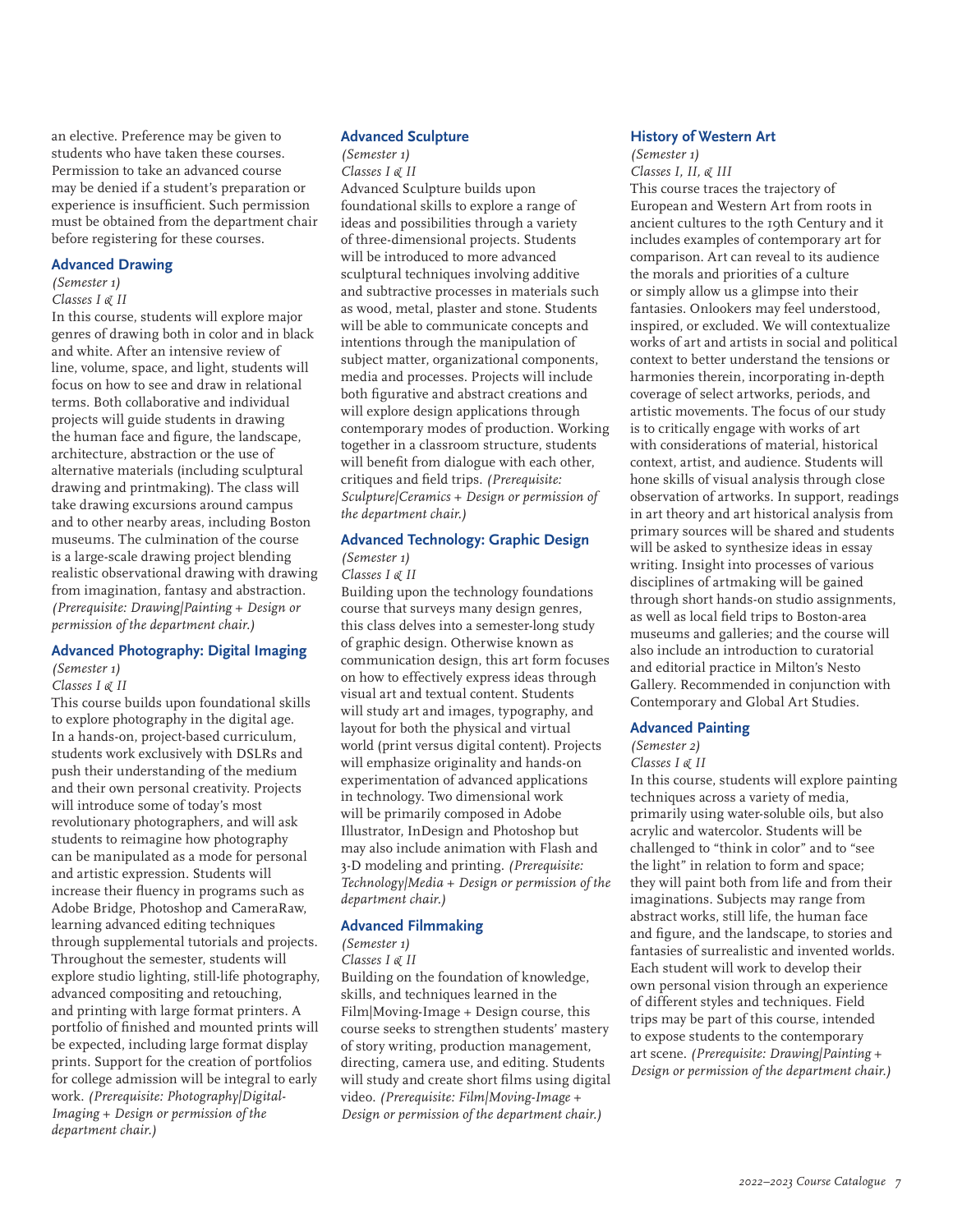an elective. Preference may be given to students who have taken these courses. Permission to take an advanced course may be denied if a student's preparation or experience is insufficient. Such permission must be obtained from the department chair before registering for these courses.

### Advanced Drawing

*(Semester 1)*
*Classes I & II*

In this course, students will explore major genres of drawing both in color and in black and white. After an intensive review of line, volume, space, and light, students will focus on how to see and draw in relational terms. Both collaborative and individual projects will guide students in drawing the human face and figure, the landscape, architecture, abstraction or the use of alternative materials (including sculptural drawing and printmaking). The class will take drawing excursions around campus and to other nearby areas, including Boston museums. The culmination of the course is a large-scale drawing project blending realistic observational drawing with drawing from imagination, fantasy and abstraction. *(Prerequisite: Drawing|Painting + Design or permission of the department chair.)*

### Advanced Photography: Digital Imaging

*(Semester 1)*
*Classes I & II*

This course builds upon foundational skills to explore photography in the digital age. In a hands-on, project-based curriculum, students work exclusively with DSLRs and push their understanding of the medium and their own personal creativity. Projects will introduce some of today's most revolutionary photographers, and will ask students to reimagine how photography can be manipulated as a mode for personal and artistic expression. Students will increase their fluency in programs such as Adobe Bridge, Photoshop and CameraRaw, learning advanced editing techniques through supplemental tutorials and projects. Throughout the semester, students will explore studio lighting, still-life photography, advanced compositing and retouching, and printing with large format printers. A portfolio of finished and mounted prints will be expected, including large format display prints. Support for the creation of portfolios for college admission will be integral to early work. *(Prerequisite: Photography|Digital-Imaging + Design or permission of the department chair.)*

### Advanced Sculpture

*(Semester 1)*
*Classes I & II*

Advanced Sculpture builds upon foundational skills to explore a range of ideas and possibilities through a variety of three-dimensional projects. Students will be introduced to more advanced sculptural techniques involving additive and subtractive processes in materials such as wood, metal, plaster and stone. Students will be able to communicate concepts and intentions through the manipulation of subject matter, organizational components, media and processes. Projects will include both figurative and abstract creations and will explore design applications through contemporary modes of production. Working together in a classroom structure, students will benefit from dialogue with each other, critiques and field trips. *(Prerequisite: Sculpture|Ceramics + Design or permission of the department chair.)*

### Advanced Technology: Graphic Design

*(Semester 1)*
*Classes I & II*

Building upon the technology foundations course that surveys many design genres, this class delves into a semester-long study of graphic design. Otherwise known as communication design, this art form focuses on how to effectively express ideas through visual art and textual content. Students will study art and images, typography, and layout for both the physical and virtual world (print versus digital content). Projects will emphasize originality and hands-on experimentation of advanced applications in technology. Two dimensional work will be primarily composed in Adobe Illustrator, InDesign and Photoshop but may also include animation with Flash and 3-D modeling and printing. *(Prerequisite: Technology|Media + Design or permission of the department chair.)*

### Advanced Filmmaking

*(Semester 1)*
*Classes I & II*

Building on the foundation of knowledge, skills, and techniques learned in the Film|Moving-Image + Design course, this course seeks to strengthen students' mastery of story writing, production management, directing, camera use, and editing. Students will study and create short films using digital video. *(Prerequisite: Film|Moving-Image + Design or permission of the department chair.)*

### History of Western Art

*(Semester 1)*
*Classes I, II, & III*

This course traces the trajectory of European and Western Art from roots in ancient cultures to the 19th Century and it includes examples of contemporary art for comparison. Art can reveal to its audience the morals and priorities of a culture or simply allow us a glimpse into their fantasies. Onlookers may feel understood, inspired, or excluded. We will contextualize works of art and artists in social and political context to better understand the tensions or harmonies therein, incorporating in-depth coverage of select artworks, periods, and artistic movements. The focus of our study is to critically engage with works of art with considerations of material, historical context, artist, and audience. Students will hone skills of visual analysis through close observation of artworks. In support, readings in art theory and art historical analysis from primary sources will be shared and students will be asked to synthesize ideas in essay writing. Insight into processes of various disciplines of artmaking will be gained through short hands-on studio assignments, as well as local field trips to Boston-area museums and galleries; and the course will also include an introduction to curatorial and editorial practice in Milton's Nesto Gallery. Recommended in conjunction with Contemporary and Global Art Studies.

### Advanced Painting

*(Semester 2)*
*Classes I & II*

In this course, students will explore painting techniques across a variety of media, primarily using water-soluble oils, but also acrylic and watercolor. Students will be challenged to "think in color" and to "see the light" in relation to form and space; they will paint both from life and from their imaginations. Subjects may range from abstract works, still life, the human face and figure, and the landscape, to stories and fantasies of surrealistic and invented worlds. Each student will work to develop their own personal vision through an experience of different styles and techniques. Field trips may be part of this course, intended to expose students to the contemporary art scene. *(Prerequisite: Drawing|Painting + Design or permission of the department chair.)*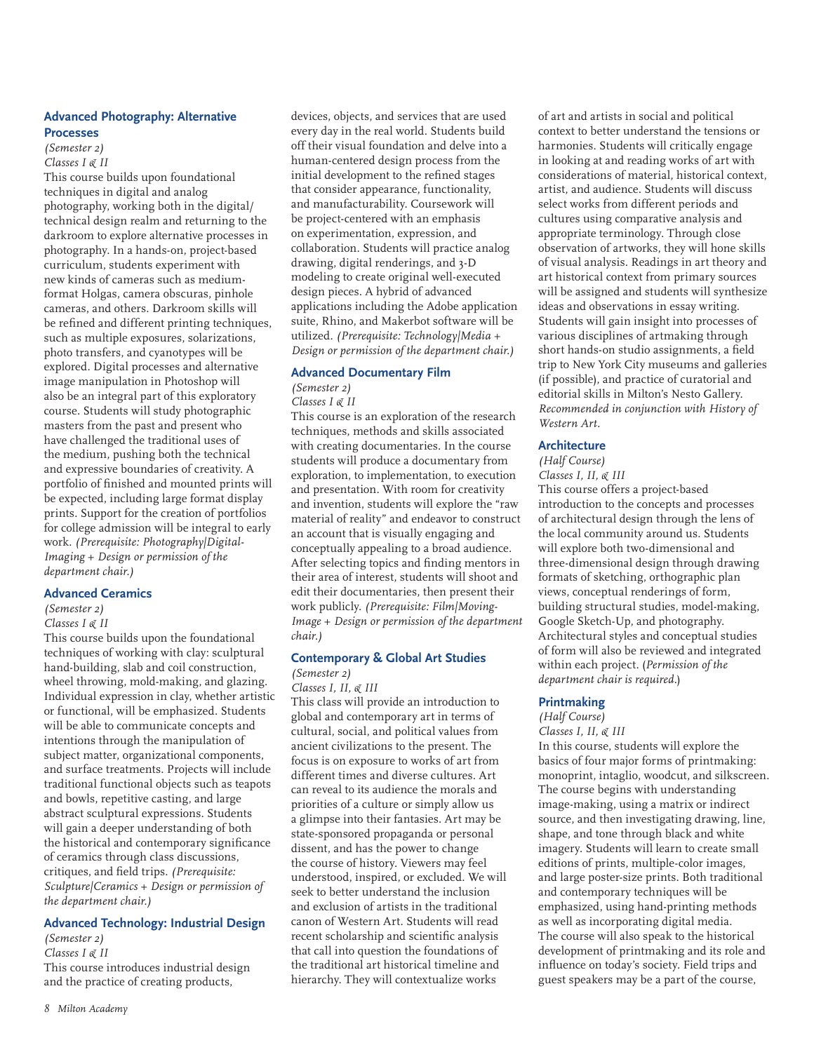### Advanced Photography: Alternative Processes

*(Semester 2)*
*Classes I & II*

This course builds upon foundational techniques in digital and analog photography, working both in the digital/technical design realm and returning to the darkroom to explore alternative processes in photography. In a hands-on, project-based curriculum, students experiment with new kinds of cameras such as medium-format Holgas, camera obscuras, pinhole cameras, and others. Darkroom skills will be refined and different printing techniques, such as multiple exposures, solarizations, photo transfers, and cyanotypes will be explored. Digital processes and alternative image manipulation in Photoshop will also be an integral part of this exploratory course. Students will study photographic masters from the past and present who have challenged the traditional uses of the medium, pushing both the technical and expressive boundaries of creativity. A portfolio of finished and mounted prints will be expected, including large format display prints. Support for the creation of portfolios for college admission will be integral to early work. *(Prerequisite: Photography/Digital-Imaging + Design or permission of the department chair.)*

### Advanced Ceramics

*(Semester 2)*
*Classes I & II*

This course builds upon the foundational techniques of working with clay: sculptural hand-building, slab and coil construction, wheel throwing, mold-making, and glazing. Individual expression in clay, whether artistic or functional, will be emphasized. Students will be able to communicate concepts and intentions through the manipulation of subject matter, organizational components, and surface treatments. Projects will include traditional functional objects such as teapots and bowls, repetitive casting, and large abstract sculptural expressions. Students will gain a deeper understanding of both the historical and contemporary significance of ceramics through class discussions, critiques, and field trips. *(Prerequisite: Sculpture/Ceramics + Design or permission of the department chair.)*

### Advanced Technology: Industrial Design

*(Semester 2)*
*Classes I & II*

This course introduces industrial design and the practice of creating products, devices, objects, and services that are used every day in the real world. Students build off their visual foundation and delve into a human-centered design process from the initial development to the refined stages that consider appearance, functionality, and manufacturability. Coursework will be project-centered with an emphasis on experimentation, expression, and collaboration. Students will practice analog drawing, digital renderings, and 3-D modeling to create original well-executed design pieces. A hybrid of advanced applications including the Adobe application suite, Rhino, and Makerbot software will be utilized. *(Prerequisite: Technology/Media + Design or permission of the department chair.)*

### Advanced Documentary Film

*(Semester 2)*
*Classes I & II*

This course is an exploration of the research techniques, methods and skills associated with creating documentaries. In the course students will produce a documentary from exploration, to implementation, to execution and presentation. With room for creativity and invention, students will explore the "raw material of reality" and endeavor to construct an account that is visually engaging and conceptually appealing to a broad audience. After selecting topics and finding mentors in their area of interest, students will shoot and edit their documentaries, then present their work publicly. *(Prerequisite: Film/Moving-Image + Design or permission of the department chair.)*

### Contemporary & Global Art Studies

*(Semester 2)*
*Classes I, II, & III*

This class will provide an introduction to global and contemporary art in terms of cultural, social, and political values from ancient civilizations to the present. The focus is on exposure to works of art from different times and diverse cultures. Art can reveal to its audience the morals and priorities of a culture or simply allow us a glimpse into their fantasies. Art may be state-sponsored propaganda or personal dissent, and has the power to change the course of history. Viewers may feel understood, inspired, or excluded. We will seek to better understand the inclusion and exclusion of artists in the traditional canon of Western Art. Students will read recent scholarship and scientific analysis that call into question the foundations of the traditional art historical timeline and hierarchy. They will contextualize works of art and artists in social and political context to better understand the tensions or harmonies. Students will critically engage in looking at and reading works of art with considerations of material, historical context, artist, and audience. Students will discuss select works from different periods and cultures using comparative analysis and appropriate terminology. Through close observation of artworks, they will hone skills of visual analysis. Readings in art theory and art historical context from primary sources will be assigned and students will synthesize ideas and observations in essay writing. Students will gain insight into processes of various disciplines of artmaking through short hands-on studio assignments, a field trip to New York City museums and galleries (if possible), and practice of curatorial and editorial skills in Milton's Nesto Gallery. *Recommended in conjunction with History of Western Art.*

### Architecture

*(Half Course)*
*Classes I, II, & III*

This course offers a project-based introduction to the concepts and processes of architectural design through the lens of the local community around us. Students will explore both two-dimensional and three-dimensional design through drawing formats of sketching, orthographic plan views, conceptual renderings of form, building structural studies, model-making, Google Sketch-Up, and photography. Architectural styles and conceptual studies of form will also be reviewed and integrated within each project. (*Permission of the department chair is required.*)

### Printmaking

*(Half Course)*
*Classes I, II, & III*

In this course, students will explore the basics of four major forms of printmaking: monoprint, intaglio, woodcut, and silkscreen. The course begins with understanding image-making, using a matrix or indirect source, and then investigating drawing, line, shape, and tone through black and white imagery. Students will learn to create small editions of prints, multiple-color images, and large poster-size prints. Both traditional and contemporary techniques will be emphasized, using hand-printing methods as well as incorporating digital media. The course will also speak to the historical development of printmaking and its role and influence on today's society. Field trips and guest speakers may be a part of the course,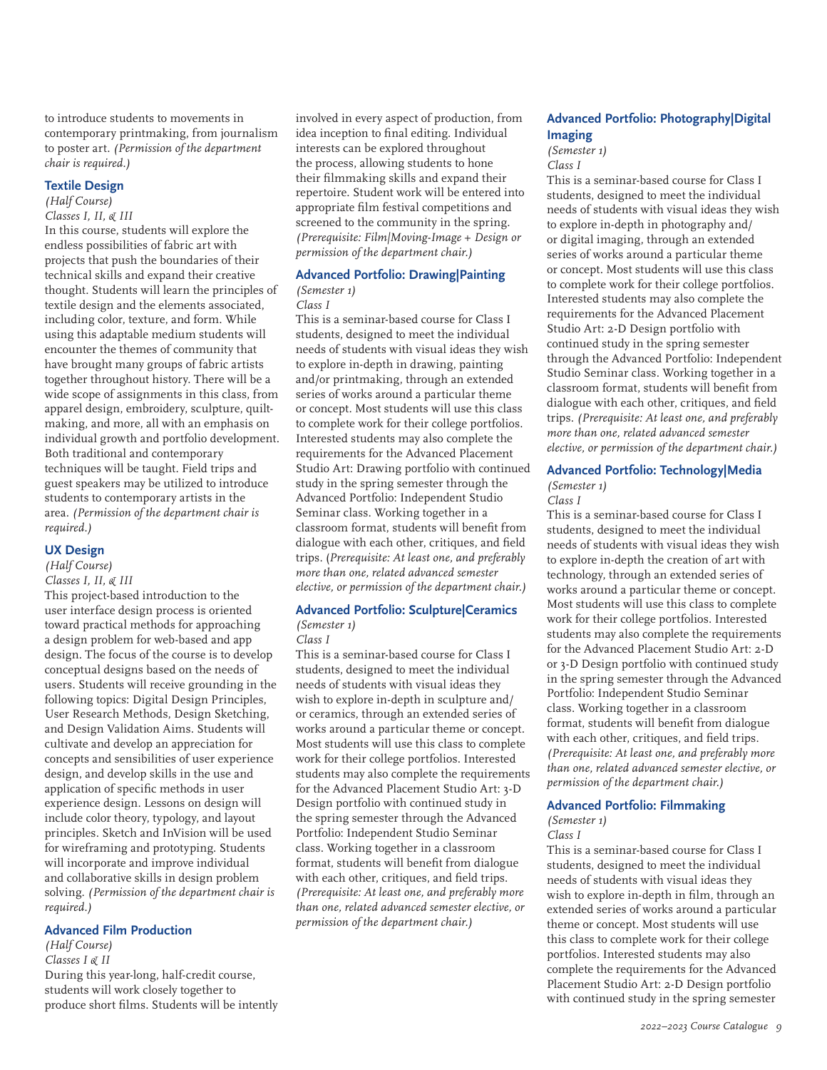to introduce students to movements in contemporary printmaking, from journalism to poster art. *(Permission of the department chair is required.)*

### Textile Design

*(Half Course)*
*Classes I, II, & III*

In this course, students will explore the endless possibilities of fabric art with projects that push the boundaries of their technical skills and expand their creative thought. Students will learn the principles of textile design and the elements associated, including color, texture, and form. While using this adaptable medium students will encounter the themes of community that have brought many groups of fabric artists together throughout history. There will be a wide scope of assignments in this class, from apparel design, embroidery, sculpture, quilt-making, and more, all with an emphasis on individual growth and portfolio development. Both traditional and contemporary techniques will be taught. Field trips and guest speakers may be utilized to introduce students to contemporary artists in the area. *(Permission of the department chair is required.)*

### UX Design

*(Half Course)*
*Classes I, II, & III*

This project-based introduction to the user interface design process is oriented toward practical methods for approaching a design problem for web-based and app design. The focus of the course is to develop conceptual designs based on the needs of users. Students will receive grounding in the following topics: Digital Design Principles, User Research Methods, Design Sketching, and Design Validation Aims. Students will cultivate and develop an appreciation for concepts and sensibilities of user experience design, and develop skills in the use and application of specific methods in user experience design. Lessons on design will include color theory, typology, and layout principles. Sketch and InVision will be used for wireframing and prototyping. Students will incorporate and improve individual and collaborative skills in design problem solving. *(Permission of the department chair is required.)*

### Advanced Film Production

*(Half Course)*
*Classes I & II*

During this year-long, half-credit course, students will work closely together to produce short films. Students will be intently involved in every aspect of production, from idea inception to final editing. Individual interests can be explored throughout the process, allowing students to hone their filmmaking skills and expand their repertoire. Student work will be entered into appropriate film festival competitions and screened to the community in the spring. *(Prerequisite: Film|Moving-Image + Design or permission of the department chair.)*

### Advanced Portfolio: Drawing|Painting

*(Semester 1)*
*Class I*

This is a seminar-based course for Class I students, designed to meet the individual needs of students with visual ideas they wish to explore in-depth in drawing, painting and/or printmaking, through an extended series of works around a particular theme or concept. Most students will use this class to complete work for their college portfolios. Interested students may also complete the requirements for the Advanced Placement Studio Art: Drawing portfolio with continued study in the spring semester through the Advanced Portfolio: Independent Studio Seminar class. Working together in a classroom format, students will benefit from dialogue with each other, critiques, and field trips. (*Prerequisite: At least one, and preferably more than one, related advanced semester elective, or permission of the department chair.)*

### Advanced Portfolio: Sculpture|Ceramics

*(Semester 1)*
*Class I*

This is a seminar-based course for Class I students, designed to meet the individual needs of students with visual ideas they wish to explore in-depth in sculpture and/or ceramics, through an extended series of works around a particular theme or concept. Most students will use this class to complete work for their college portfolios. Interested students may also complete the requirements for the Advanced Placement Studio Art: 3-D Design portfolio with continued study in the spring semester through the Advanced Portfolio: Independent Studio Seminar class. Working together in a classroom format, students will benefit from dialogue with each other, critiques, and field trips. *(Prerequisite: At least one, and preferably more than one, related advanced semester elective, or permission of the department chair.)*

### Advanced Portfolio: Photography|Digital Imaging

*(Semester 1)*
*Class I*

This is a seminar-based course for Class I students, designed to meet the individual needs of students with visual ideas they wish to explore in-depth in photography and/or digital imaging, through an extended series of works around a particular theme or concept. Most students will use this class to complete work for their college portfolios. Interested students may also complete the requirements for the Advanced Placement Studio Art: 2-D Design portfolio with continued study in the spring semester through the Advanced Portfolio: Independent Studio Seminar class. Working together in a classroom format, students will benefit from dialogue with each other, critiques, and field trips. *(Prerequisite: At least one, and preferably more than one, related advanced semester elective, or permission of the department chair.)*

### Advanced Portfolio: Technology|Media

*(Semester 1)*
*Class I*

This is a seminar-based course for Class I students, designed to meet the individual needs of students with visual ideas they wish to explore in-depth the creation of art with technology, through an extended series of works around a particular theme or concept. Most students will use this class to complete work for their college portfolios. Interested students may also complete the requirements for the Advanced Placement Studio Art: 2-D or 3-D Design portfolio with continued study in the spring semester through the Advanced Portfolio: Independent Studio Seminar class. Working together in a classroom format, students will benefit from dialogue with each other, critiques, and field trips. *(Prerequisite: At least one, and preferably more than one, related advanced semester elective, or permission of the department chair.)*

### Advanced Portfolio: Filmmaking

*(Semester 1)*
*Class I*

This is a seminar-based course for Class I students, designed to meet the individual needs of students with visual ideas they wish to explore in-depth in film, through an extended series of works around a particular theme or concept. Most students will use this class to complete work for their college portfolios. Interested students may also complete the requirements for the Advanced Placement Studio Art: 2-D Design portfolio with continued study in the spring semester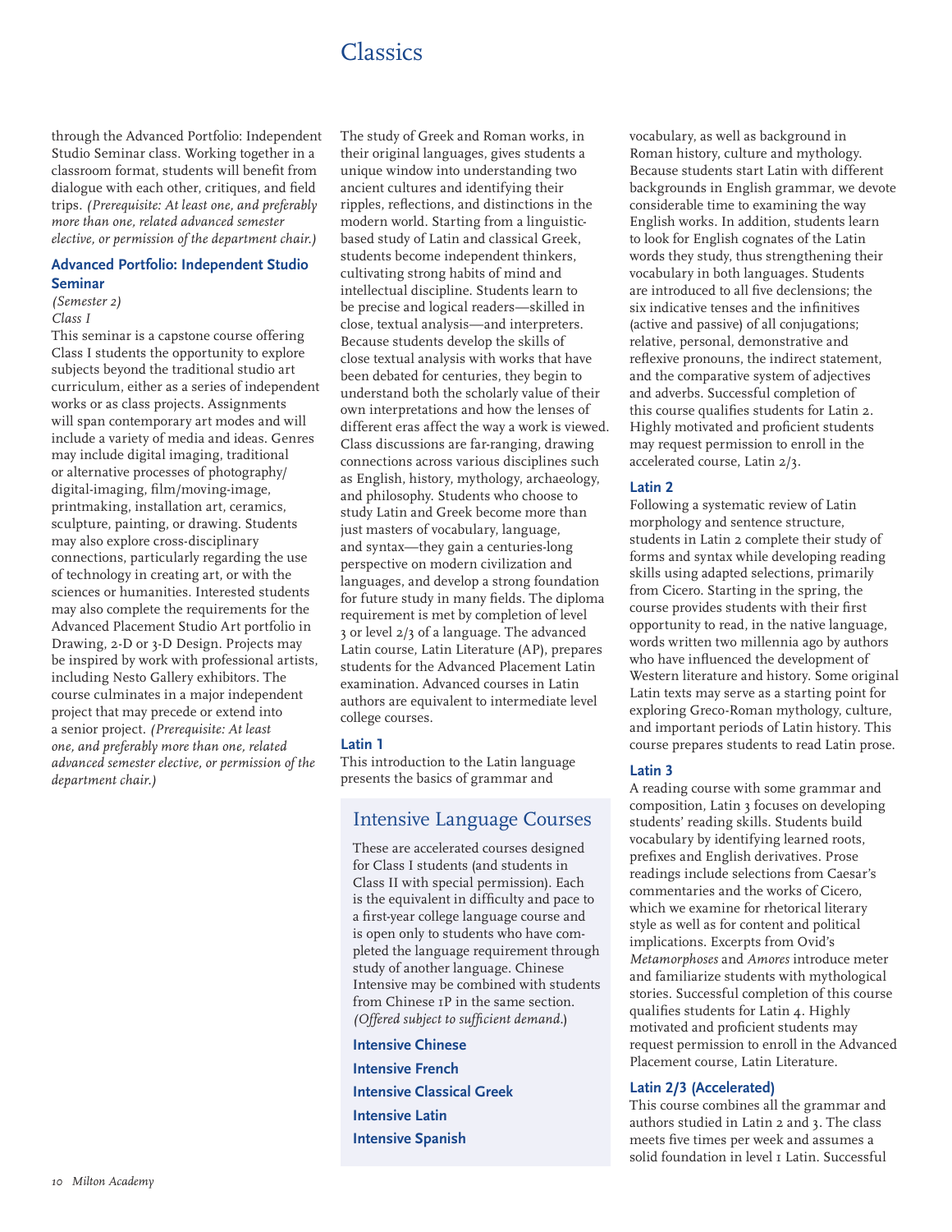through the Advanced Portfolio: Independent Studio Seminar class. Working together in a classroom format, students will benefit from dialogue with each other, critiques, and field trips. *(Prerequisite: At least one, and preferably more than one, related advanced semester elective, or permission of the department chair.)*

### Advanced Portfolio: Independent Studio Seminar

*(Semester 2)*
*Class I*

This seminar is a capstone course offering Class I students the opportunity to explore subjects beyond the traditional studio art curriculum, either as a series of independent works or as class projects. Assignments will span contemporary art modes and will include a variety of media and ideas. Genres may include digital imaging, traditional or alternative processes of photography/digital-imaging, film/moving-image, printmaking, installation art, ceramics, sculpture, painting, or drawing. Students may also explore cross-disciplinary connections, particularly regarding the use of technology in creating art, or with the sciences or humanities. Interested students may also complete the requirements for the Advanced Placement Studio Art portfolio in Drawing, 2-D or 3-D Design. Projects may be inspired by work with professional artists, including Nesto Gallery exhibitors. The course culminates in a major independent project that may precede or extend into a senior project. *(Prerequisite: At least one, and preferably more than one, related advanced semester elective, or permission of the department chair.)*

# Classics

The study of Greek and Roman works, in their original languages, gives students a unique window into understanding two ancient cultures and identifying their ripples, reflections, and distinctions in the modern world. Starting from a linguistic-based study of Latin and classical Greek, students become independent thinkers, cultivating strong habits of mind and intellectual discipline. Students learn to be precise and logical readers—skilled in close, textual analysis—and interpreters. Because students develop the skills of close textual analysis with works that have been debated for centuries, they begin to understand both the scholarly value of their own interpretations and how the lenses of different eras affect the way a work is viewed. Class discussions are far-ranging, drawing connections across various disciplines such as English, history, mythology, archaeology, and philosophy. Students who choose to study Latin and Greek become more than just masters of vocabulary, language, and syntax—they gain a centuries-long perspective on modern civilization and languages, and develop a strong foundation for future study in many fields. The diploma requirement is met by completion of level 3 or level 2/3 of a language. The advanced Latin course, Latin Literature (AP), prepares students for the Advanced Placement Latin examination. Advanced courses in Latin authors are equivalent to intermediate level college courses.

### Latin 1

This introduction to the Latin language presents the basics of grammar and vocabulary, as well as background in Roman history, culture and mythology. Because students start Latin with different backgrounds in English grammar, we devote considerable time to examining the way English works. In addition, students learn to look for English cognates of the Latin words they study, thus strengthening their vocabulary in both languages. Students are introduced to all five declensions; the six indicative tenses and the infinitives (active and passive) of all conjugations; relative, personal, demonstrative and reflexive pronouns, the indirect statement, and the comparative system of adjectives and adverbs. Successful completion of this course qualifies students for Latin 2. Highly motivated and proficient students may request permission to enroll in the accelerated course, Latin 2/3.

### Latin 2

Following a systematic review of Latin morphology and sentence structure, students in Latin 2 complete their study of forms and syntax while developing reading skills using adapted selections, primarily from Cicero. Starting in the spring, the course provides students with their first opportunity to read, in the native language, words written two millennia ago by authors who have influenced the development of Western literature and history. Some original Latin texts may serve as a starting point for exploring Greco-Roman mythology, culture, and important periods of Latin history. This course prepares students to read Latin prose.

### Latin 3

A reading course with some grammar and composition, Latin 3 focuses on developing students' reading skills. Students build vocabulary by identifying learned roots, prefixes and English derivatives. Prose readings include selections from Caesar's commentaries and the works of Cicero, which we examine for rhetorical literary style as well as for content and political implications. Excerpts from Ovid's *Metamorphoses* and *Amores* introduce meter and familiarize students with mythological stories. Successful completion of this course qualifies students for Latin 4. Highly motivated and proficient students may request permission to enroll in the Advanced Placement course, Latin Literature.

### Latin 2/3 (Accelerated)

This course combines all the grammar and authors studied in Latin 2 and 3. The class meets five times per week and assumes a solid foundation in level 1 Latin. Successful

## Intensive Language Courses

These are accelerated courses designed for Class I students (and students in Class II with special permission). Each is the equivalent in difficulty and pace to a first-year college language course and is open only to students who have completed the language requirement through study of another language. Chinese Intensive may be combined with students from Chinese 1P in the same section. *(Offered subject to sufficient demand.)*

**Intensive Chinese**

**Intensive French**

**Intensive Classical Greek**

**Intensive Latin**

**Intensive Spanish**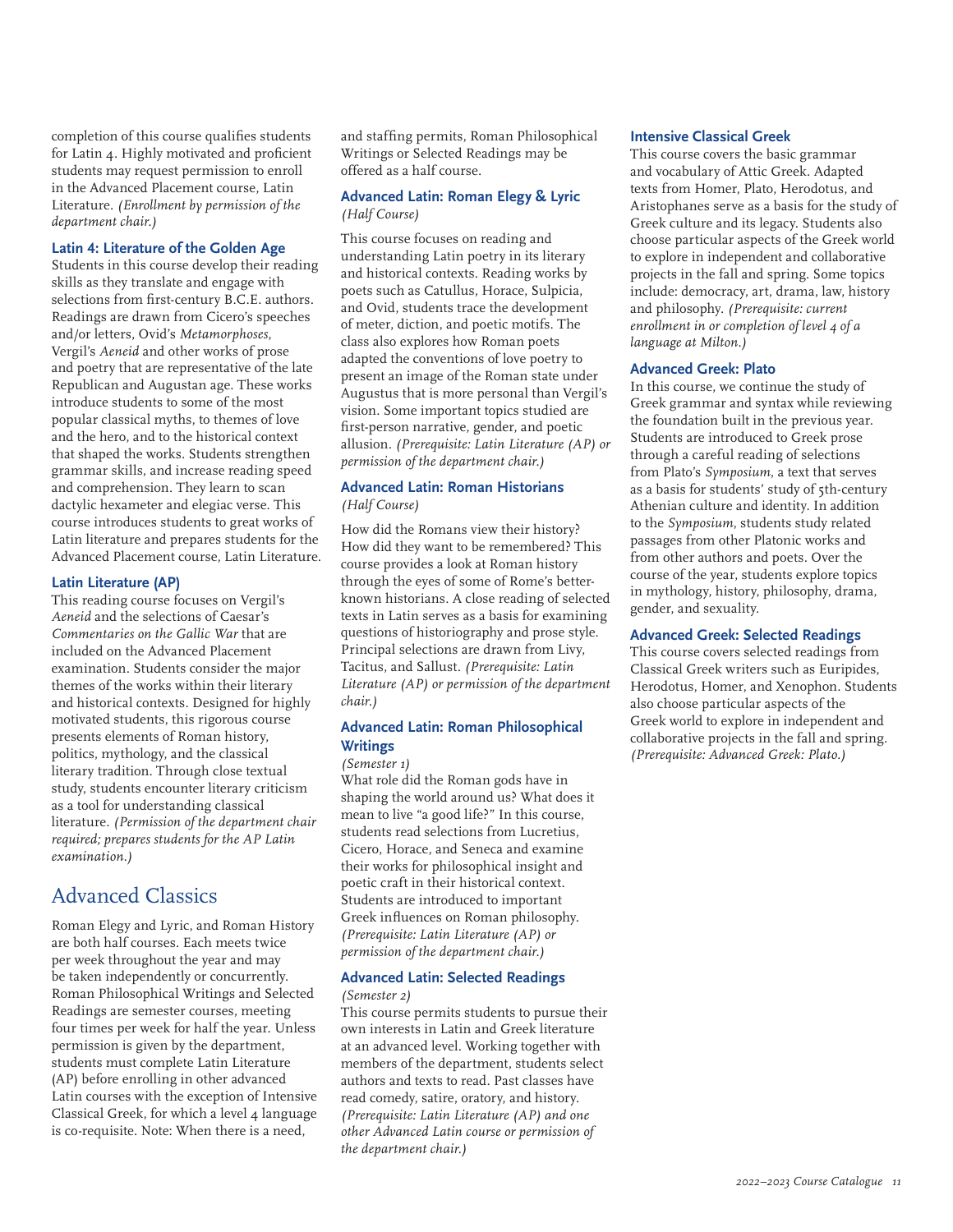completion of this course qualifies students for Latin 4. Highly motivated and proficient students may request permission to enroll in the Advanced Placement course, Latin Literature. *(Enrollment by permission of the department chair.)*

### Latin 4: Literature of the Golden Age

Students in this course develop their reading skills as they translate and engage with selections from first-century B.C.E. authors. Readings are drawn from Cicero's speeches and/or letters, Ovid's *Metamorphoses*, Vergil's *Aeneid* and other works of prose and poetry that are representative of the late Republican and Augustan age. These works introduce students to some of the most popular classical myths, to themes of love and the hero, and to the historical context that shaped the works. Students strengthen grammar skills, and increase reading speed and comprehension. They learn to scan dactylic hexameter and elegiac verse. This course introduces students to great works of Latin literature and prepares students for the Advanced Placement course, Latin Literature.

### Latin Literature (AP)

This reading course focuses on Vergil's *Aeneid* and the selections of Caesar's *Commentaries on the Gallic War* that are included on the Advanced Placement examination. Students consider the major themes of the works within their literary and historical contexts. Designed for highly motivated students, this rigorous course presents elements of Roman history, politics, mythology, and the classical literary tradition. Through close textual study, students encounter literary criticism as a tool for understanding classical literature. *(Permission of the department chair required; prepares students for the AP Latin examination.)*

## Advanced Classics

Roman Elegy and Lyric, and Roman History are both half courses. Each meets twice per week throughout the year and may be taken independently or concurrently. Roman Philosophical Writings and Selected Readings are semester courses, meeting four times per week for half the year. Unless permission is given by the department, students must complete Latin Literature (AP) before enrolling in other advanced Latin courses with the exception of Intensive Classical Greek, for which a level 4 language is co-requisite. Note: When there is a need, and staffing permits, Roman Philosophical Writings or Selected Readings may be offered as a half course.

### Advanced Latin: Roman Elegy & Lyric

*(Half Course)*

This course focuses on reading and understanding Latin poetry in its literary and historical contexts. Reading works by poets such as Catullus, Horace, Sulpicia, and Ovid, students trace the development of meter, diction, and poetic motifs. The class also explores how Roman poets adapted the conventions of love poetry to present an image of the Roman state under Augustus that is more personal than Vergil's vision. Some important topics studied are first-person narrative, gender, and poetic allusion. *(Prerequisite: Latin Literature (AP) or permission of the department chair.)*

### Advanced Latin: Roman Historians

*(Half Course)*

How did the Romans view their history? How did they want to be remembered? This course provides a look at Roman history through the eyes of some of Rome's better-known historians. A close reading of selected texts in Latin serves as a basis for examining questions of historiography and prose style. Principal selections are drawn from Livy, Tacitus, and Sallust. *(Prerequisite: Latin Literature (AP) or permission of the department chair.)*

### Advanced Latin: Roman Philosophical Writings

*(Semester 1)*

What role did the Roman gods have in shaping the world around us? What does it mean to live "a good life?" In this course, students read selections from Lucretius, Cicero, Horace, and Seneca and examine their works for philosophical insight and poetic craft in their historical context. Students are introduced to important Greek influences on Roman philosophy. *(Prerequisite: Latin Literature (AP) or permission of the department chair.)*

### Advanced Latin: Selected Readings

*(Semester 2)*

This course permits students to pursue their own interests in Latin and Greek literature at an advanced level. Working together with members of the department, students select authors and texts to read. Past classes have read comedy, satire, oratory, and history. *(Prerequisite: Latin Literature (AP) and one other Advanced Latin course or permission of the department chair.)*

### Intensive Classical Greek

This course covers the basic grammar and vocabulary of Attic Greek. Adapted texts from Homer, Plato, Herodotus, and Aristophanes serve as a basis for the study of Greek culture and its legacy. Students also choose particular aspects of the Greek world to explore in independent and collaborative projects in the fall and spring. Some topics include: democracy, art, drama, law, history and philosophy. *(Prerequisite: current enrollment in or completion of level 4 of a language at Milton.)*

### Advanced Greek: Plato

In this course, we continue the study of Greek grammar and syntax while reviewing the foundation built in the previous year. Students are introduced to Greek prose through a careful reading of selections from Plato's *Symposium*, a text that serves as a basis for students' study of 5th-century Athenian culture and identity. In addition to the *Symposium*, students study related passages from other Platonic works and from other authors and poets. Over the course of the year, students explore topics in mythology, history, philosophy, drama, gender, and sexuality.

### Advanced Greek: Selected Readings

This course covers selected readings from Classical Greek writers such as Euripides, Herodotus, Homer, and Xenophon. Students also choose particular aspects of the Greek world to explore in independent and collaborative projects in the fall and spring. *(Prerequisite: Advanced Greek: Plato.)*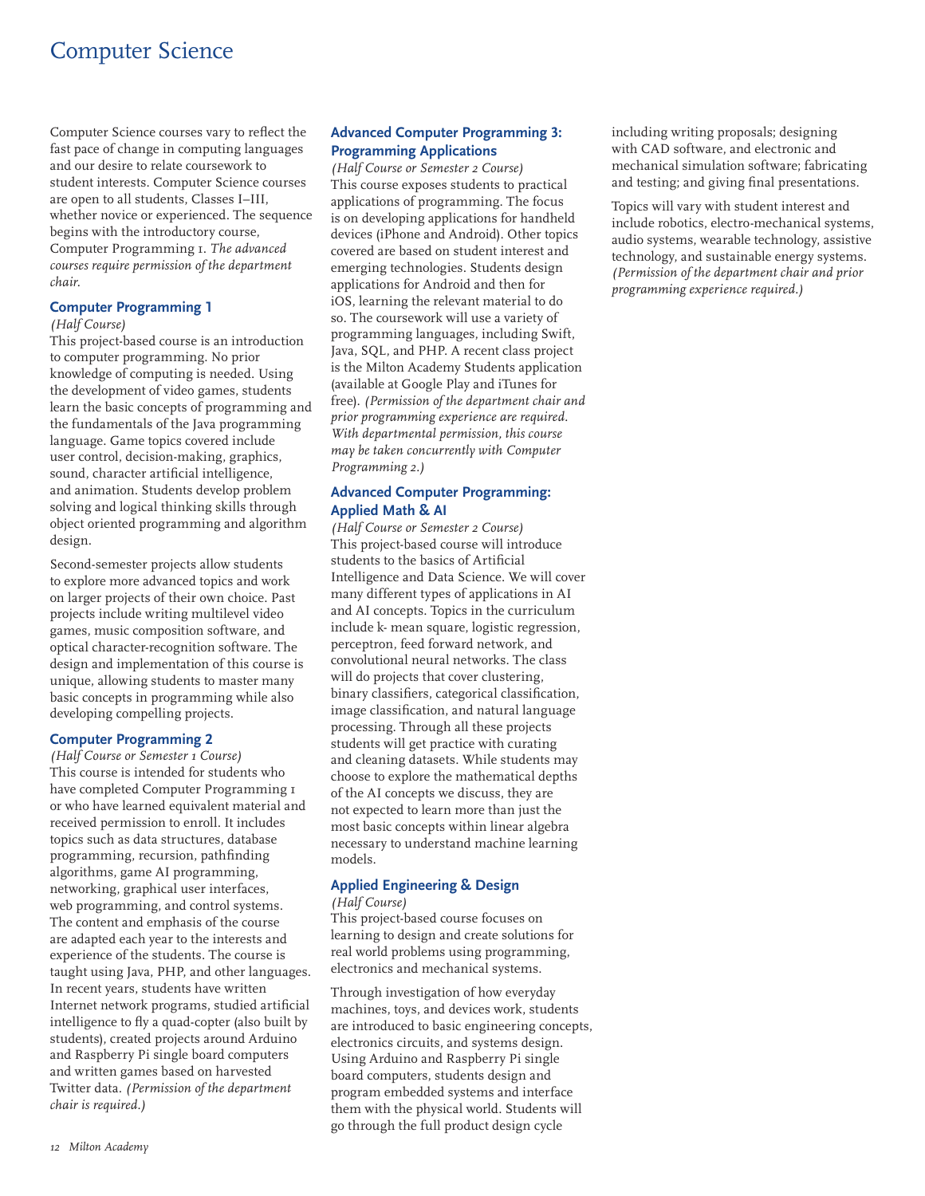# Computer Science

Computer Science courses vary to reflect the fast pace of change in computing languages and our desire to relate coursework to student interests. Computer Science courses are open to all students, Classes I–III, whether novice or experienced. The sequence begins with the introductory course, Computer Programming 1. *The advanced courses require permission of the department chair.*

### Computer Programming 1

*(Half Course)*

This project-based course is an introduction to computer programming. No prior knowledge of computing is needed. Using the development of video games, students learn the basic concepts of programming and the fundamentals of the Java programming language. Game topics covered include user control, decision-making, graphics, sound, character artificial intelligence, and animation. Students develop problem solving and logical thinking skills through object oriented programming and algorithm design.

Second-semester projects allow students to explore more advanced topics and work on larger projects of their own choice. Past projects include writing multilevel video games, music composition software, and optical character-recognition software. The design and implementation of this course is unique, allowing students to master many basic concepts in programming while also developing compelling projects.

### Computer Programming 2

*(Half Course or Semester 1 Course)*

This course is intended for students who have completed Computer Programming 1 or who have learned equivalent material and received permission to enroll. It includes topics such as data structures, database programming, recursion, pathfinding algorithms, game AI programming, networking, graphical user interfaces, web programming, and control systems. The content and emphasis of the course are adapted each year to the interests and experience of the students. The course is taught using Java, PHP, and other languages. In recent years, students have written Internet network programs, studied artificial intelligence to fly a quad-copter (also built by students), created projects around Arduino and Raspberry Pi single board computers and written games based on harvested Twitter data. *(Permission of the department chair is required.)*

### Advanced Computer Programming 3: Programming Applications

*(Half Course or Semester 2 Course)*

This course exposes students to practical applications of programming. The focus is on developing applications for handheld devices (iPhone and Android). Other topics covered are based on student interest and emerging technologies. Students design applications for Android and then for iOS, learning the relevant material to do so. The coursework will use a variety of programming languages, including Swift, Java, SQL, and PHP. A recent class project is the Milton Academy Students application (available at Google Play and iTunes for free). *(Permission of the department chair and prior programming experience are required. With departmental permission, this course may be taken concurrently with Computer Programming 2.)*

### Advanced Computer Programming: Applied Math & AI

*(Half Course or Semester 2 Course)*

This project-based course will introduce students to the basics of Artificial Intelligence and Data Science. We will cover many different types of applications in AI and AI concepts. Topics in the curriculum include k- mean square, logistic regression, perceptron, feed forward network, and convolutional neural networks. The class will do projects that cover clustering, binary classifiers, categorical classification, image classification, and natural language processing. Through all these projects students will get practice with curating and cleaning datasets. While students may choose to explore the mathematical depths of the AI concepts we discuss, they are not expected to learn more than just the most basic concepts within linear algebra necessary to understand machine learning models.

### Applied Engineering & Design

*(Half Course)*

This project-based course focuses on learning to design and create solutions for real world problems using programming, electronics and mechanical systems.

Through investigation of how everyday machines, toys, and devices work, students are introduced to basic engineering concepts, electronics circuits, and systems design. Using Arduino and Raspberry Pi single board computers, students design and program embedded systems and interface them with the physical world. Students will go through the full product design cycle including writing proposals; designing with CAD software, and electronic and mechanical simulation software; fabricating and testing; and giving final presentations.

Topics will vary with student interest and include robotics, electro-mechanical systems, audio systems, wearable technology, assistive technology, and sustainable energy systems. *(Permission of the department chair and prior programming experience required.)*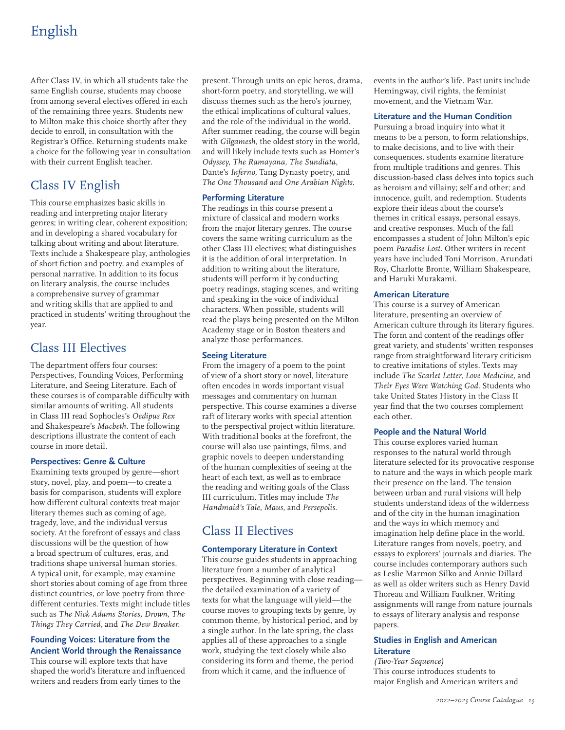# English

After Class IV, in which all students take the same English course, students may choose from among several electives offered in each of the remaining three years. Students new to Milton make this choice shortly after they decide to enroll, in consultation with the Registrar's Office. Returning students make a choice for the following year in consultation with their current English teacher.

## Class IV English

This course emphasizes basic skills in reading and interpreting major literary genres; in writing clear, coherent exposition; and in developing a shared vocabulary for talking about writing and about literature. Texts include a Shakespeare play, anthologies of short fiction and poetry, and examples of personal narrative. In addition to its focus on literary analysis, the course includes a comprehensive survey of grammar and writing skills that are applied to and practiced in students' writing throughout the year.

## Class III Electives

The department offers four courses: Perspectives, Founding Voices, Performing Literature, and Seeing Literature. Each of these courses is of comparable difficulty with similar amounts of writing. All students in Class III read Sophocles's *Oedipus Rex* and Shakespeare's *Macbeth*. The following descriptions illustrate the content of each course in more detail.

### Perspectives: Genre & Culture

Examining texts grouped by genre—short story, novel, play, and poem—to create a basis for comparison, students will explore how different cultural contexts treat major literary themes such as coming of age, tragedy, love, and the individual versus society. At the forefront of essays and class discussions will be the question of how a broad spectrum of cultures, eras, and traditions shape universal human stories. A typical unit, for example, may examine short stories about coming of age from three distinct countries, or love poetry from three different centuries. Texts might include titles such as *The Nick Adams Stories, Drown, The Things They Carried,* and *The Dew Breaker.*

### Founding Voices: Literature from the Ancient World through the Renaissance

This course will explore texts that have shaped the world's literature and influenced writers and readers from early times to the present. Through units on epic heros, drama, short-form poetry, and storytelling, we will discuss themes such as the hero's journey, the ethical implications of cultural values, and the role of the individual in the world. After summer reading, the course will begin with *Gilgamesh*, the oldest story in the world, and will likely include texts such as Homer's *Odyssey*, *The Ramayana*, *The Sundiata*, Dante's *Inferno*, Tang Dynasty poetry, and *The One Thousand and One Arabian Nights*.

### Performing Literature

The readings in this course present a mixture of classical and modern works from the major literary genres. The course covers the same writing curriculum as the other Class III electives; what distinguishes it is the addition of oral interpretation. In addition to writing about the literature, students will perform it by conducting poetry readings, staging scenes, and writing and speaking in the voice of individual characters. When possible, students will read the plays being presented on the Milton Academy stage or in Boston theaters and analyze those performances.

### Seeing Literature

From the imagery of a poem to the point of view of a short story or novel, literature often encodes in words important visual messages and commentary on human perspective. This course examines a diverse raft of literary works with special attention to the perspectival project within literature. With traditional books at the forefront, the course will also use paintings, films, and graphic novels to deepen understanding of the human complexities of seeing at the heart of each text, as well as to embrace the reading and writing goals of the Class III curriculum. Titles may include *The Handmaid's Tale*, *Maus*, and *Persepolis*.

## Class II Electives

### Contemporary Literature in Context

This course guides students in approaching literature from a number of analytical perspectives. Beginning with close reading—the detailed examination of a variety of texts for what the language will yield—the course moves to grouping texts by genre, by common theme, by historical period, and by a single author. In the late spring, the class applies all of these approaches to a single work, studying the text closely while also considering its form and theme, the period from which it came, and the influence of events in the author's life. Past units include Hemingway, civil rights, the feminist movement, and the Vietnam War.

### Literature and the Human Condition

Pursuing a broad inquiry into what it means to be a person, to form relationships, to make decisions, and to live with their consequences, students examine literature from multiple traditions and genres. This discussion-based class delves into topics such as heroism and villainy; self and other; and innocence, guilt, and redemption. Students explore their ideas about the course's themes in critical essays, personal essays, and creative responses. Much of the fall encompasses a student of John Milton's epic poem *Paradise Lost*. Other writers in recent years have included Toni Morrison, Arundati Roy, Charlotte Bronte, William Shakespeare, and Haruki Murakami.

### American Literature

This course is a survey of American literature, presenting an overview of American culture through its literary figures. The form and content of the readings offer great variety, and students' written responses range from straightforward literary criticism to creative imitations of styles. Texts may include *The Scarlet Letter*, *Love Medicine*, and *Their Eyes Were Watching God*. Students who take United States History in the Class II year find that the two courses complement each other.

### People and the Natural World

This course explores varied human responses to the natural world through literature selected for its provocative response to nature and the ways in which people mark their presence on the land. The tension between urban and rural visions will help students understand ideas of the wilderness and of the city in the human imagination and the ways in which memory and imagination help define place in the world. Literature ranges from novels, poetry, and essays to explorers' journals and diaries. The course includes contemporary authors such as Leslie Marmon Silko and Annie Dillard as well as older writers such as Henry David Thoreau and William Faulkner. Writing assignments will range from nature journals to essays of literary analysis and response papers.

### Studies in English and American Literature

*(Two-Year Sequence)*

This course introduces students to major English and American writers and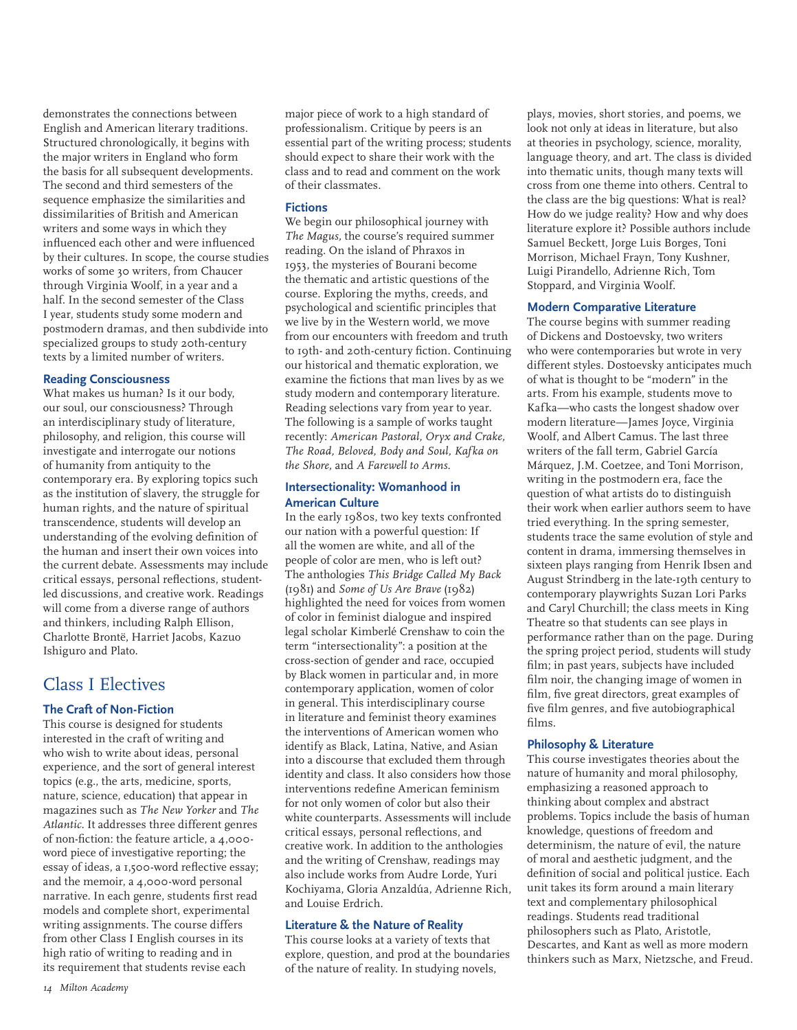demonstrates the connections between English and American literary traditions. Structured chronologically, it begins with the major writers in England who form the basis for all subsequent developments. The second and third semesters of the sequence emphasize the similarities and dissimilarities of British and American writers and some ways in which they influenced each other and were influenced by their cultures. In scope, the course studies works of some 30 writers, from Chaucer through Virginia Woolf, in a year and a half. In the second semester of the Class I year, students study some modern and postmodern dramas, and then subdivide into specialized groups to study 20th-century texts by a limited number of writers.

### Reading Consciousness

What makes us human? Is it our body, our soul, our consciousness? Through an interdisciplinary study of literature, philosophy, and religion, this course will investigate and interrogate our notions of humanity from antiquity to the contemporary era. By exploring topics such as the institution of slavery, the struggle for human rights, and the nature of spiritual transcendence, students will develop an understanding of the evolving definition of the human and insert their own voices into the current debate. Assessments may include critical essays, personal reflections, student-led discussions, and creative work. Readings will come from a diverse range of authors and thinkers, including Ralph Ellison, Charlotte Brontë, Harriet Jacobs, Kazuo Ishiguro and Plato.

## Class I Electives

### The Craft of Non-Fiction

This course is designed for students interested in the craft of writing and who wish to write about ideas, personal experience, and the sort of general interest topics (e.g., the arts, medicine, sports, nature, science, education) that appear in magazines such as *The New Yorker* and *The Atlantic*. It addresses three different genres of non-fiction: the feature article, a 4,000-word piece of investigative reporting; the essay of ideas, a 1,500-word reflective essay; and the memoir, a 4,000-word personal narrative. In each genre, students first read models and complete short, experimental writing assignments. The course differs from other Class I English courses in its high ratio of writing to reading and in its requirement that students revise each major piece of work to a high standard of professionalism. Critique by peers is an essential part of the writing process; students should expect to share their work with the class and to read and comment on the work of their classmates.

### Fictions

We begin our philosophical journey with *The Magus,* the course's required summer reading. On the island of Phraxos in 1953, the mysteries of Bourani become the thematic and artistic questions of the course. Exploring the myths, creeds, and psychological and scientific principles that we live by in the Western world, we move from our encounters with freedom and truth to 19th- and 20th-century fiction. Continuing our historical and thematic exploration, we examine the fictions that man lives by as we study modern and contemporary literature. Reading selections vary from year to year. The following is a sample of works taught recently: *American Pastoral, Oryx and Crake, The Road, Beloved, Body and Soul, Kafka on the Shore,* and *A Farewell to Arms.*

### Intersectionality: Womanhood in American Culture

In the early 1980s, two key texts confronted our nation with a powerful question: If all the women are white, and all of the people of color are men, who is left out? The anthologies *This Bridge Called My Back* (1981) and *Some of Us Are Brave* (1982) highlighted the need for voices from women of color in feminist dialogue and inspired legal scholar Kimberlé Crenshaw to coin the term "intersectionality": a position at the cross-section of gender and race, occupied by Black women in particular and, in more contemporary application, women of color in general. This interdisciplinary course in literature and feminist theory examines the interventions of American women who identify as Black, Latina, Native, and Asian into a discourse that excluded them through identity and class. It also considers how those interventions redefine American feminism for not only women of color but also their white counterparts. Assessments will include critical essays, personal reflections, and creative work. In addition to the anthologies and the writing of Crenshaw, readings may also include works from Audre Lorde, Yuri Kochiyama, Gloria Anzaldúa, Adrienne Rich, and Louise Erdrich.

### Literature & the Nature of Reality

This course looks at a variety of texts that explore, question, and prod at the boundaries of the nature of reality. In studying novels, plays, movies, short stories, and poems, we look not only at ideas in literature, but also at theories in psychology, science, morality, language theory, and art. The class is divided into thematic units, though many texts will cross from one theme into others. Central to the class are the big questions: What is real? How do we judge reality? How and why does literature explore it? Possible authors include Samuel Beckett, Jorge Luis Borges, Toni Morrison, Michael Frayn, Tony Kushner, Luigi Pirandello, Adrienne Rich, Tom Stoppard, and Virginia Woolf.

### Modern Comparative Literature

The course begins with summer reading of Dickens and Dostoevsky, two writers who were contemporaries but wrote in very different styles. Dostoevsky anticipates much of what is thought to be "modern" in the arts. From his example, students move to Kafka—who casts the longest shadow over modern literature—James Joyce, Virginia Woolf, and Albert Camus. The last three writers of the fall term, Gabriel García Márquez, J.M. Coetzee, and Toni Morrison, writing in the postmodern era, face the question of what artists do to distinguish their work when earlier authors seem to have tried everything. In the spring semester, students trace the same evolution of style and content in drama, immersing themselves in sixteen plays ranging from Henrik Ibsen and August Strindberg in the late-19th century to contemporary playwrights Suzan Lori Parks and Caryl Churchill; the class meets in King Theatre so that students can see plays in performance rather than on the page. During the spring project period, students will study film; in past years, subjects have included film noir, the changing image of women in film, five great directors, great examples of five film genres, and five autobiographical films.

### Philosophy & Literature

This course investigates theories about the nature of humanity and moral philosophy, emphasizing a reasoned approach to thinking about complex and abstract problems. Topics include the basis of human knowledge, questions of freedom and determinism, the nature of evil, the nature of moral and aesthetic judgment, and the definition of social and political justice. Each unit takes its form around a main literary text and complementary philosophical readings. Students read traditional philosophers such as Plato, Aristotle, Descartes, and Kant as well as more modern thinkers such as Marx, Nietzsche, and Freud.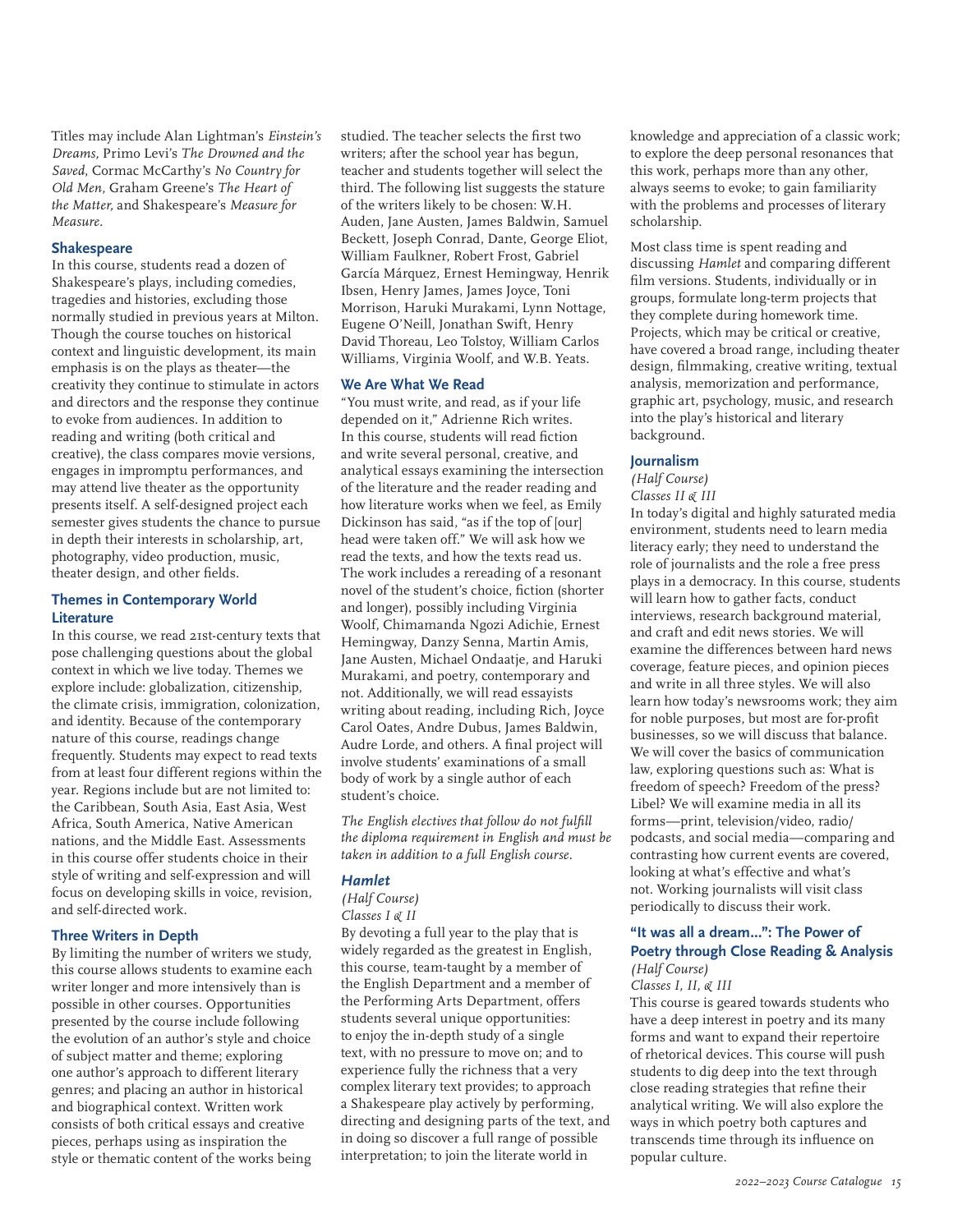Titles may include Alan Lightman's *Einstein's Dreams,* Primo Levi's *The Drowned and the Saved*, Cormac McCarthy's *No Country for Old Men,* Graham Greene's *The Heart of the Matter,* and Shakespeare's *Measure for Measure*.

### Shakespeare

In this course, students read a dozen of Shakespeare's plays, including comedies, tragedies and histories, excluding those normally studied in previous years at Milton. Though the course touches on historical context and linguistic development, its main emphasis is on the plays as theater—the creativity they continue to stimulate in actors and directors and the response they continue to evoke from audiences. In addition to reading and writing (both critical and creative), the class compares movie versions, engages in impromptu performances, and may attend live theater as the opportunity presents itself. A self-designed project each semester gives students the chance to pursue in depth their interests in scholarship, art, photography, video production, music, theater design, and other fields.

### Themes in Contemporary World Literature

In this course, we read 21st-century texts that pose challenging questions about the global context in which we live today. Themes we explore include: globalization, citizenship, the climate crisis, immigration, colonization, and identity. Because of the contemporary nature of this course, readings change frequently. Students may expect to read texts from at least four different regions within the year. Regions include but are not limited to: the Caribbean, South Asia, East Asia, West Africa, South America, Native American nations, and the Middle East. Assessments in this course offer students choice in their style of writing and self-expression and will focus on developing skills in voice, revision, and self-directed work.

### Three Writers in Depth

By limiting the number of writers we study, this course allows students to examine each writer longer and more intensively than is possible in other courses. Opportunities presented by the course include following the evolution of an author's style and choice of subject matter and theme; exploring one author's approach to different literary genres; and placing an author in historical and biographical context. Written work consists of both critical essays and creative pieces, perhaps using as inspiration the style or thematic content of the works being studied. The teacher selects the first two writers; after the school year has begun, teacher and students together will select the third. The following list suggests the stature of the writers likely to be chosen: W.H. Auden, Jane Austen, James Baldwin, Samuel Beckett, Joseph Conrad, Dante, George Eliot, William Faulkner, Robert Frost, Gabriel García Márquez, Ernest Hemingway, Henrik Ibsen, Henry James, James Joyce, Toni Morrison, Haruki Murakami, Lynn Nottage, Eugene O'Neill, Jonathan Swift, Henry David Thoreau, Leo Tolstoy, William Carlos Williams, Virginia Woolf, and W.B. Yeats.

### We Are What We Read

"You must write, and read, as if your life depended on it," Adrienne Rich writes. In this course, students will read fiction and write several personal, creative, and analytical essays examining the intersection of the literature and the reader reading and how literature works when we feel, as Emily Dickinson has said, "as if the top of [our] head were taken off." We will ask how we read the texts, and how the texts read us. The work includes a rereading of a resonant novel of the student's choice, fiction (shorter and longer), possibly including Virginia Woolf, Chimamanda Ngozi Adichie, Ernest Hemingway, Danzy Senna, Martin Amis, Jane Austen, Michael Ondaatje, and Haruki Murakami, and poetry, contemporary and not. Additionally, we will read essayists writing about reading, including Rich, Joyce Carol Oates, Andre Dubus, James Baldwin, Audre Lorde, and others. A final project will involve students' examinations of a small body of work by a single author of each student's choice.

*The English electives that follow do not fulfill the diploma requirement in English and must be taken in addition to a full English course.*

### *Hamlet*

*(Half Course)*
*Classes I & II*

By devoting a full year to the play that is widely regarded as the greatest in English, this course, team-taught by a member of the English Department and a member of the Performing Arts Department, offers students several unique opportunities: to enjoy the in-depth study of a single text, with no pressure to move on; and to experience fully the richness that a very complex literary text provides; to approach a Shakespeare play actively by performing, directing and designing parts of the text, and in doing so discover a full range of possible interpretation; to join the literate world in knowledge and appreciation of a classic work; to explore the deep personal resonances that this work, perhaps more than any other, always seems to evoke; to gain familiarity with the problems and processes of literary scholarship.

Most class time is spent reading and discussing *Hamlet* and comparing different film versions. Students, individually or in groups, formulate long-term projects that they complete during homework time. Projects, which may be critical or creative, have covered a broad range, including theater design, filmmaking, creative writing, textual analysis, memorization and performance, graphic art, psychology, music, and research into the play's historical and literary background.

### Journalism

*(Half Course)*
*Classes II & III*

In today's digital and highly saturated media environment, students need to learn media literacy early; they need to understand the role of journalists and the role a free press plays in a democracy. In this course, students will learn how to gather facts, conduct interviews, research background material, and craft and edit news stories. We will examine the differences between hard news coverage, feature pieces, and opinion pieces and write in all three styles. We will also learn how today's newsrooms work; they aim for noble purposes, but most are for-profit businesses, so we will discuss that balance. We will cover the basics of communication law, exploring questions such as: What is freedom of speech? Freedom of the press? Libel? We will examine media in all its forms—print, television/video, radio/podcasts, and social media—comparing and contrasting how current events are covered, looking at what's effective and what's not. Working journalists will visit class periodically to discuss their work.

### "It was all a dream…": The Power of Poetry through Close Reading & Analysis

*(Half Course)*
*Classes I, II, & III*

This course is geared towards students who have a deep interest in poetry and its many forms and want to expand their repertoire of rhetorical devices. This course will push students to dig deep into the text through close reading strategies that refine their analytical writing. We will also explore the ways in which poetry both captures and transcends time through its influence on popular culture.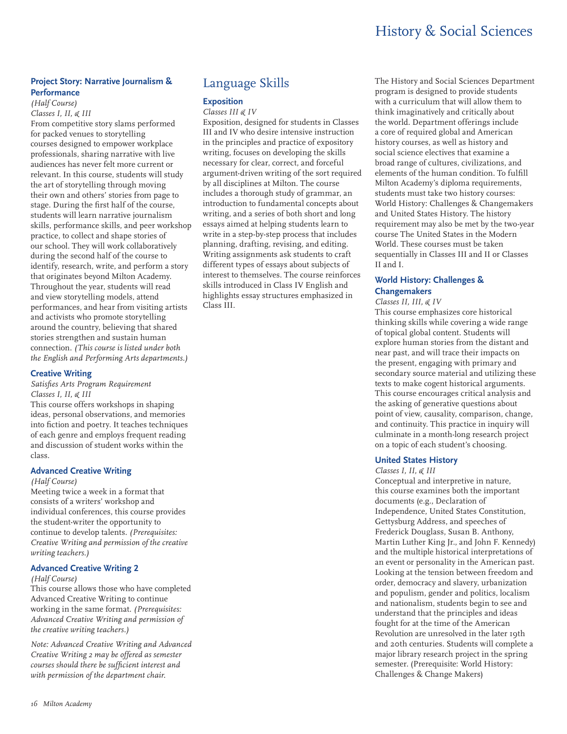### Project Story: Narrative Journalism & Performance

*(Half Course)*
*Classes I, II, & III*

From competitive story slams performed for packed venues to storytelling courses designed to empower workplace professionals, sharing narrative with live audiences has never felt more current or relevant. In this course, students will study the art of storytelling through moving their own and others' stories from page to stage. During the first half of the course, students will learn narrative journalism skills, performance skills, and peer workshop practice, to collect and shape stories of our school. They will work collaboratively during the second half of the course to identify, research, write, and perform a story that originates beyond Milton Academy. Throughout the year, students will read and view storytelling models, attend performances, and hear from visiting artists and activists who promote storytelling around the country, believing that shared stories strengthen and sustain human connection. *(This course is listed under both the English and Performing Arts departments.)*

### Creative Writing

*Satisfies Arts Program Requirement*
*Classes I, II, & III*

This course offers workshops in shaping ideas, personal observations, and memories into fiction and poetry. It teaches techniques of each genre and employs frequent reading and discussion of student works within the class.

### Advanced Creative Writing

*(Half Course)*

Meeting twice a week in a format that consists of a writers' workshop and individual conferences, this course provides the student-writer the opportunity to continue to develop talents. *(Prerequisites: Creative Writing and permission of the creative writing teachers.)*

### Advanced Creative Writing 2

*(Half Course)*

This course allows those who have completed Advanced Creative Writing to continue working in the same format. *(Prerequisites: Advanced Creative Writing and permission of the creative writing teachers.)*

*Note: Advanced Creative Writing and Advanced Creative Writing 2 may be offered as semester courses should there be sufficient interest and with permission of the department chair.*

## Language Skills

### Exposition

*Classes III & IV*

Exposition, designed for students in Classes III and IV who desire intensive instruction in the principles and practice of expository writing, focuses on developing the skills necessary for clear, correct, and forceful argument-driven writing of the sort required by all disciplines at Milton. The course includes a thorough study of grammar, an introduction to fundamental concepts about writing, and a series of both short and long essays aimed at helping students learn to write in a step-by-step process that includes planning, drafting, revising, and editing. Writing assignments ask students to craft different types of essays about subjects of interest to themselves. The course reinforces skills introduced in Class IV English and highlights essay structures emphasized in Class III.

# History & Social Sciences

The History and Social Sciences Department program is designed to provide students with a curriculum that will allow them to think imaginatively and critically about the world. Department offerings include a core of required global and American history courses, as well as history and social science electives that examine a broad range of cultures, civilizations, and elements of the human condition. To fulfill Milton Academy's diploma requirements, students must take two history courses: World History: Challenges & Changemakers and United States History. The history requirement may also be met by the two-year course The United States in the Modern World. These courses must be taken sequentially in Classes III and II or Classes II and I.

### World History: Challenges & Changemakers

*Classes II, III, & IV*

This course emphasizes core historical thinking skills while covering a wide range of topical global content. Students will explore human stories from the distant and near past, and will trace their impacts on the present, engaging with primary and secondary source material and utilizing these texts to make cogent historical arguments. This course encourages critical analysis and the asking of generative questions about point of view, causality, comparison, change, and continuity. This practice in inquiry will culminate in a month-long research project on a topic of each student's choosing.

### United States History

*Classes I, II, & III*

Conceptual and interpretive in nature, this course examines both the important documents (e.g., Declaration of Independence, United States Constitution, Gettysburg Address, and speeches of Frederick Douglass, Susan B. Anthony, Martin Luther King Jr., and John F. Kennedy) and the multiple historical interpretations of an event or personality in the American past. Looking at the tension between freedom and order, democracy and slavery, urbanization and populism, gender and politics, localism and nationalism, students begin to see and understand that the principles and ideas fought for at the time of the American Revolution are unresolved in the later 19th and 20th centuries. Students will complete a major library research project in the spring semester. (Prerequisite: World History: Challenges & Change Makers)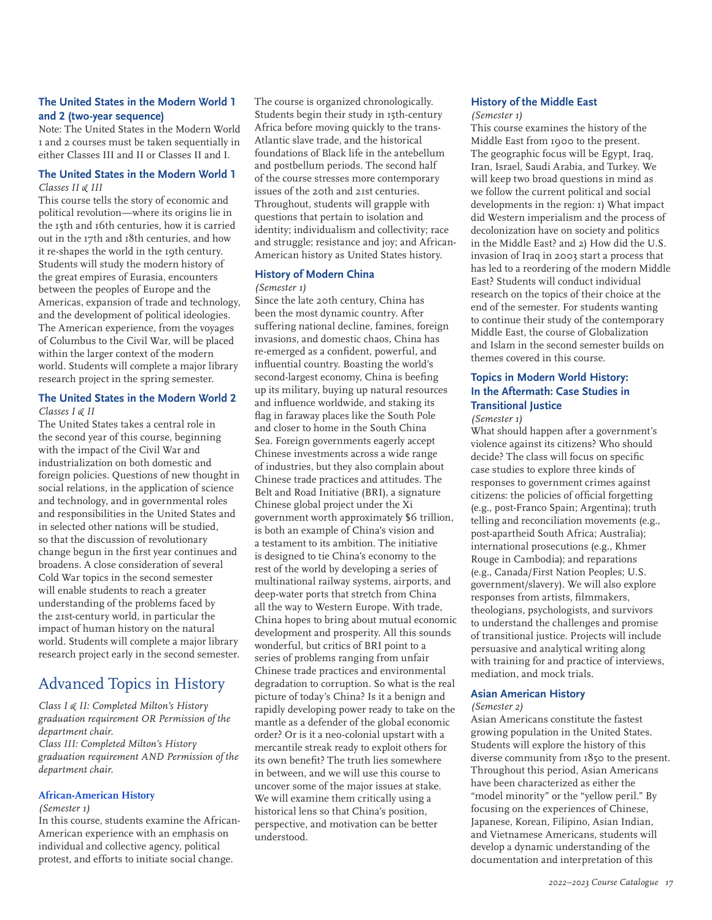### The United States in the Modern World 1 and 2 (two-year sequence)

Note: The United States in the Modern World 1 and 2 courses must be taken sequentially in either Classes III and II or Classes II and I.

### The United States in the Modern World 1

*Classes II & III*

This course tells the story of economic and political revolution—where its origins lie in the 15th and 16th centuries, how it is carried out in the 17th and 18th centuries, and how it re-shapes the world in the 19th century. Students will study the modern history of the great empires of Eurasia, encounters between the peoples of Europe and the Americas, expansion of trade and technology, and the development of political ideologies. The American experience, from the voyages of Columbus to the Civil War, will be placed within the larger context of the modern world. Students will complete a major library research project in the spring semester.

### The United States in the Modern World 2

*Classes I & II*

The United States takes a central role in the second year of this course, beginning with the impact of the Civil War and industrialization on both domestic and foreign policies. Questions of new thought in social relations, in the application of science and technology, and in governmental roles and responsibilities in the United States and in selected other nations will be studied, so that the discussion of revolutionary change begun in the first year continues and broadens. A close consideration of several Cold War topics in the second semester will enable students to reach a greater understanding of the problems faced by the 21st-century world, in particular the impact of human history on the natural world. Students will complete a major library research project early in the second semester.

## Advanced Topics in History

*Class I & II: Completed Milton's History graduation requirement OR Permission of the department chair.*
*Class III: Completed Milton's History graduation requirement AND Permission of the department chair.*

### African-American History

*(Semester 1)*

In this course, students examine the African-American experience with an emphasis on individual and collective agency, political protest, and efforts to initiate social change. The course is organized chronologically. Students begin their study in 15th-century Africa before moving quickly to the trans-Atlantic slave trade, and the historical foundations of Black life in the antebellum and postbellum periods. The second half of the course stresses more contemporary issues of the 20th and 21st centuries. Throughout, students will grapple with questions that pertain to isolation and identity; individualism and collectivity; race and struggle; resistance and joy; and African-American history as United States history.

### History of Modern China

*(Semester 1)*

Since the late 20th century, China has been the most dynamic country. After suffering national decline, famines, foreign invasions, and domestic chaos, China has re-emerged as a confident, powerful, and influential country. Boasting the world's second-largest economy, China is beefing up its military, buying up natural resources and influence worldwide, and staking its flag in faraway places like the South Pole and closer to home in the South China Sea. Foreign governments eagerly accept Chinese investments across a wide range of industries, but they also complain about Chinese trade practices and attitudes. The Belt and Road Initiative (BRI), a signature Chinese global project under the Xi government worth approximately $6 trillion, is both an example of China's vision and a testament to its ambition. The initiative is designed to tie China's economy to the rest of the world by developing a series of multinational railway systems, airports, and deep-water ports that stretch from China all the way to Western Europe. With trade, China hopes to bring about mutual economic development and prosperity. All this sounds wonderful, but critics of BRI point to a series of problems ranging from unfair Chinese trade practices and environmental degradation to corruption. So what is the real picture of today's China? Is it a benign and rapidly developing power ready to take on the mantle as a defender of the global economic order? Or is it a neo-colonial upstart with a mercantile streak ready to exploit others for its own benefit? The truth lies somewhere in between, and we will use this course to uncover some of the major issues at stake. We will examine them critically using a historical lens so that China's position, perspective, and motivation can be better understood.

### History of the Middle East

*(Semester 1)*

This course examines the history of the Middle East from 1900 to the present. The geographic focus will be Egypt, Iraq, Iran, Israel, Saudi Arabia, and Turkey. We will keep two broad questions in mind as we follow the current political and social developments in the region: 1) What impact did Western imperialism and the process of decolonization have on society and politics in the Middle East? and 2) How did the U.S. invasion of Iraq in 2003 start a process that has led to a reordering of the modern Middle East? Students will conduct individual research on the topics of their choice at the end of the semester. For students wanting to continue their study of the contemporary Middle East, the course of Globalization and Islam in the second semester builds on themes covered in this course.

### Topics in Modern World History: In the Aftermath: Case Studies in Transitional Justice

*(Semester 1)*

What should happen after a government's violence against its citizens? Who should decide? The class will focus on specific case studies to explore three kinds of responses to government crimes against citizens: the policies of official forgetting (e.g., post-Franco Spain; Argentina); truth telling and reconciliation movements (e.g., post-apartheid South Africa; Australia); international prosecutions (e.g., Khmer Rouge in Cambodia); and reparations (e.g., Canada/First Nation Peoples; U.S. government/slavery). We will also explore responses from artists, filmmakers, theologians, psychologists, and survivors to understand the challenges and promise of transitional justice. Projects will include persuasive and analytical writing along with training for and practice of interviews, mediation, and mock trials.

### Asian American History

*(Semester 2)*

Asian Americans constitute the fastest growing population in the United States. Students will explore the history of this diverse community from 1850 to the present. Throughout this period, Asian Americans have been characterized as either the "model minority" or the "yellow peril." By focusing on the experiences of Chinese, Japanese, Korean, Filipino, Asian Indian, and Vietnamese Americans, students will develop a dynamic understanding of the documentation and interpretation of this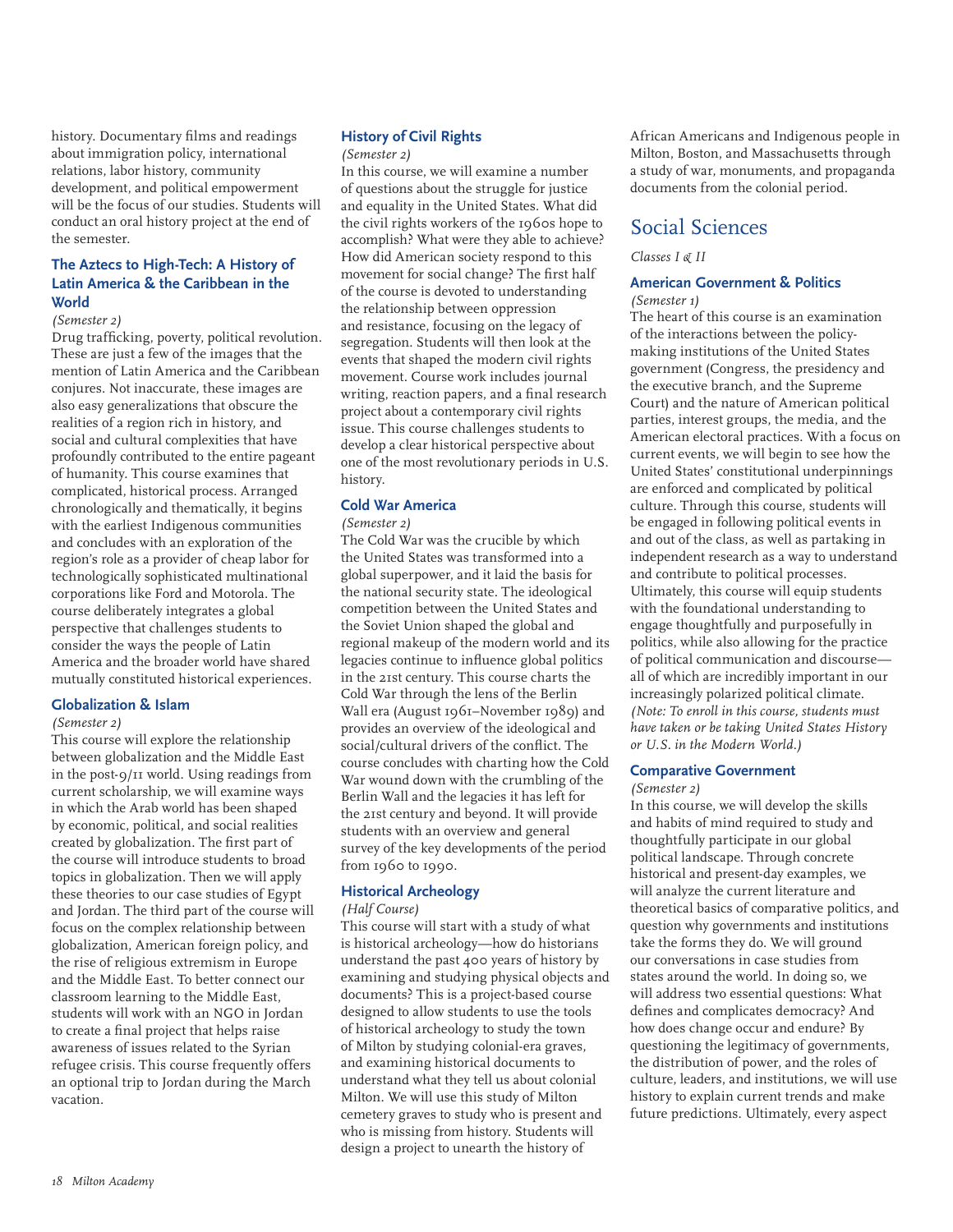history. Documentary films and readings about immigration policy, international relations, labor history, community development, and political empowerment will be the focus of our studies. Students will conduct an oral history project at the end of the semester.

### The Aztecs to High-Tech: A History of Latin America & the Caribbean in the World

*(Semester 2)*

Drug trafficking, poverty, political revolution. These are just a few of the images that the mention of Latin America and the Caribbean conjures. Not inaccurate, these images are also easy generalizations that obscure the realities of a region rich in history, and social and cultural complexities that have profoundly contributed to the entire pageant of humanity. This course examines that complicated, historical process. Arranged chronologically and thematically, it begins with the earliest Indigenous communities and concludes with an exploration of the region's role as a provider of cheap labor for technologically sophisticated multinational corporations like Ford and Motorola. The course deliberately integrates a global perspective that challenges students to consider the ways the people of Latin America and the broader world have shared mutually constituted historical experiences.

### Globalization & Islam

*(Semester 2)*

This course will explore the relationship between globalization and the Middle East in the post-9/11 world. Using readings from current scholarship, we will examine ways in which the Arab world has been shaped by economic, political, and social realities created by globalization. The first part of the course will introduce students to broad topics in globalization. Then we will apply these theories to our case studies of Egypt and Jordan. The third part of the course will focus on the complex relationship between globalization, American foreign policy, and the rise of religious extremism in Europe and the Middle East. To better connect our classroom learning to the Middle East, students will work with an NGO in Jordan to create a final project that helps raise awareness of issues related to the Syrian refugee crisis. This course frequently offers an optional trip to Jordan during the March vacation.

### History of Civil Rights

*(Semester 2)*

In this course, we will examine a number of questions about the struggle for justice and equality in the United States. What did the civil rights workers of the 1960s hope to accomplish? What were they able to achieve? How did American society respond to this movement for social change? The first half of the course is devoted to understanding the relationship between oppression and resistance, focusing on the legacy of segregation. Students will then look at the events that shaped the modern civil rights movement. Course work includes journal writing, reaction papers, and a final research project about a contemporary civil rights issue. This course challenges students to develop a clear historical perspective about one of the most revolutionary periods in U.S. history.

### Cold War America

*(Semester 2)*

The Cold War was the crucible by which the United States was transformed into a global superpower, and it laid the basis for the national security state. The ideological competition between the United States and the Soviet Union shaped the global and regional makeup of the modern world and its legacies continue to influence global politics in the 21st century. This course charts the Cold War through the lens of the Berlin Wall era (August 1961–November 1989) and provides an overview of the ideological and social/cultural drivers of the conflict. The course concludes with charting how the Cold War wound down with the crumbling of the Berlin Wall and the legacies it has left for the 21st century and beyond. It will provide students with an overview and general survey of the key developments of the period from 1960 to 1990.

### Historical Archeology

*(Half Course)*

This course will start with a study of what is historical archeology—how do historians understand the past 400 years of history by examining and studying physical objects and documents? This is a project-based course designed to allow students to use the tools of historical archeology to study the town of Milton by studying colonial-era graves, and examining historical documents to understand what they tell us about colonial Milton. We will use this study of Milton cemetery graves to study who is present and who is missing from history. Students will design a project to unearth the history of African Americans and Indigenous people in Milton, Boston, and Massachusetts through a study of war, monuments, and propaganda documents from the colonial period.

## Social Sciences

*Classes I & II*

### American Government & Politics

*(Semester 1)*

The heart of this course is an examination of the interactions between the policy-making institutions of the United States government (Congress, the presidency and the executive branch, and the Supreme Court) and the nature of American political parties, interest groups, the media, and the American electoral practices. With a focus on current events, we will begin to see how the United States' constitutional underpinnings are enforced and complicated by political culture. Through this course, students will be engaged in following political events in and out of the class, as well as partaking in independent research as a way to understand and contribute to political processes. Ultimately, this course will equip students with the foundational understanding to engage thoughtfully and purposefully in politics, while also allowing for the practice of political communication and discourse—all of which are incredibly important in our increasingly polarized political climate. *(Note: To enroll in this course, students must have taken or be taking United States History or U.S. in the Modern World.)*

### Comparative Government

*(Semester 2)*

In this course, we will develop the skills and habits of mind required to study and thoughtfully participate in our global political landscape. Through concrete historical and present-day examples, we will analyze the current literature and theoretical basics of comparative politics, and question why governments and institutions take the forms they do. We will ground our conversations in case studies from states around the world. In doing so, we will address two essential questions: What defines and complicates democracy? And how does change occur and endure? By questioning the legitimacy of governments, the distribution of power, and the roles of culture, leaders, and institutions, we will use history to explain current trends and make future predictions. Ultimately, every aspect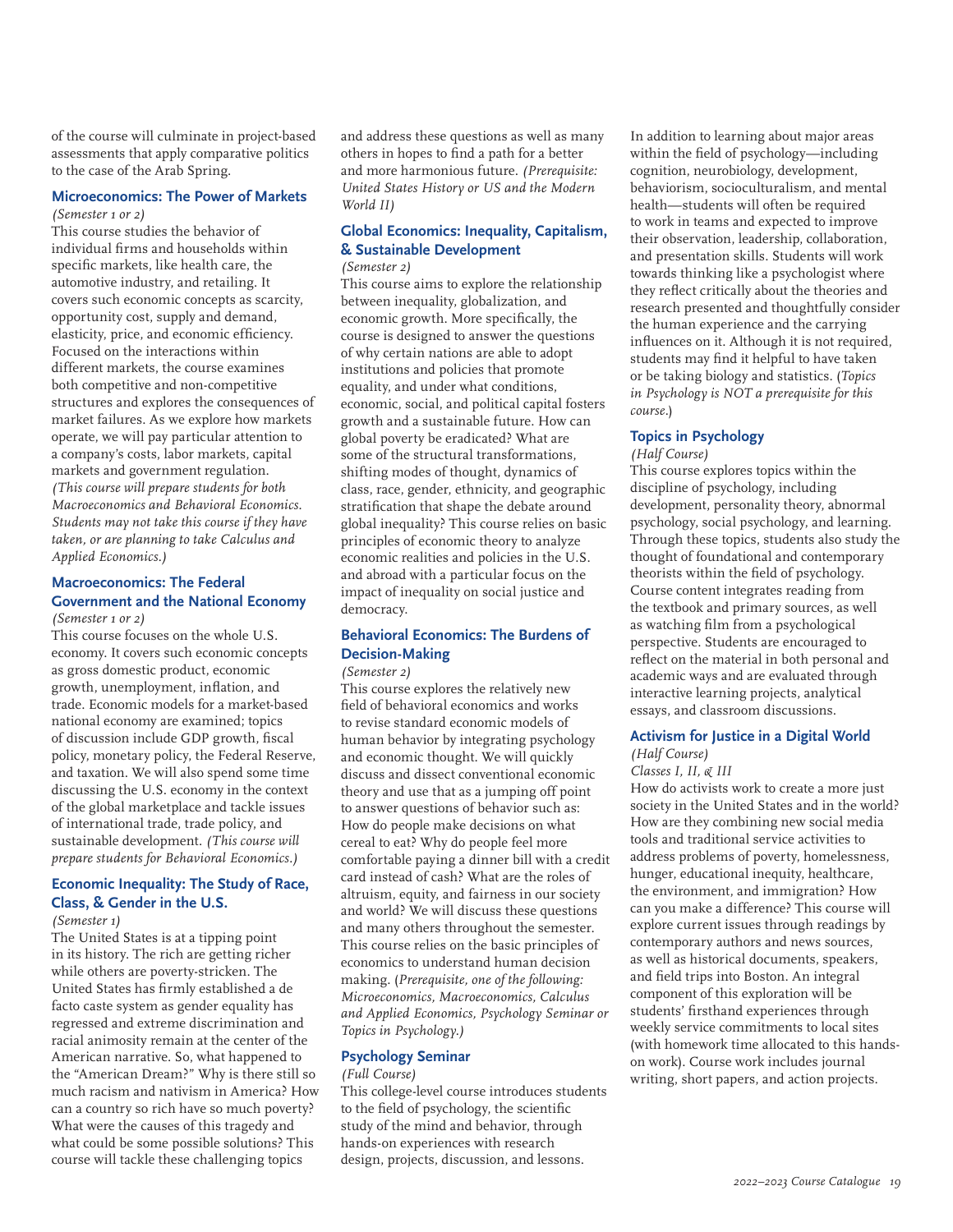of the course will culminate in project-based assessments that apply comparative politics to the case of the Arab Spring.

### Microeconomics: The Power of Markets

*(Semester 1 or 2)*

This course studies the behavior of individual firms and households within specific markets, like health care, the automotive industry, and retailing. It covers such economic concepts as scarcity, opportunity cost, supply and demand, elasticity, price, and economic efficiency. Focused on the interactions within different markets, the course examines both competitive and non-competitive structures and explores the consequences of market failures. As we explore how markets operate, we will pay particular attention to a company's costs, labor markets, capital markets and government regulation. *(This course will prepare students for both Macroeconomics and Behavioral Economics. Students may not take this course if they have taken, or are planning to take Calculus and Applied Economics.)*

### Macroeconomics: The Federal Government and the National Economy

*(Semester 1 or 2)*

This course focuses on the whole U.S. economy. It covers such economic concepts as gross domestic product, economic growth, unemployment, inflation, and trade. Economic models for a market-based national economy are examined; topics of discussion include GDP growth, fiscal policy, monetary policy, the Federal Reserve, and taxation. We will also spend some time discussing the U.S. economy in the context of the global marketplace and tackle issues of international trade, trade policy, and sustainable development. *(This course will prepare students for Behavioral Economics.)*

### Economic Inequality: The Study of Race, Class, & Gender in the U.S.

*(Semester 1)*

The United States is at a tipping point in its history. The rich are getting richer while others are poverty-stricken. The United States has firmly established a de facto caste system as gender equality has regressed and extreme discrimination and racial animosity remain at the center of the American narrative. So, what happened to the "American Dream?" Why is there still so much racism and nativism in America? How can a country so rich have so much poverty? What were the causes of this tragedy and what could be some possible solutions? This course will tackle these challenging topics and address these questions as well as many others in hopes to find a path for a better and more harmonious future. *(Prerequisite: United States History or US and the Modern World II)*

### Global Economics: Inequality, Capitalism, & Sustainable Development

*(Semester 2)*

This course aims to explore the relationship between inequality, globalization, and economic growth. More specifically, the course is designed to answer the questions of why certain nations are able to adopt institutions and policies that promote equality, and under what conditions, economic, social, and political capital fosters growth and a sustainable future. How can global poverty be eradicated? What are some of the structural transformations, shifting modes of thought, dynamics of class, race, gender, ethnicity, and geographic stratification that shape the debate around global inequality? This course relies on basic principles of economic theory to analyze economic realities and policies in the U.S. and abroad with a particular focus on the impact of inequality on social justice and democracy.

### Behavioral Economics: The Burdens of Decision-Making

*(Semester 2)*

This course explores the relatively new field of behavioral economics and works to revise standard economic models of human behavior by integrating psychology and economic thought. We will quickly discuss and dissect conventional economic theory and use that as a jumping off point to answer questions of behavior such as: How do people make decisions on what cereal to eat? Why do people feel more comfortable paying a dinner bill with a credit card instead of cash? What are the roles of altruism, equity, and fairness in our society and world? We will discuss these questions and many others throughout the semester. This course relies on the basic principles of economics to understand human decision making. (*Prerequisite, one of the following: Microeconomics, Macroeconomics, Calculus and Applied Economics, Psychology Seminar or Topics in Psychology.*)

### Psychology Seminar

*(Full Course)*

This college-level course introduces students to the field of psychology, the scientific study of the mind and behavior, through hands-on experiences with research design, projects, discussion, and lessons. In addition to learning about major areas within the field of psychology—including cognition, neurobiology, development, behaviorism, socioculturalism, and mental health—students will often be required to work in teams and expected to improve their observation, leadership, collaboration, and presentation skills. Students will work towards thinking like a psychologist where they reflect critically about the theories and research presented and thoughtfully consider the human experience and the carrying influences on it. Although it is not required, students may find it helpful to have taken or be taking biology and statistics. (*Topics in Psychology is NOT a prerequisite for this course.*)

### Topics in Psychology

*(Half Course)*

This course explores topics within the discipline of psychology, including development, personality theory, abnormal psychology, social psychology, and learning. Through these topics, students also study the thought of foundational and contemporary theorists within the field of psychology. Course content integrates reading from the textbook and primary sources, as well as watching film from a psychological perspective. Students are encouraged to reflect on the material in both personal and academic ways and are evaluated through interactive learning projects, analytical essays, and classroom discussions.

### Activism for Justice in a Digital World

*(Half Course)*

*Classes I, II, & III*

How do activists work to create a more just society in the United States and in the world? How are they combining new social media tools and traditional service activities to address problems of poverty, homelessness, hunger, educational inequity, healthcare, the environment, and immigration? How can you make a difference? This course will explore current issues through readings by contemporary authors and news sources, as well as historical documents, speakers, and field trips into Boston. An integral component of this exploration will be students' firsthand experiences through weekly service commitments to local sites (with homework time allocated to this hands-on work). Course work includes journal writing, short papers, and action projects.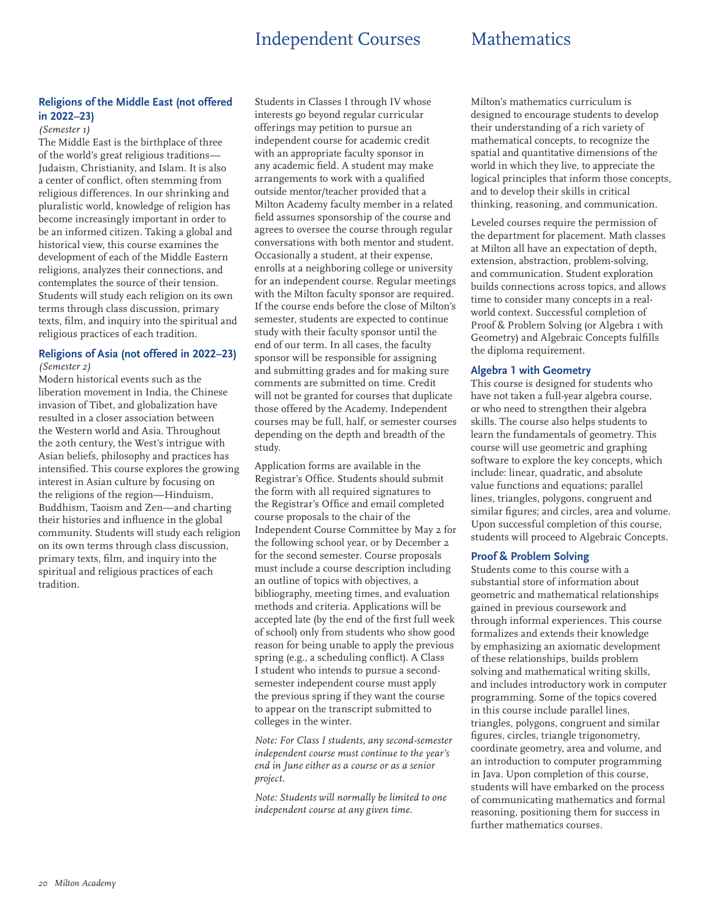### Religions of the Middle East (not offered in 2022–23)

*(Semester 1)*

The Middle East is the birthplace of three of the world's great religious traditions—Judaism, Christianity, and Islam. It is also a center of conflict, often stemming from religious differences. In our shrinking and pluralistic world, knowledge of religion has become increasingly important in order to be an informed citizen. Taking a global and historical view, this course examines the development of each of the Middle Eastern religions, analyzes their connections, and contemplates the source of their tension. Students will study each religion on its own terms through class discussion, primary texts, film, and inquiry into the spiritual and religious practices of each tradition.

### Religions of Asia (not offered in 2022–23)

*(Semester 2)*

Modern historical events such as the liberation movement in India, the Chinese invasion of Tibet, and globalization have resulted in a closer association between the Western world and Asia. Throughout the 20th century, the West's intrigue with Asian beliefs, philosophy and practices has intensified. This course explores the growing interest in Asian culture by focusing on the religions of the region—Hinduism, Buddhism, Taoism and Zen—and charting their histories and influence in the global community. Students will study each religion on its own terms through class discussion, primary texts, film, and inquiry into the spiritual and religious practices of each tradition.

# Independent Courses

Students in Classes I through IV whose interests go beyond regular curricular offerings may petition to pursue an independent course for academic credit with an appropriate faculty sponsor in any academic field. A student may make arrangements to work with a qualified outside mentor/teacher provided that a Milton Academy faculty member in a related field assumes sponsorship of the course and agrees to oversee the course through regular conversations with both mentor and student. Occasionally a student, at their expense, enrolls at a neighboring college or university for an independent course. Regular meetings with the Milton faculty sponsor are required. If the course ends before the close of Milton's semester, students are expected to continue study with their faculty sponsor until the end of our term. In all cases, the faculty sponsor will be responsible for assigning and submitting grades and for making sure comments are submitted on time. Credit will not be granted for courses that duplicate those offered by the Academy. Independent courses may be full, half, or semester courses depending on the depth and breadth of the study.

Application forms are available in the Registrar's Office. Students should submit the form with all required signatures to the Registrar's Office and email completed course proposals to the chair of the Independent Course Committee by May 2 for the following school year, or by December 2 for the second semester. Course proposals must include a course description including an outline of topics with objectives, a bibliography, meeting times, and evaluation methods and criteria. Applications will be accepted late (by the end of the first full week of school) only from students who show good reason for being unable to apply the previous spring (e.g., a scheduling conflict). A Class I student who intends to pursue a second-semester independent course must apply the previous spring if they want the course to appear on the transcript submitted to colleges in the winter.

*Note: For Class I students, any second-semester independent course must continue to the year's end in June either as a course or as a senior project.*

*Note: Students will normally be limited to one independent course at any given time.*

# Mathematics

Milton's mathematics curriculum is designed to encourage students to develop their understanding of a rich variety of mathematical concepts, to recognize the spatial and quantitative dimensions of the world in which they live, to appreciate the logical principles that inform those concepts, and to develop their skills in critical thinking, reasoning, and communication.

Leveled courses require the permission of the department for placement. Math classes at Milton all have an expectation of depth, extension, abstraction, problem-solving, and communication. Student exploration builds connections across topics, and allows time to consider many concepts in a real-world context. Successful completion of Proof & Problem Solving (or Algebra 1 with Geometry) and Algebraic Concepts fulfills the diploma requirement.

### Algebra 1 with Geometry

This course is designed for students who have not taken a full-year algebra course, or who need to strengthen their algebra skills. The course also helps students to learn the fundamentals of geometry. This course will use geometric and graphing software to explore the key concepts, which include: linear, quadratic, and absolute value functions and equations; parallel lines, triangles, polygons, congruent and similar figures; and circles, area and volume. Upon successful completion of this course, students will proceed to Algebraic Concepts.

### Proof & Problem Solving

Students come to this course with a substantial store of information about geometric and mathematical relationships gained in previous coursework and through informal experiences. This course formalizes and extends their knowledge by emphasizing an axiomatic development of these relationships, builds problem solving and mathematical writing skills, and includes introductory work in computer programming. Some of the topics covered in this course include parallel lines, triangles, polygons, congruent and similar figures, circles, triangle trigonometry, coordinate geometry, area and volume, and an introduction to computer programming in Java. Upon completion of this course, students will have embarked on the process of communicating mathematics and formal reasoning, positioning them for success in further mathematics courses.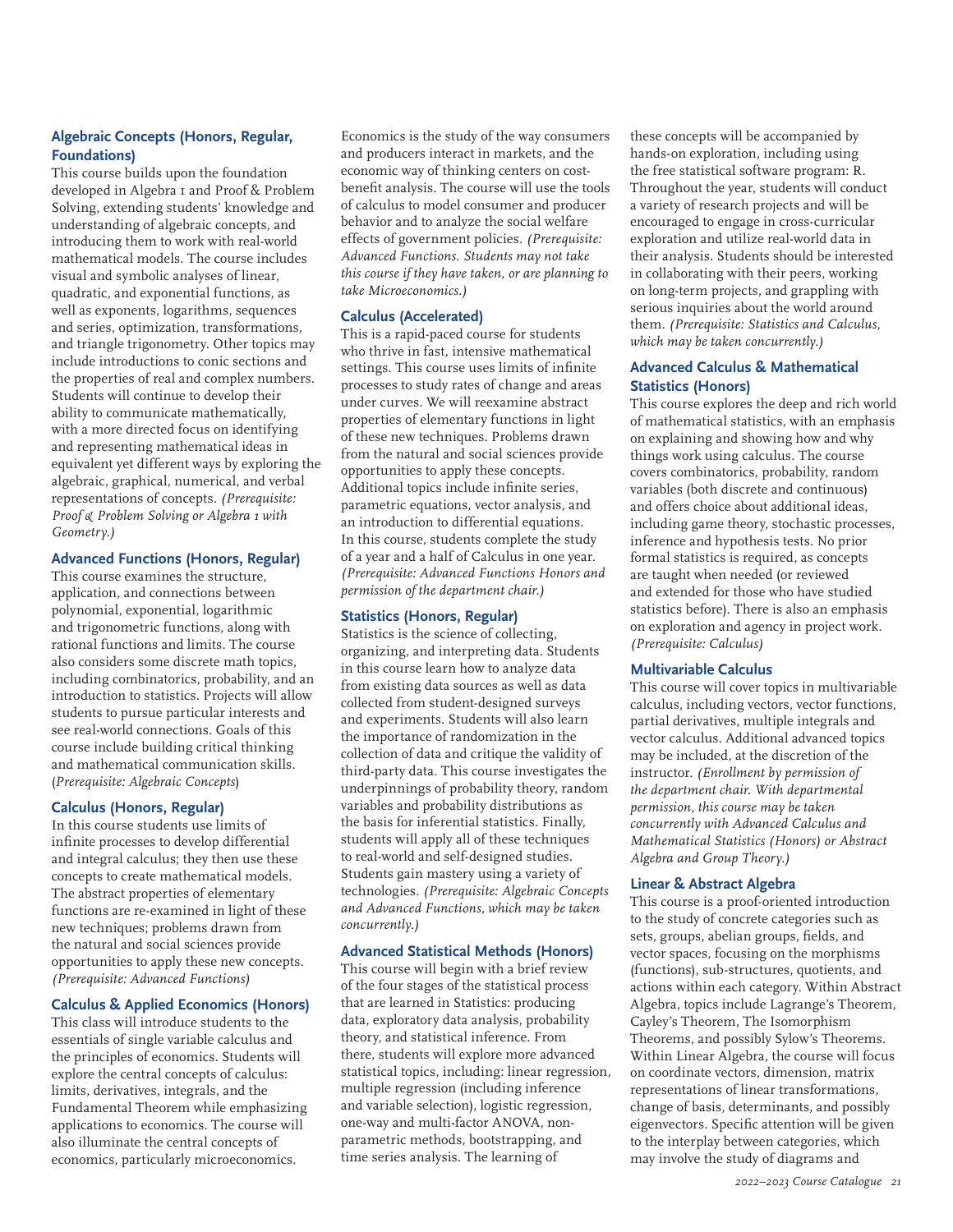### Algebraic Concepts (Honors, Regular, Foundations)

This course builds upon the foundation developed in Algebra 1 and Proof & Problem Solving, extending students' knowledge and understanding of algebraic concepts, and introducing them to work with real-world mathematical models. The course includes visual and symbolic analyses of linear, quadratic, and exponential functions, as well as exponents, logarithms, sequences and series, optimization, transformations, and triangle trigonometry. Other topics may include introductions to conic sections and the properties of real and complex numbers. Students will continue to develop their ability to communicate mathematically, with a more directed focus on identifying and representing mathematical ideas in equivalent yet different ways by exploring the algebraic, graphical, numerical, and verbal representations of concepts. *(Prerequisite: Proof & Problem Solving or Algebra 1 with Geometry.)*

### Advanced Functions (Honors, Regular)

This course examines the structure, application, and connections between polynomial, exponential, logarithmic and trigonometric functions, along with rational functions and limits. The course also considers some discrete math topics, including combinatorics, probability, and an introduction to statistics. Projects will allow students to pursue particular interests and see real-world connections. Goals of this course include building critical thinking and mathematical communication skills. (*Prerequisite: Algebraic Concepts*)

### Calculus (Honors, Regular)

In this course students use limits of infinite processes to develop differential and integral calculus; they then use these concepts to create mathematical models. The abstract properties of elementary functions are re-examined in light of these new techniques; problems drawn from the natural and social sciences provide opportunities to apply these new concepts. *(Prerequisite: Advanced Functions)*

### Calculus & Applied Economics (Honors)

This class will introduce students to the essentials of single variable calculus and the principles of economics. Students will explore the central concepts of calculus: limits, derivatives, integrals, and the Fundamental Theorem while emphasizing applications to economics. The course will also illuminate the central concepts of economics, particularly microeconomics. Economics is the study of the way consumers and producers interact in markets, and the economic way of thinking centers on cost-benefit analysis. The course will use the tools of calculus to model consumer and producer behavior and to analyze the social welfare effects of government policies. *(Prerequisite: Advanced Functions. Students may not take this course if they have taken, or are planning to take Microeconomics.)*

### Calculus (Accelerated)

This is a rapid-paced course for students who thrive in fast, intensive mathematical settings. This course uses limits of infinite processes to study rates of change and areas under curves. We will reexamine abstract properties of elementary functions in light of these new techniques. Problems drawn from the natural and social sciences provide opportunities to apply these concepts. Additional topics include infinite series, parametric equations, vector analysis, and an introduction to differential equations. In this course, students complete the study of a year and a half of Calculus in one year. *(Prerequisite: Advanced Functions Honors and permission of the department chair.)*

### Statistics (Honors, Regular)

Statistics is the science of collecting, organizing, and interpreting data. Students in this course learn how to analyze data from existing data sources as well as data collected from student-designed surveys and experiments. Students will also learn the importance of randomization in the collection of data and critique the validity of third-party data. This course investigates the underpinnings of probability theory, random variables and probability distributions as the basis for inferential statistics. Finally, students will apply all of these techniques to real-world and self-designed studies. Students gain mastery using a variety of technologies. *(Prerequisite: Algebraic Concepts and Advanced Functions, which may be taken concurrently.)*

### Advanced Statistical Methods (Honors)

This course will begin with a brief review of the four stages of the statistical process that are learned in Statistics: producing data, exploratory data analysis, probability theory, and statistical inference. From there, students will explore more advanced statistical topics, including: linear regression, multiple regression (including inference and variable selection), logistic regression, one-way and multi-factor ANOVA, non-parametric methods, bootstrapping, and time series analysis. The learning of these concepts will be accompanied by hands-on exploration, including using the free statistical software program: R. Throughout the year, students will conduct a variety of research projects and will be encouraged to engage in cross-curricular exploration and utilize real-world data in their analysis. Students should be interested in collaborating with their peers, working on long-term projects, and grappling with serious inquiries about the world around them. *(Prerequisite: Statistics and Calculus, which may be taken concurrently.)*

### Advanced Calculus & Mathematical Statistics (Honors)

This course explores the deep and rich world of mathematical statistics, with an emphasis on explaining and showing how and why things work using calculus. The course covers combinatorics, probability, random variables (both discrete and continuous) and offers choice about additional ideas, including game theory, stochastic processes, inference and hypothesis tests. No prior formal statistics is required, as concepts are taught when needed (or reviewed and extended for those who have studied statistics before). There is also an emphasis on exploration and agency in project work. *(Prerequisite: Calculus)*

### Multivariable Calculus

This course will cover topics in multivariable calculus, including vectors, vector functions, partial derivatives, multiple integrals and vector calculus. Additional advanced topics may be included, at the discretion of the instructor. *(Enrollment by permission of the department chair. With departmental permission, this course may be taken concurrently with Advanced Calculus and Mathematical Statistics (Honors) or Abstract Algebra and Group Theory.)*

### Linear & Abstract Algebra

This course is a proof-oriented introduction to the study of concrete categories such as sets, groups, abelian groups, fields, and vector spaces, focusing on the morphisms (functions), sub-structures, quotients, and actions within each category. Within Abstract Algebra, topics include Lagrange's Theorem, Cayley's Theorem, The Isomorphism Theorems, and possibly Sylow's Theorems. Within Linear Algebra, the course will focus on coordinate vectors, dimension, matrix representations of linear transformations, change of basis, determinants, and possibly eigenvectors. Specific attention will be given to the interplay between categories, which may involve the study of diagrams and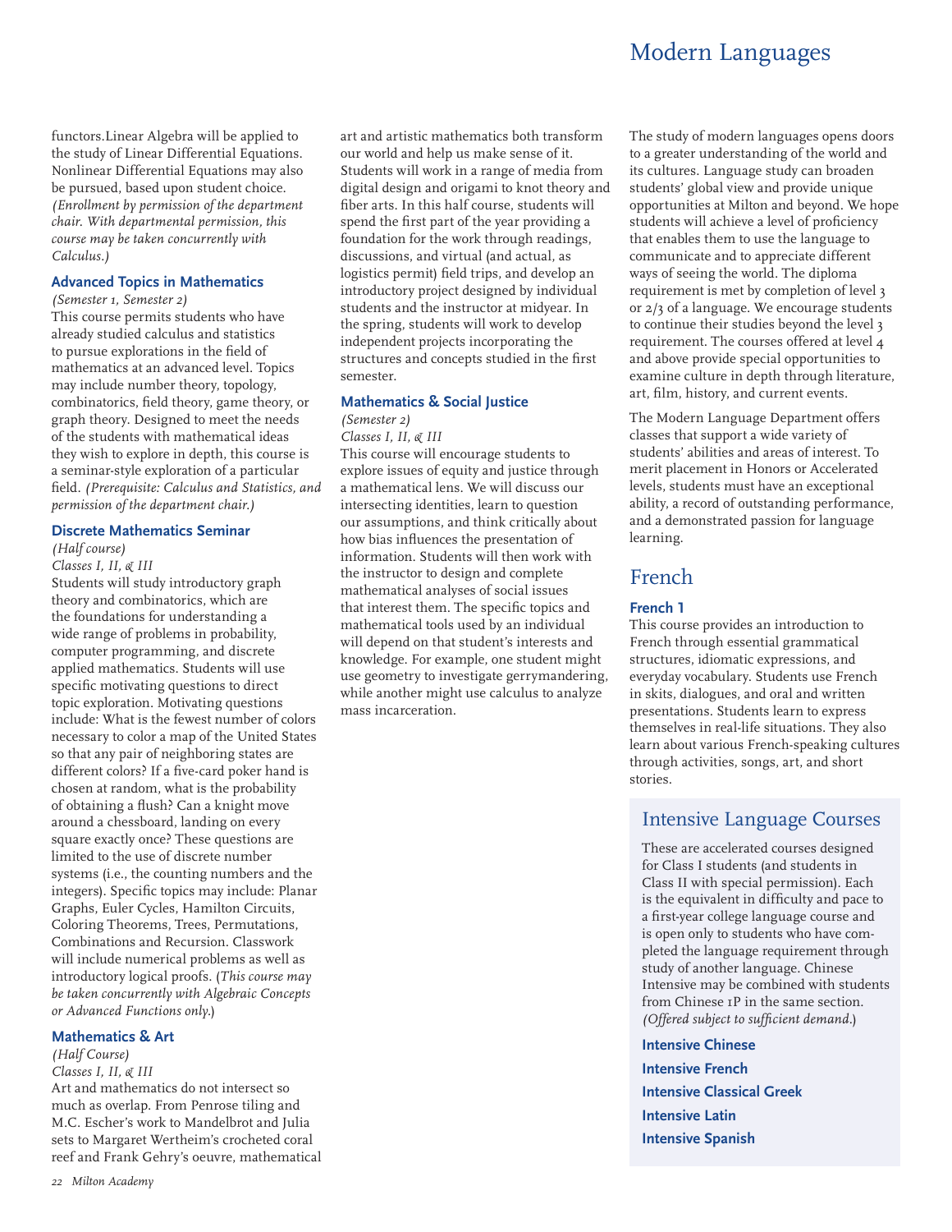functors.Linear Algebra will be applied to the study of Linear Differential Equations. Nonlinear Differential Equations may also be pursued, based upon student choice. *(Enrollment by permission of the department chair. With departmental permission, this course may be taken concurrently with Calculus.)*

### Advanced Topics in Mathematics

*(Semester 1, Semester 2)*
This course permits students who have already studied calculus and statistics to pursue explorations in the field of mathematics at an advanced level. Topics may include number theory, topology, combinatorics, field theory, game theory, or graph theory. Designed to meet the needs of the students with mathematical ideas they wish to explore in depth, this course is a seminar-style exploration of a particular field. *(Prerequisite: Calculus and Statistics, and permission of the department chair.)*

### Discrete Mathematics Seminar

*(Half course)*
*Classes I, II, & III*
Students will study introductory graph theory and combinatorics, which are the foundations for understanding a wide range of problems in probability, computer programming, and discrete applied mathematics. Students will use specific motivating questions to direct topic exploration. Motivating questions include: What is the fewest number of colors necessary to color a map of the United States so that any pair of neighboring states are different colors? If a five-card poker hand is chosen at random, what is the probability of obtaining a flush? Can a knight move around a chessboard, landing on every square exactly once? These questions are limited to the use of discrete number systems (i.e., the counting numbers and the integers). Specific topics may include: Planar Graphs, Euler Cycles, Hamilton Circuits, Coloring Theorems, Trees, Permutations, Combinations and Recursion. Classwork will include numerical problems as well as introductory logical proofs. (*This course may be taken concurrently with Algebraic Concepts or Advanced Functions only*.)

### Mathematics & Art

*(Half Course)*
*Classes I, II, & III*
Art and mathematics do not intersect so much as overlap. From Penrose tiling and M.C. Escher's work to Mandelbrot and Julia sets to Margaret Wertheim's crocheted coral reef and Frank Gehry's oeuvre, mathematical art and artistic mathematics both transform our world and help us make sense of it. Students will work in a range of media from digital design and origami to knot theory and fiber arts. In this half course, students will spend the first part of the year providing a foundation for the work through readings, discussions, and virtual (and actual, as logistics permit) field trips, and develop an introductory project designed by individual students and the instructor at midyear. In the spring, students will work to develop independent projects incorporating the structures and concepts studied in the first semester.

### Mathematics & Social Justice

*(Semester 2)*
*Classes I, II, & III*
This course will encourage students to explore issues of equity and justice through a mathematical lens. We will discuss our intersecting identities, learn to question our assumptions, and think critically about how bias influences the presentation of information. Students will then work with the instructor to design and complete mathematical analyses of social issues that interest them. The specific topics and mathematical tools used by an individual will depend on that student's interests and knowledge. For example, one student might use geometry to investigate gerrymandering, while another might use calculus to analyze mass incarceration.

# Modern Languages

The study of modern languages opens doors to a greater understanding of the world and its cultures. Language study can broaden students' global view and provide unique opportunities at Milton and beyond. We hope students will achieve a level of proficiency that enables them to use the language to communicate and to appreciate different ways of seeing the world. The diploma requirement is met by completion of level 3 or 2/3 of a language. We encourage students to continue their studies beyond the level 3 requirement. The courses offered at level 4 and above provide special opportunities to examine culture in depth through literature, art, film, history, and current events.

The Modern Language Department offers classes that support a wide variety of students' abilities and areas of interest. To merit placement in Honors or Accelerated levels, students must have an exceptional ability, a record of outstanding performance, and a demonstrated passion for language learning.

## French

### French 1

This course provides an introduction to French through essential grammatical structures, idiomatic expressions, and everyday vocabulary. Students use French in skits, dialogues, and oral and written presentations. Students learn to express themselves in real-life situations. They also learn about various French-speaking cultures through activities, songs, art, and short stories.

## Intensive Language Courses

These are accelerated courses designed for Class I students (and students in Class II with special permission). Each is the equivalent in difficulty and pace to a first-year college language course and is open only to students who have completed the language requirement through study of another language. Chinese Intensive may be combined with students from Chinese 1P in the same section. *(Offered subject to sufficient demand.)*

**Intensive Chinese**

**Intensive French**

**Intensive Classical Greek**

**Intensive Latin**

**Intensive Spanish**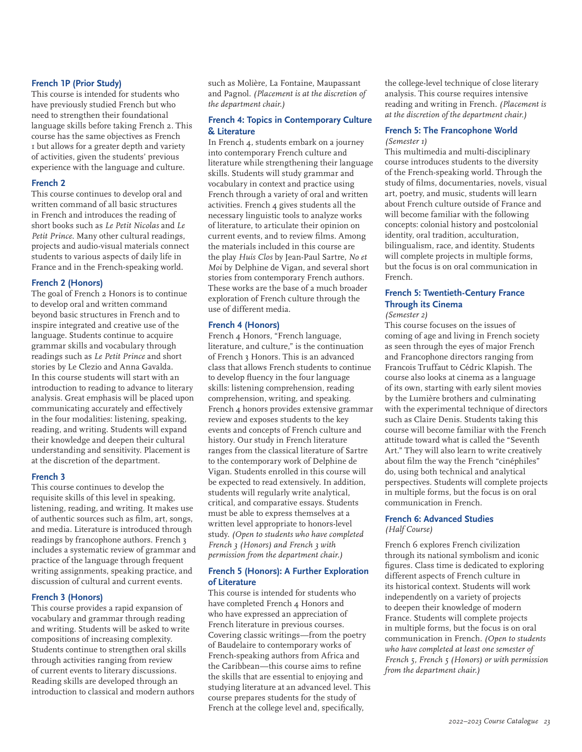### French 1P (Prior Study)

This course is intended for students who have previously studied French but who need to strengthen their foundational language skills before taking French 2. This course has the same objectives as French 1 but allows for a greater depth and variety of activities, given the students' previous experience with the language and culture.

### French 2

This course continues to develop oral and written command of all basic structures in French and introduces the reading of short books such as *Le Petit Nicolas* and *Le Petit Prince*. Many other cultural readings, projects and audio-visual materials connect students to various aspects of daily life in France and in the French-speaking world.

### French 2 (Honors)

The goal of French 2 Honors is to continue to develop oral and written command beyond basic structures in French and to inspire integrated and creative use of the language. Students continue to acquire grammar skills and vocabulary through readings such as *Le Petit Prince* and short stories by Le Clezio and Anna Gavalda. In this course students will start with an introduction to reading to advance to literary analysis. Great emphasis will be placed upon communicating accurately and effectively in the four modalities: listening, speaking, reading, and writing. Students will expand their knowledge and deepen their cultural understanding and sensitivity. Placement is at the discretion of the department.

### French 3

This course continues to develop the requisite skills of this level in speaking, listening, reading, and writing. It makes use of authentic sources such as film, art, songs, and media. Literature is introduced through readings by francophone authors. French 3 includes a systematic review of grammar and practice of the language through frequent writing assignments, speaking practice, and discussion of cultural and current events.

### French 3 (Honors)

This course provides a rapid expansion of vocabulary and grammar through reading and writing. Students will be asked to write compositions of increasing complexity. Students continue to strengthen oral skills through activities ranging from review of current events to literary discussions. Reading skills are developed through an introduction to classical and modern authors such as Molière, La Fontaine, Maupassant and Pagnol. *(Placement is at the discretion of the department chair.)*

### French 4: Topics in Contemporary Culture & Literature

In French 4, students embark on a journey into contemporary French culture and literature while strengthening their language skills. Students will study grammar and vocabulary in context and practice using French through a variety of oral and written activities. French 4 gives students all the necessary linguistic tools to analyze works of literature, to articulate their opinion on current events, and to review films. Among the materials included in this course are the play *Huis Clos* by Jean-Paul Sartre, *No et Moi* by Delphine de Vigan, and several short stories from contemporary French authors. These works are the base of a much broader exploration of French culture through the use of different media.

### French 4 (Honors)

French 4 Honors, "French language, literature, and culture," is the continuation of French 3 Honors. This is an advanced class that allows French students to continue to develop fluency in the four language skills: listening comprehension, reading comprehension, writing, and speaking. French 4 honors provides extensive grammar review and exposes students to the key events and concepts of French culture and history. Our study in French literature ranges from the classical literature of Sartre to the contemporary work of Delphine de Vigan. Students enrolled in this course will be expected to read extensively. In addition, students will regularly write analytical, critical, and comparative essays. Students must be able to express themselves at a written level appropriate to honors-level study. *(Open to students who have completed French 3 (Honors) and French 3 with permission from the department chair.)*

### French 5 (Honors): A Further Exploration of Literature

This course is intended for students who have completed French 4 Honors and who have expressed an appreciation of French literature in previous courses. Covering classic writings—from the poetry of Baudelaire to contemporary works of French-speaking authors from Africa and the Caribbean—this course aims to refine the skills that are essential to enjoying and studying literature at an advanced level. This course prepares students for the study of French at the college level and, specifically, the college-level technique of close literary analysis. This course requires intensive reading and writing in French. *(Placement is at the discretion of the department chair.)*

### French 5: The Francophone World

*(Semester 1)*

This multimedia and multi-disciplinary course introduces students to the diversity of the French-speaking world. Through the study of films, documentaries, novels, visual art, poetry, and music, students will learn about French culture outside of France and will become familiar with the following concepts: colonial history and postcolonial identity, oral tradition, acculturation, bilingualism, race, and identity. Students will complete projects in multiple forms, but the focus is on oral communication in French.

### French 5: Twentieth-Century France Through its Cinema

*(Semester 2)*

This course focuses on the issues of coming of age and living in French society as seen through the eyes of major French and Francophone directors ranging from Francois Truffaut to Cédric Klapish. The course also looks at cinema as a language of its own, starting with early silent movies by the Lumière brothers and culminating with the experimental technique of directors such as Claire Denis. Students taking this course will become familiar with the French attitude toward what is called the "Seventh Art." They will also learn to write creatively about film the way the French "cinéphiles" do, using both technical and analytical perspectives. Students will complete projects in multiple forms, but the focus is on oral communication in French.

### French 6: Advanced Studies

*(Half Course)*

French 6 explores French civilization through its national symbolism and iconic figures. Class time is dedicated to exploring different aspects of French culture in its historical context. Students will work independently on a variety of projects to deepen their knowledge of modern France. Students will complete projects in multiple forms, but the focus is on oral communication in French. *(Open to students who have completed at least one semester of French 5, French 5 (Honors) or with permission from the department chair.)*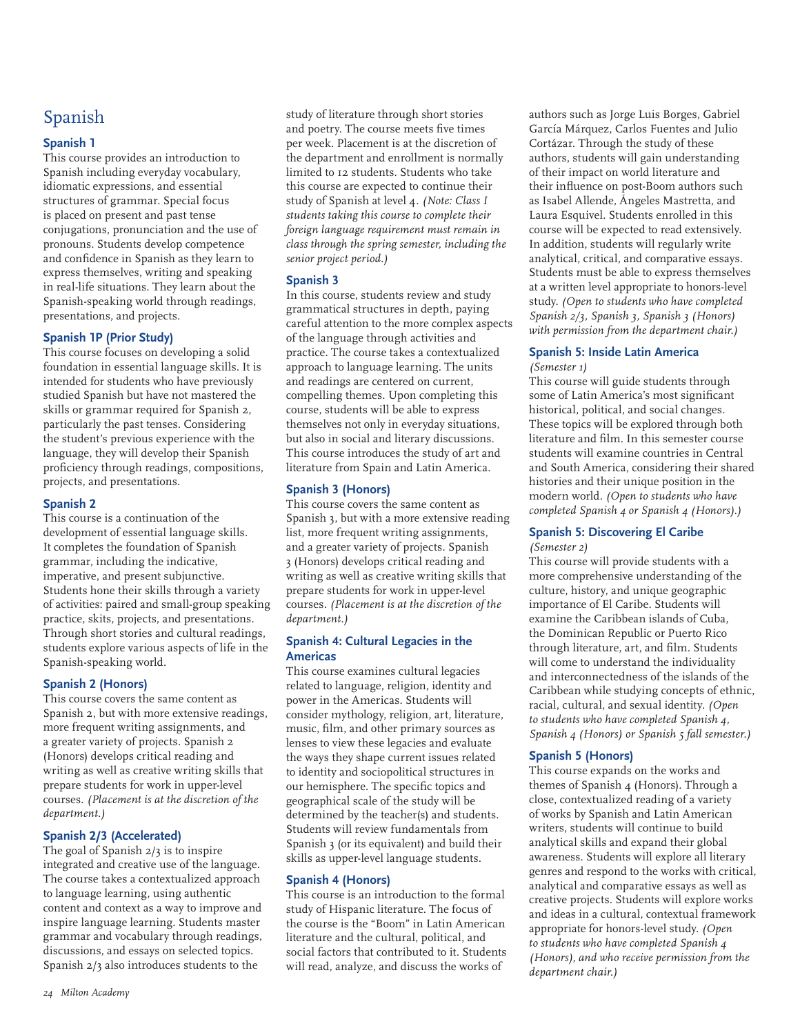# Spanish

### Spanish 1

This course provides an introduction to Spanish including everyday vocabulary, idiomatic expressions, and essential structures of grammar. Special focus is placed on present and past tense conjugations, pronunciation and the use of pronouns. Students develop competence and confidence in Spanish as they learn to express themselves, writing and speaking in real-life situations. They learn about the Spanish-speaking world through readings, presentations, and projects.

### Spanish 1P (Prior Study)

This course focuses on developing a solid foundation in essential language skills. It is intended for students who have previously studied Spanish but have not mastered the skills or grammar required for Spanish 2, particularly the past tenses. Considering the student's previous experience with the language, they will develop their Spanish proficiency through readings, compositions, projects, and presentations.

### Spanish 2

This course is a continuation of the development of essential language skills. It completes the foundation of Spanish grammar, including the indicative, imperative, and present subjunctive. Students hone their skills through a variety of activities: paired and small-group speaking practice, skits, projects, and presentations. Through short stories and cultural readings, students explore various aspects of life in the Spanish-speaking world.

### Spanish 2 (Honors)

This course covers the same content as Spanish 2, but with more extensive readings, more frequent writing assignments, and a greater variety of projects. Spanish 2 (Honors) develops critical reading and writing as well as creative writing skills that prepare students for work in upper-level courses. *(Placement is at the discretion of the department.)*

### Spanish 2/3 (Accelerated)

The goal of Spanish 2/3 is to inspire integrated and creative use of the language. The course takes a contextualized approach to language learning, using authentic content and context as a way to improve and inspire language learning. Students master grammar and vocabulary through readings, discussions, and essays on selected topics. Spanish 2/3 also introduces students to the study of literature through short stories and poetry. The course meets five times per week. Placement is at the discretion of the department and enrollment is normally limited to 12 students. Students who take this course are expected to continue their study of Spanish at level 4. *(Note: Class I students taking this course to complete their foreign language requirement must remain in class through the spring semester, including the senior project period.)*

### Spanish 3

In this course, students review and study grammatical structures in depth, paying careful attention to the more complex aspects of the language through activities and practice. The course takes a contextualized approach to language learning. The units and readings are centered on current, compelling themes. Upon completing this course, students will be able to express themselves not only in everyday situations, but also in social and literary discussions. This course introduces the study of art and literature from Spain and Latin America.

### Spanish 3 (Honors)

This course covers the same content as Spanish 3, but with a more extensive reading list, more frequent writing assignments, and a greater variety of projects. Spanish 3 (Honors) develops critical reading and writing as well as creative writing skills that prepare students for work in upper-level courses. *(Placement is at the discretion of the department.)*

### Spanish 4: Cultural Legacies in the Americas

This course examines cultural legacies related to language, religion, identity and power in the Americas. Students will consider mythology, religion, art, literature, music, film, and other primary sources as lenses to view these legacies and evaluate the ways they shape current issues related to identity and sociopolitical structures in our hemisphere. The specific topics and geographical scale of the study will be determined by the teacher(s) and students. Students will review fundamentals from Spanish 3 (or its equivalent) and build their skills as upper-level language students.

### Spanish 4 (Honors)

This course is an introduction to the formal study of Hispanic literature. The focus of the course is the "Boom" in Latin American literature and the cultural, political, and social factors that contributed to it. Students will read, analyze, and discuss the works of authors such as Jorge Luis Borges, Gabriel García Márquez, Carlos Fuentes and Julio Cortázar. Through the study of these authors, students will gain understanding of their impact on world literature and their influence on post-Boom authors such as Isabel Allende, Ángeles Mastretta, and Laura Esquivel. Students enrolled in this course will be expected to read extensively. In addition, students will regularly write analytical, critical, and comparative essays. Students must be able to express themselves at a written level appropriate to honors-level study. *(Open to students who have completed Spanish 2/3, Spanish 3, Spanish 3 (Honors) with permission from the department chair.)*

### Spanish 5: Inside Latin America

*(Semester 1)*

This course will guide students through some of Latin America's most significant historical, political, and social changes. These topics will be explored through both literature and film. In this semester course students will examine countries in Central and South America, considering their shared histories and their unique position in the modern world. *(Open to students who have completed Spanish 4 or Spanish 4 (Honors).)*

### Spanish 5: Discovering El Caribe

*(Semester 2)*

This course will provide students with a more comprehensive understanding of the culture, history, and unique geographic importance of El Caribe. Students will examine the Caribbean islands of Cuba, the Dominican Republic or Puerto Rico through literature, art, and film. Students will come to understand the individuality and interconnectedness of the islands of the Caribbean while studying concepts of ethnic, racial, cultural, and sexual identity. *(Open to students who have completed Spanish 4, Spanish 4 (Honors) or Spanish 5 fall semester.)*

### Spanish 5 (Honors)

This course expands on the works and themes of Spanish 4 (Honors). Through a close, contextualized reading of a variety of works by Spanish and Latin American writers, students will continue to build analytical skills and expand their global awareness. Students will explore all literary genres and respond to the works with critical, analytical and comparative essays as well as creative projects. Students will explore works and ideas in a cultural, contextual framework appropriate for honors-level study. *(Open to students who have completed Spanish 4 (Honors), and who receive permission from the department chair.)*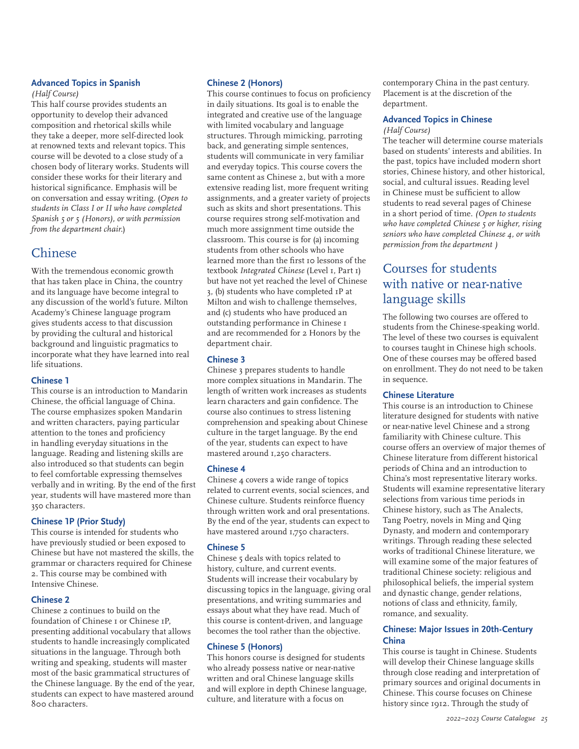### Advanced Topics in Spanish

*(Half Course)*

This half course provides students an opportunity to develop their advanced composition and rhetorical skills while they take a deeper, more self-directed look at renowned texts and relevant topics. This course will be devoted to a close study of a chosen body of literary works. Students will consider these works for their literary and historical significance. Emphasis will be on conversation and essay writing. (*Open to students in Class I or II who have completed Spanish 5 or 5 (Honors), or with permission from the department chair.*)

## Chinese

With the tremendous economic growth that has taken place in China, the country and its language have become integral to any discussion of the world's future. Milton Academy's Chinese language program gives students access to that discussion by providing the cultural and historical background and linguistic pragmatics to incorporate what they have learned into real life situations.

### Chinese 1

This course is an introduction to Mandarin Chinese, the official language of China. The course emphasizes spoken Mandarin and written characters, paying particular attention to the tones and proficiency in handling everyday situations in the language. Reading and listening skills are also introduced so that students can begin to feel comfortable expressing themselves verbally and in writing. By the end of the first year, students will have mastered more than 350 characters.

### Chinese 1P (Prior Study)

This course is intended for students who have previously studied or been exposed to Chinese but have not mastered the skills, the grammar or characters required for Chinese 2. This course may be combined with Intensive Chinese.

### Chinese 2

Chinese 2 continues to build on the foundation of Chinese 1 or Chinese 1P, presenting additional vocabulary that allows students to handle increasingly complicated situations in the language. Through both writing and speaking, students will master most of the basic grammatical structures of the Chinese language. By the end of the year, students can expect to have mastered around 800 characters.

### Chinese 2 (Honors)

This course continues to focus on proficiency in daily situations. Its goal is to enable the integrated and creative use of the language with limited vocabulary and language structures. Through mimicking, parroting back, and generating simple sentences, students will communicate in very familiar and everyday topics. This course covers the same content as Chinese 2, but with a more extensive reading list, more frequent writing assignments, and a greater variety of projects such as skits and short presentations. This course requires strong self-motivation and much more assignment time outside the classroom. This course is for (a) incoming students from other schools who have learned more than the first 10 lessons of the textbook *Integrated Chinese* (Level 1, Part 1) but have not yet reached the level of Chinese 3, (b) students who have completed 1P at Milton and wish to challenge themselves, and (c) students who have produced an outstanding performance in Chinese 1 and are recommended for 2 Honors by the department chair.

### Chinese 3

Chinese 3 prepares students to handle more complex situations in Mandarin. The length of written work increases as students learn characters and gain confidence. The course also continues to stress listening comprehension and speaking about Chinese culture in the target language. By the end of the year, students can expect to have mastered around 1,250 characters.

### Chinese 4

Chinese 4 covers a wide range of topics related to current events, social sciences, and Chinese culture. Students reinforce fluency through written work and oral presentations. By the end of the year, students can expect to have mastered around 1,750 characters.

### Chinese 5

Chinese 5 deals with topics related to history, culture, and current events. Students will increase their vocabulary by discussing topics in the language, giving oral presentations, and writing summaries and essays about what they have read. Much of this course is content-driven, and language becomes the tool rather than the objective.

### Chinese 5 (Honors)

This honors course is designed for students who already possess native or near-native written and oral Chinese language skills and will explore in depth Chinese language, culture, and literature with a focus on contemporary China in the past century. Placement is at the discretion of the department.

### Advanced Topics in Chinese

*(Half Course)*

The teacher will determine course materials based on students' interests and abilities. In the past, topics have included modern short stories, Chinese history, and other historical, social, and cultural issues. Reading level in Chinese must be sufficient to allow students to read several pages of Chinese in a short period of time. *(Open to students who have completed Chinese 5 or higher, rising seniors who have completed Chinese 4, or with permission from the department )*

## Courses for students with native or near-native language skills

The following two courses are offered to students from the Chinese-speaking world. The level of these two courses is equivalent to courses taught in Chinese high schools. One of these courses may be offered based on enrollment. They do not need to be taken in sequence.

### Chinese Literature

This course is an introduction to Chinese literature designed for students with native or near-native level Chinese and a strong familiarity with Chinese culture. This course offers an overview of major themes of Chinese literature from different historical periods of China and an introduction to China's most representative literary works. Students will examine representative literary selections from various time periods in Chinese history, such as The Analects, Tang Poetry, novels in Ming and Qing Dynasty, and modern and contemporary writings. Through reading these selected works of traditional Chinese literature, we will examine some of the major features of traditional Chinese society: religious and philosophical beliefs, the imperial system and dynastic change, gender relations, notions of class and ethnicity, family, romance, and sexuality.

### Chinese: Major Issues in 20th-Century China

This course is taught in Chinese. Students will develop their Chinese language skills through close reading and interpretation of primary sources and original documents in Chinese. This course focuses on Chinese history since 1912. Through the study of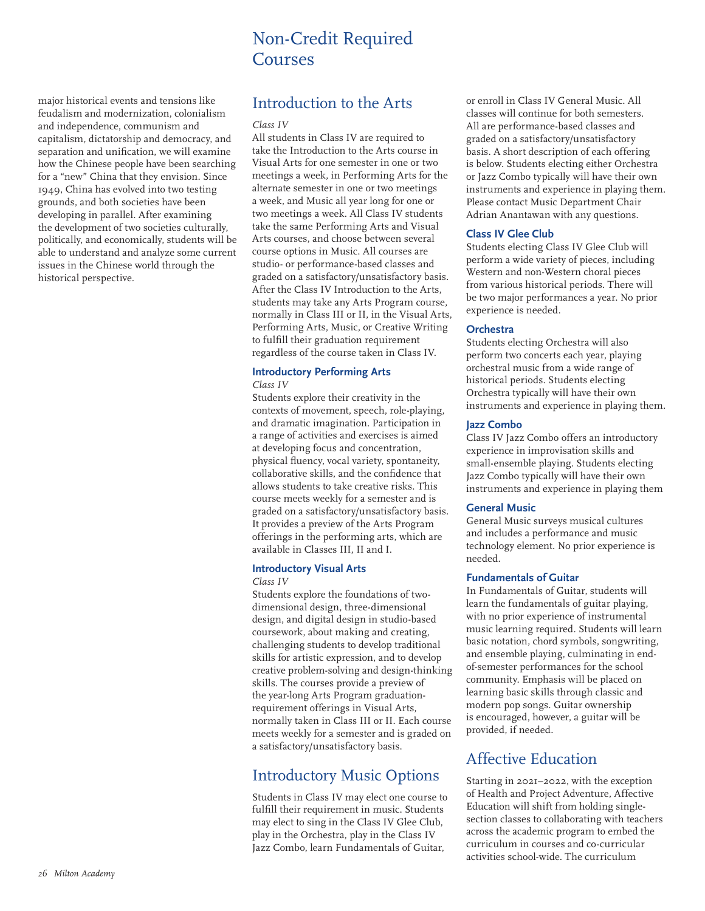major historical events and tensions like feudalism and modernization, colonialism and independence, communism and capitalism, dictatorship and democracy, and separation and unification, we will examine how the Chinese people have been searching for a "new" China that they envision. Since 1949, China has evolved into two testing grounds, and both societies have been developing in parallel. After examining the development of two societies culturally, politically, and economically, students will be able to understand and analyze some current issues in the Chinese world through the historical perspective.

# Non-Credit Required Courses

## Introduction to the Arts

*Class IV*

All students in Class IV are required to take the Introduction to the Arts course in Visual Arts for one semester in one or two meetings a week, in Performing Arts for the alternate semester in one or two meetings a week, and Music all year long for one or two meetings a week. All Class IV students take the same Performing Arts and Visual Arts courses, and choose between several course options in Music. All courses are studio- or performance-based classes and graded on a satisfactory/unsatisfactory basis. After the Class IV Introduction to the Arts, students may take any Arts Program course, normally in Class III or II, in the Visual Arts, Performing Arts, Music, or Creative Writing to fulfill their graduation requirement regardless of the course taken in Class IV.

### Introductory Performing Arts

*Class IV*

Students explore their creativity in the contexts of movement, speech, role-playing, and dramatic imagination. Participation in a range of activities and exercises is aimed at developing focus and concentration, physical fluency, vocal variety, spontaneity, collaborative skills, and the confidence that allows students to take creative risks. This course meets weekly for a semester and is graded on a satisfactory/unsatisfactory basis. It provides a preview of the Arts Program offerings in the performing arts, which are available in Classes III, II and I.

### Introductory Visual Arts

*Class IV*

Students explore the foundations of two-dimensional design, three-dimensional design, and digital design in studio-based coursework, about making and creating, challenging students to develop traditional skills for artistic expression, and to develop creative problem-solving and design-thinking skills. The courses provide a preview of the year-long Arts Program graduation-requirement offerings in Visual Arts, normally taken in Class III or II. Each course meets weekly for a semester and is graded on a satisfactory/unsatisfactory basis.

## Introductory Music Options

Students in Class IV may elect one course to fulfill their requirement in music. Students may elect to sing in the Class IV Glee Club, play in the Orchestra, play in the Class IV Jazz Combo, learn Fundamentals of Guitar, or enroll in Class IV General Music. All classes will continue for both semesters. All are performance-based classes and graded on a satisfactory/unsatisfactory basis. A short description of each offering is below. Students electing either Orchestra or Jazz Combo typically will have their own instruments and experience in playing them. Please contact Music Department Chair Adrian Anantawan with any questions.

### Class IV Glee Club

Students electing Class IV Glee Club will perform a wide variety of pieces, including Western and non-Western choral pieces from various historical periods. There will be two major performances a year. No prior experience is needed.

### Orchestra

Students electing Orchestra will also perform two concerts each year, playing orchestral music from a wide range of historical periods. Students electing Orchestra typically will have their own instruments and experience in playing them.

### Jazz Combo

Class IV Jazz Combo offers an introductory experience in improvisation skills and small-ensemble playing. Students electing Jazz Combo typically will have their own instruments and experience in playing them

### General Music

General Music surveys musical cultures and includes a performance and music technology element. No prior experience is needed.

### Fundamentals of Guitar

In Fundamentals of Guitar, students will learn the fundamentals of guitar playing, with no prior experience of instrumental music learning required. Students will learn basic notation, chord symbols, songwriting, and ensemble playing, culminating in end-of-semester performances for the school community. Emphasis will be placed on learning basic skills through classic and modern pop songs. Guitar ownership is encouraged, however, a guitar will be provided, if needed.

## Affective Education

Starting in 2021–2022, with the exception of Health and Project Adventure, Affective Education will shift from holding single-section classes to collaborating with teachers across the academic program to embed the curriculum in courses and co-curricular activities school-wide. The curriculum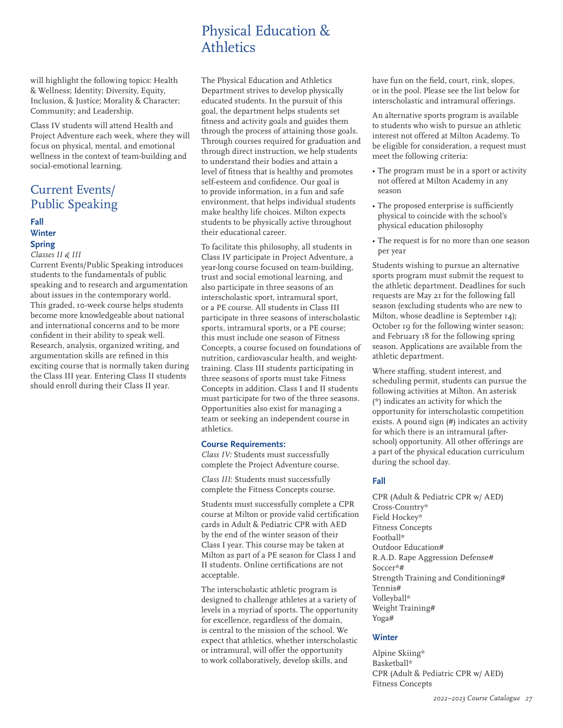will highlight the following topics: Health & Wellness; Identity; Diversity, Equity, Inclusion, & Justice; Morality & Character; Community; and Leadership.

Class IV students will attend Health and Project Adventure each week, where they will focus on physical, mental, and emotional wellness in the context of team-building and social-emotional learning.

## Current Events/ Public Speaking

### Fall
### Winter
### Spring

*Classes II & III*

Current Events/Public Speaking introduces students to the fundamentals of public speaking and to research and argumentation about issues in the contemporary world. This graded, 10-week course helps students become more knowledgeable about national and international concerns and to be more confident in their ability to speak well. Research, analysis, organized writing, and argumentation skills are refined in this exciting course that is normally taken during the Class III year. Entering Class II students should enroll during their Class II year.

# Physical Education & Athletics

The Physical Education and Athletics Department strives to develop physically educated students. In the pursuit of this goal, the department helps students set fitness and activity goals and guides them through the process of attaining those goals. Through courses required for graduation and through direct instruction, we help students to understand their bodies and attain a level of fitness that is healthy and promotes self-esteem and confidence. Our goal is to provide information, in a fun and safe environment, that helps individual students make healthy life choices. Milton expects students to be physically active throughout their educational career.

To facilitate this philosophy, all students in Class IV participate in Project Adventure, a year-long course focused on team-building, trust and social emotional learning, and also participate in three seasons of an interscholastic sport, intramural sport, or a PE course. All students in Class III participate in three seasons of interscholastic sports, intramural sports, or a PE course; this must include one season of Fitness Concepts, a course focused on foundations of nutrition, cardiovascular health, and weight-training. Class III students participating in three seasons of sports must take Fitness Concepts in addition. Class I and II students must participate for two of the three seasons. Opportunities also exist for managing a team or seeking an independent course in athletics.

### Course Requirements:

*Class IV:* Students must successfully complete the Project Adventure course.

*Class III*: Students must successfully complete the Fitness Concepts course.

Students must successfully complete a CPR course at Milton or provide valid certification cards in Adult & Pediatric CPR with AED by the end of the winter season of their Class I year. This course may be taken at Milton as part of a PE season for Class I and II students. Online certifications are not acceptable.

The interscholastic athletic program is designed to challenge athletes at a variety of levels in a myriad of sports. The opportunity for excellence, regardless of the domain, is central to the mission of the school. We expect that athletics, whether interscholastic or intramural, will offer the opportunity to work collaboratively, develop skills, and have fun on the field, court, rink, slopes, or in the pool. Please see the list below for interscholastic and intramural offerings.

An alternative sports program is available to students who wish to pursue an athletic interest not offered at Milton Academy. To be eligible for consideration, a request must meet the following criteria:

- The program must be in a sport or activity not offered at Milton Academy in any season
- The proposed enterprise is sufficiently physical to coincide with the school's physical education philosophy
- The request is for no more than one season per year

Students wishing to pursue an alternative sports program must submit the request to the athletic department. Deadlines for such requests are May 21 for the following fall season (excluding students who are new to Milton, whose deadline is September 14); October 19 for the following winter season; and February 18 for the following spring season. Applications are available from the athletic department.

Where staffing, student interest, and scheduling permit, students can pursue the following activities at Milton. An asterisk (*) indicates an activity for which the opportunity for interscholastic competition exists. A pound sign (#) indicates an activity for which there is an intramural (after-school) opportunity. All other offerings are a part of the physical education curriculum during the school day.

### Fall

CPR (Adult & Pediatric CPR w/ AED)  
Cross-Country*  
Field Hockey*  
Fitness Concepts  
Football*  
Outdoor Education#  
R.A.D. Rape Aggression Defense#  
Soccer*#  
Strength Training and Conditioning#  
Tennis#  
Volleyball*  
Weight Training#  
Yoga#

### Winter

Alpine Skiing*  
Basketball*  
CPR (Adult & Pediatric CPR w/ AED)  
Fitness Concepts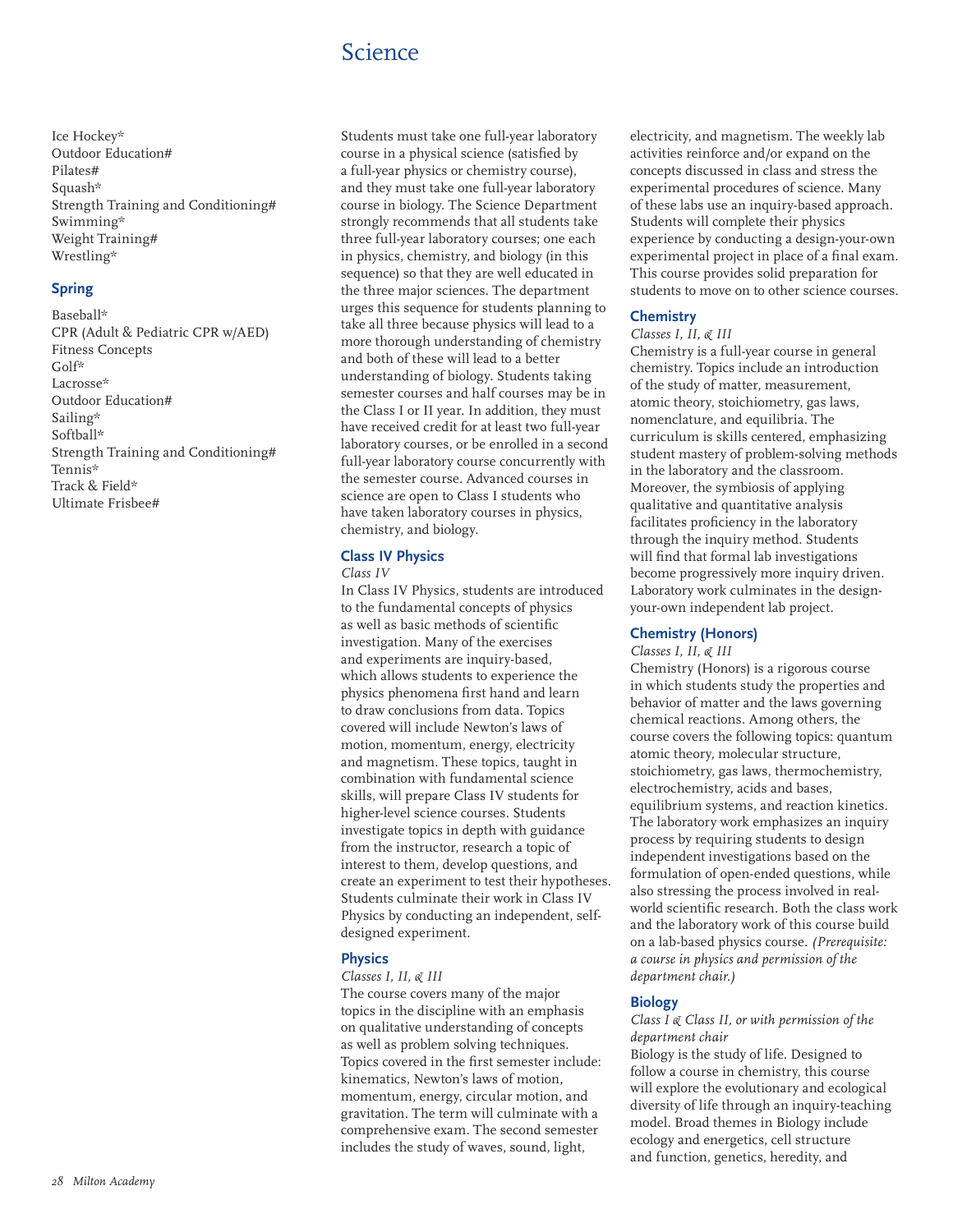Ice Hockey*
Outdoor Education#
Pilates#
Squash*
Strength Training and Conditioning#
Swimming*
Weight Training#
Wrestling*

### Spring

Baseball*
CPR (Adult & Pediatric CPR w/AED)
Fitness Concepts
Golf*
Lacrosse*
Outdoor Education#
Sailing*
Softball*
Strength Training and Conditioning#
Tennis*
Track & Field*
Ultimate Frisbee#

# Science

Students must take one full-year laboratory course in a physical science (satisfied by a full-year physics or chemistry course), and they must take one full-year laboratory course in biology. The Science Department strongly recommends that all students take three full-year laboratory courses; one each in physics, chemistry, and biology (in this sequence) so that they are well educated in the three major sciences. The department urges this sequence for students planning to take all three because physics will lead to a more thorough understanding of chemistry and both of these will lead to a better understanding of biology. Students taking semester courses and half courses may be in the Class I or II year. In addition, they must have received credit for at least two full-year laboratory courses, or be enrolled in a second full-year laboratory course concurrently with the semester course. Advanced courses in science are open to Class I students who have taken laboratory courses in physics, chemistry, and biology.

### Class IV Physics

*Class IV*

In Class IV Physics, students are introduced to the fundamental concepts of physics as well as basic methods of scientific investigation. Many of the exercises and experiments are inquiry-based, which allows students to experience the physics phenomena first hand and learn to draw conclusions from data. Topics covered will include Newton's laws of motion, momentum, energy, electricity and magnetism. These topics, taught in combination with fundamental science skills, will prepare Class IV students for higher-level science courses. Students investigate topics in depth with guidance from the instructor, research a topic of interest to them, develop questions, and create an experiment to test their hypotheses. Students culminate their work in Class IV Physics by conducting an independent, self-designed experiment.

### Physics

*Classes I, II, & III*

The course covers many of the major topics in the discipline with an emphasis on qualitative understanding of concepts as well as problem solving techniques. Topics covered in the first semester include: kinematics, Newton's laws of motion, momentum, energy, circular motion, and gravitation. The term will culminate with a comprehensive exam. The second semester includes the study of waves, sound, light, electricity, and magnetism. The weekly lab activities reinforce and/or expand on the concepts discussed in class and stress the experimental procedures of science. Many of these labs use an inquiry-based approach. Students will complete their physics experience by conducting a design-your-own experimental project in place of a final exam. This course provides solid preparation for students to move on to other science courses.

### Chemistry

*Classes I, II, & III*

Chemistry is a full-year course in general chemistry. Topics include an introduction of the study of matter, measurement, atomic theory, stoichiometry, gas laws, nomenclature, and equilibria. The curriculum is skills centered, emphasizing student mastery of problem-solving methods in the laboratory and the classroom. Moreover, the symbiosis of applying qualitative and quantitative analysis facilitates proficiency in the laboratory through the inquiry method. Students will find that formal lab investigations become progressively more inquiry driven. Laboratory work culminates in the design-your-own independent lab project.

### Chemistry (Honors)

*Classes I, II, & III*

Chemistry (Honors) is a rigorous course in which students study the properties and behavior of matter and the laws governing chemical reactions. Among others, the course covers the following topics: quantum atomic theory, molecular structure, stoichiometry, gas laws, thermochemistry, electrochemistry, acids and bases, equilibrium systems, and reaction kinetics. The laboratory work emphasizes an inquiry process by requiring students to design independent investigations based on the formulation of open-ended questions, while also stressing the process involved in real-world scientific research. Both the class work and the laboratory work of this course build on a lab-based physics course. *(Prerequisite: a course in physics and permission of the department chair.)*

### Biology

*Class I & Class II, or with permission of the department chair*

Biology is the study of life. Designed to follow a course in chemistry, this course will explore the evolutionary and ecological diversity of life through an inquiry-teaching model. Broad themes in Biology include ecology and energetics, cell structure and function, genetics, heredity, and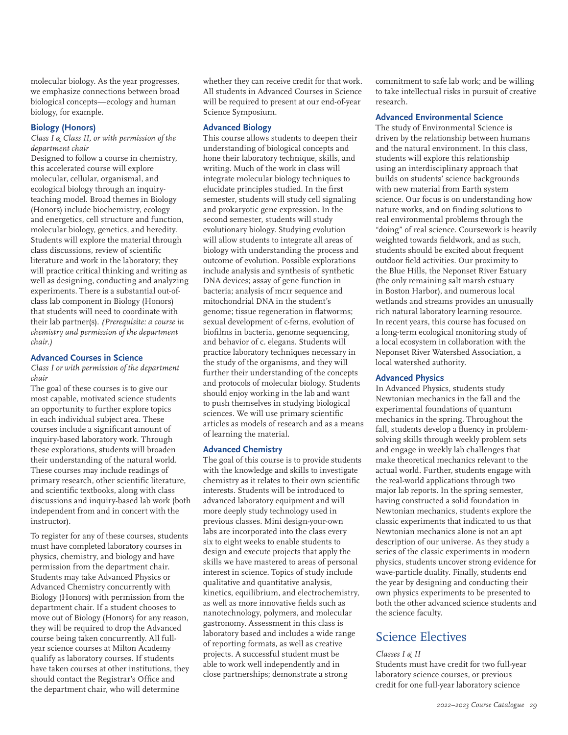molecular biology. As the year progresses, we emphasize connections between broad biological concepts—ecology and human biology, for example.

### Biology (Honors)

*Class I & Class II, or with permission of the department chair*

Designed to follow a course in chemistry, this accelerated course will explore molecular, cellular, organismal, and ecological biology through an inquiry-teaching model. Broad themes in Biology (Honors) include biochemistry, ecology and energetics, cell structure and function, molecular biology, genetics, and heredity. Students will explore the material through class discussions, review of scientific literature and work in the laboratory; they will practice critical thinking and writing as well as designing, conducting and analyzing experiments. There is a substantial out-of-class lab component in Biology (Honors) that students will need to coordinate with their lab partner(s). *(Prerequisite: a course in chemistry and permission of the department chair.)*

### Advanced Courses in Science

*Class I or with permission of the department chair*

The goal of these courses is to give our most capable, motivated science students an opportunity to further explore topics in each individual subject area. These courses include a significant amount of inquiry-based laboratory work. Through these explorations, students will broaden their understanding of the natural world. These courses may include readings of primary research, other scientific literature, and scientific textbooks, along with class discussions and inquiry-based lab work (both independent from and in concert with the instructor).

To register for any of these courses, students must have completed laboratory courses in physics, chemistry, and biology and have permission from the department chair. Students may take Advanced Physics or Advanced Chemistry concurrently with Biology (Honors) with permission from the department chair. If a student chooses to move out of Biology (Honors) for any reason, they will be required to drop the Advanced course being taken concurrently. All full-year science courses at Milton Academy qualify as laboratory courses. If students have taken courses at other institutions, they should contact the Registrar's Office and the department chair, who will determine whether they can receive credit for that work. All students in Advanced Courses in Science will be required to present at our end-of-year Science Symposium.

### Advanced Biology

This course allows students to deepen their understanding of biological concepts and hone their laboratory technique, skills, and writing. Much of the work in class will integrate molecular biology techniques to elucidate principles studied. In the first semester, students will study cell signaling and prokaryotic gene expression. In the second semester, students will study evolutionary biology. Studying evolution will allow students to integrate all areas of biology with understanding the process and outcome of evolution. Possible explorations include analysis and synthesis of synthetic DNA devices; assay of gene function in bacteria; analysis of MC1R sequence and mitochondrial DNA in the student's genome; tissue regeneration in flatworms; sexual development of c-ferns, evolution of biofilms in bacteria, genome sequencing, and behavior of c. elegans. Students will practice laboratory techniques necessary in the study of the organisms, and they will further their understanding of the concepts and protocols of molecular biology. Students should enjoy working in the lab and want to push themselves in studying biological sciences. We will use primary scientific articles as models of research and as a means of learning the material.

### Advanced Chemistry

The goal of this course is to provide students with the knowledge and skills to investigate chemistry as it relates to their own scientific interests. Students will be introduced to advanced laboratory equipment and will more deeply study technology used in previous classes. Mini design-your-own labs are incorporated into the class every six to eight weeks to enable students to design and execute projects that apply the skills we have mastered to areas of personal interest in science. Topics of study include qualitative and quantitative analysis, kinetics, equilibrium, and electrochemistry, as well as more innovative fields such as nanotechnology, polymers, and molecular gastronomy. Assessment in this class is laboratory based and includes a wide range of reporting formats, as well as creative projects. A successful student must be able to work well independently and in close partnerships; demonstrate a strong commitment to safe lab work; and be willing to take intellectual risks in pursuit of creative research.

### Advanced Environmental Science

The study of Environmental Science is driven by the relationship between humans and the natural environment. In this class, students will explore this relationship using an interdisciplinary approach that builds on students' science backgrounds with new material from Earth system science. Our focus is on understanding how nature works, and on finding solutions to real environmental problems through the "doing" of real science. Coursework is heavily weighted towards fieldwork, and as such, students should be excited about frequent outdoor field activities. Our proximity to the Blue Hills, the Neponset River Estuary (the only remaining salt marsh estuary in Boston Harbor), and numerous local wetlands and streams provides an unusually rich natural laboratory learning resource. In recent years, this course has focused on a long-term ecological monitoring study of a local ecosystem in collaboration with the Neponset River Watershed Association, a local watershed authority.

### Advanced Physics

In Advanced Physics, students study Newtonian mechanics in the fall and the experimental foundations of quantum mechanics in the spring. Throughout the fall, students develop a fluency in problem-solving skills through weekly problem sets and engage in weekly lab challenges that make theoretical mechanics relevant to the actual world. Further, students engage with the real-world applications through two major lab reports. In the spring semester, having constructed a solid foundation in Newtonian mechanics, students explore the classic experiments that indicated to us that Newtonian mechanics alone is not an apt description of our universe. As they study a series of the classic experiments in modern physics, students uncover strong evidence for wave-particle duality. Finally, students end the year by designing and conducting their own physics experiments to be presented to both the other advanced science students and the science faculty.

## Science Electives

*Classes I & II*

Students must have credit for two full-year laboratory science courses, or previous credit for one full-year laboratory science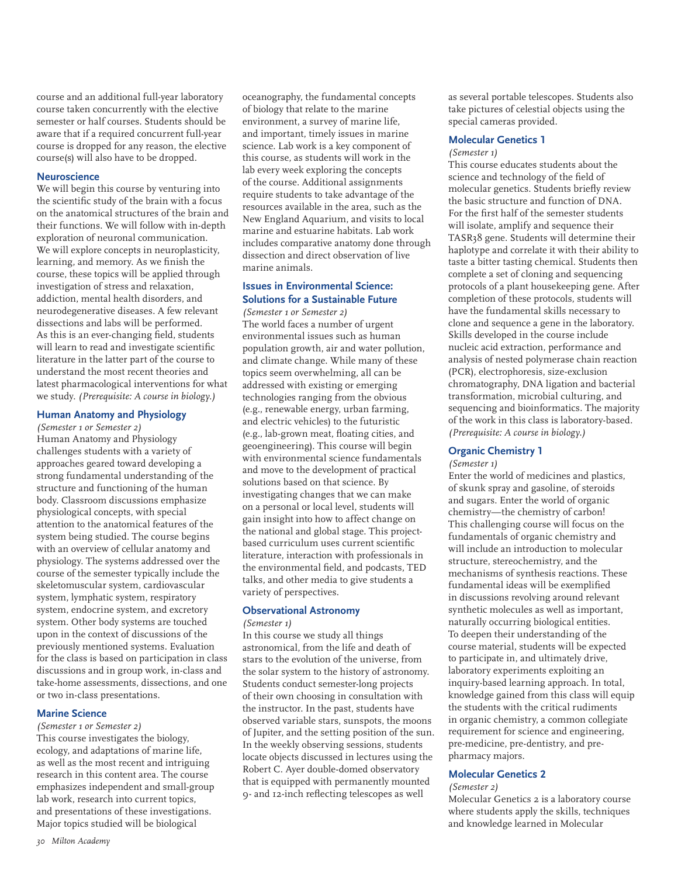course and an additional full-year laboratory course taken concurrently with the elective semester or half courses. Students should be aware that if a required concurrent full-year course is dropped for any reason, the elective course(s) will also have to be dropped.

### Neuroscience

We will begin this course by venturing into the scientific study of the brain with a focus on the anatomical structures of the brain and their functions. We will follow with in-depth exploration of neuronal communication. We will explore concepts in neuroplasticity, learning, and memory. As we finish the course, these topics will be applied through investigation of stress and relaxation, addiction, mental health disorders, and neurodegenerative diseases. A few relevant dissections and labs will be performed. As this is an ever-changing field, students will learn to read and investigate scientific literature in the latter part of the course to understand the most recent theories and latest pharmacological interventions for what we study. *(Prerequisite: A course in biology.)*

### Human Anatomy and Physiology

*(Semester 1 or Semester 2)*

Human Anatomy and Physiology challenges students with a variety of approaches geared toward developing a strong fundamental understanding of the structure and functioning of the human body. Classroom discussions emphasize physiological concepts, with special attention to the anatomical features of the system being studied. The course begins with an overview of cellular anatomy and physiology. The systems addressed over the course of the semester typically include the skeletomuscular system, cardiovascular system, lymphatic system, respiratory system, endocrine system, and excretory system. Other body systems are touched upon in the context of discussions of the previously mentioned systems. Evaluation for the class is based on participation in class discussions and in group work, in-class and take-home assessments, dissections, and one or two in-class presentations.

### Marine Science

*(Semester 1 or Semester 2)*

This course investigates the biology, ecology, and adaptations of marine life, as well as the most recent and intriguing research in this content area. The course emphasizes independent and small-group lab work, research into current topics, and presentations of these investigations. Major topics studied will be biological oceanography, the fundamental concepts of biology that relate to the marine environment, a survey of marine life, and important, timely issues in marine science. Lab work is a key component of this course, as students will work in the lab every week exploring the concepts of the course. Additional assignments require students to take advantage of the resources available in the area, such as the New England Aquarium, and visits to local marine and estuarine habitats. Lab work includes comparative anatomy done through dissection and direct observation of live marine animals.

### Issues in Environmental Science: Solutions for a Sustainable Future

*(Semester 1 or Semester 2)*

The world faces a number of urgent environmental issues such as human population growth, air and water pollution, and climate change. While many of these topics seem overwhelming, all can be addressed with existing or emerging technologies ranging from the obvious (e.g., renewable energy, urban farming, and electric vehicles) to the futuristic (e.g., lab-grown meat, floating cities, and geoengineering). This course will begin with environmental science fundamentals and move to the development of practical solutions based on that science. By investigating changes that we can make on a personal or local level, students will gain insight into how to affect change on the national and global stage. This project-based curriculum uses current scientific literature, interaction with professionals in the environmental field, and podcasts, TED talks, and other media to give students a variety of perspectives.

### Observational Astronomy

*(Semester 1)*

In this course we study all things astronomical, from the life and death of stars to the evolution of the universe, from the solar system to the history of astronomy. Students conduct semester-long projects of their own choosing in consultation with the instructor. In the past, students have observed variable stars, sunspots, the moons of Jupiter, and the setting position of the sun. In the weekly observing sessions, students locate objects discussed in lectures using the Robert C. Ayer double-domed observatory that is equipped with permanently mounted 9- and 12-inch reflecting telescopes as well as several portable telescopes. Students also take pictures of celestial objects using the special cameras provided.

### Molecular Genetics 1

*(Semester 1)*

This course educates students about the science and technology of the field of molecular genetics. Students briefly review the basic structure and function of DNA. For the first half of the semester students will isolate, amplify and sequence their TASR38 gene. Students will determine their haplotype and correlate it with their ability to taste a bitter tasting chemical. Students then complete a set of cloning and sequencing protocols of a plant housekeeping gene. After completion of these protocols, students will have the fundamental skills necessary to clone and sequence a gene in the laboratory. Skills developed in the course include nucleic acid extraction, performance and analysis of nested polymerase chain reaction (PCR), electrophoresis, size-exclusion chromatography, DNA ligation and bacterial transformation, microbial culturing, and sequencing and bioinformatics. The majority of the work in this class is laboratory-based. *(Prerequisite: A course in biology.)*

### Organic Chemistry 1

*(Semester 1)*

Enter the world of medicines and plastics, of skunk spray and gasoline, of steroids and sugars. Enter the world of organic chemistry—the chemistry of carbon! This challenging course will focus on the fundamentals of organic chemistry and will include an introduction to molecular structure, stereochemistry, and the mechanisms of synthesis reactions. These fundamental ideas will be exemplified in discussions revolving around relevant synthetic molecules as well as important, naturally occurring biological entities. To deepen their understanding of the course material, students will be expected to participate in, and ultimately drive, laboratory experiments exploiting an inquiry-based learning approach. In total, knowledge gained from this class will equip the students with the critical rudiments in organic chemistry, a common collegiate requirement for science and engineering, pre-medicine, pre-dentistry, and pre-pharmacy majors.

### Molecular Genetics 2

*(Semester 2)*

Molecular Genetics 2 is a laboratory course where students apply the skills, techniques and knowledge learned in Molecular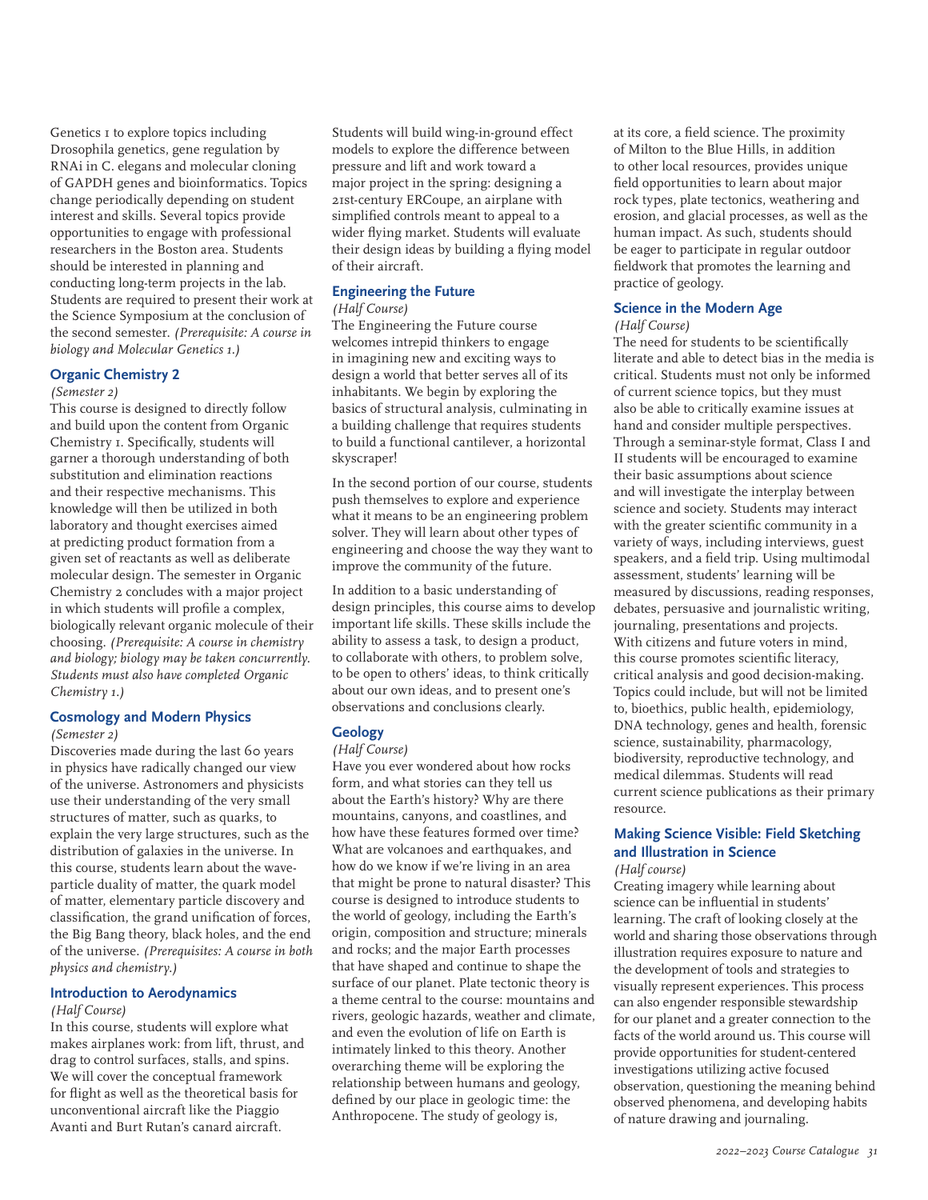Genetics 1 to explore topics including Drosophila genetics, gene regulation by RNAi in C. elegans and molecular cloning of GAPDH genes and bioinformatics. Topics change periodically depending on student interest and skills. Several topics provide opportunities to engage with professional researchers in the Boston area. Students should be interested in planning and conducting long-term projects in the lab. Students are required to present their work at the Science Symposium at the conclusion of the second semester. *(Prerequisite: A course in biology and Molecular Genetics 1.)*

### Organic Chemistry 2

*(Semester 2)*

This course is designed to directly follow and build upon the content from Organic Chemistry 1. Specifically, students will garner a thorough understanding of both substitution and elimination reactions and their respective mechanisms. This knowledge will then be utilized in both laboratory and thought exercises aimed at predicting product formation from a given set of reactants as well as deliberate molecular design. The semester in Organic Chemistry 2 concludes with a major project in which students will profile a complex, biologically relevant organic molecule of their choosing. *(Prerequisite: A course in chemistry and biology; biology may be taken concurrently. Students must also have completed Organic Chemistry 1.)*

### Cosmology and Modern Physics

*(Semester 2)*

Discoveries made during the last 60 years in physics have radically changed our view of the universe. Astronomers and physicists use their understanding of the very small structures of matter, such as quarks, to explain the very large structures, such as the distribution of galaxies in the universe. In this course, students learn about the wave-particle duality of matter, the quark model of matter, elementary particle discovery and classification, the grand unification of forces, the Big Bang theory, black holes, and the end of the universe. *(Prerequisites: A course in both physics and chemistry.)*

### Introduction to Aerodynamics

*(Half Course)*

In this course, students will explore what makes airplanes work: from lift, thrust, and drag to control surfaces, stalls, and spins. We will cover the conceptual framework for flight as well as the theoretical basis for unconventional aircraft like the Piaggio Avanti and Burt Rutan's canard aircraft. Students will build wing-in-ground effect models to explore the difference between pressure and lift and work toward a major project in the spring: designing a 21st-century ERCoupe, an airplane with simplified controls meant to appeal to a wider flying market. Students will evaluate their design ideas by building a flying model of their aircraft.

### Engineering the Future

*(Half Course)*

The Engineering the Future course welcomes intrepid thinkers to engage in imagining new and exciting ways to design a world that better serves all of its inhabitants. We begin by exploring the basics of structural analysis, culminating in a building challenge that requires students to build a functional cantilever, a horizontal skyscraper!

In the second portion of our course, students push themselves to explore and experience what it means to be an engineering problem solver. They will learn about other types of engineering and choose the way they want to improve the community of the future.

In addition to a basic understanding of design principles, this course aims to develop important life skills. These skills include the ability to assess a task, to design a product, to collaborate with others, to problem solve, to be open to others' ideas, to think critically about our own ideas, and to present one's observations and conclusions clearly.

### Geology

*(Half Course)*

Have you ever wondered about how rocks form, and what stories can they tell us about the Earth's history? Why are there mountains, canyons, and coastlines, and how have these features formed over time? What are volcanoes and earthquakes, and how do we know if we're living in an area that might be prone to natural disaster? This course is designed to introduce students to the world of geology, including the Earth's origin, composition and structure; minerals and rocks; and the major Earth processes that have shaped and continue to shape the surface of our planet. Plate tectonic theory is a theme central to the course: mountains and rivers, geologic hazards, weather and climate, and even the evolution of life on Earth is intimately linked to this theory. Another overarching theme will be exploring the relationship between humans and geology, defined by our place in geologic time: the Anthropocene. The study of geology is, at its core, a field science. The proximity of Milton to the Blue Hills, in addition to other local resources, provides unique field opportunities to learn about major rock types, plate tectonics, weathering and erosion, and glacial processes, as well as the human impact. As such, students should be eager to participate in regular outdoor fieldwork that promotes the learning and practice of geology.

### Science in the Modern Age

*(Half Course)*

The need for students to be scientifically literate and able to detect bias in the media is critical. Students must not only be informed of current science topics, but they must also be able to critically examine issues at hand and consider multiple perspectives. Through a seminar-style format, Class I and II students will be encouraged to examine their basic assumptions about science and will investigate the interplay between science and society. Students may interact with the greater scientific community in a variety of ways, including interviews, guest speakers, and a field trip. Using multimodal assessment, students' learning will be measured by discussions, reading responses, debates, persuasive and journalistic writing, journaling, presentations and projects. With citizens and future voters in mind, this course promotes scientific literacy, critical analysis and good decision-making. Topics could include, but will not be limited to, bioethics, public health, epidemiology, DNA technology, genes and health, forensic science, sustainability, pharmacology, biodiversity, reproductive technology, and medical dilemmas. Students will read current science publications as their primary resource.

### Making Science Visible: Field Sketching and Illustration in Science

*(Half course)*

Creating imagery while learning about science can be influential in students' learning. The craft of looking closely at the world and sharing those observations through illustration requires exposure to nature and the development of tools and strategies to visually represent experiences. This process can also engender responsible stewardship for our planet and a greater connection to the facts of the world around us. This course will provide opportunities for student-centered investigations utilizing active focused observation, questioning the meaning behind observed phenomena, and developing habits of nature drawing and journaling.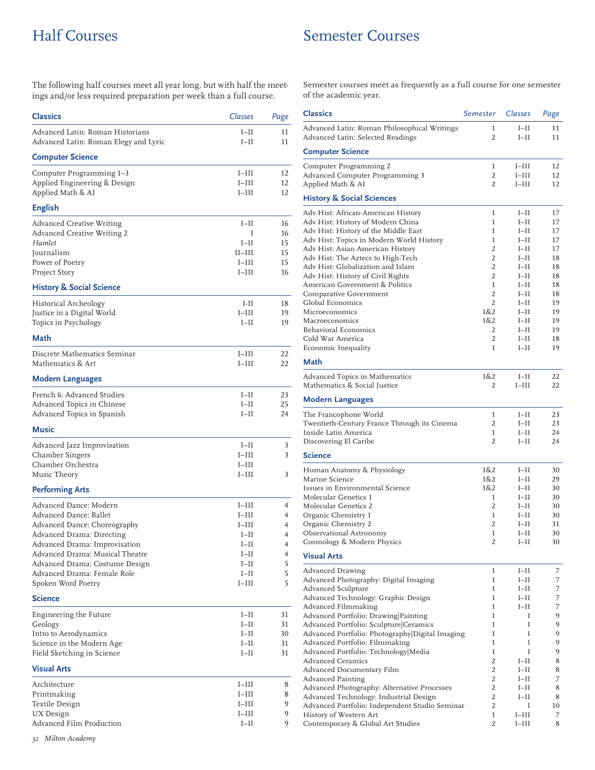# Half Courses

The following half courses meet all year long, but with half the meetings and/or less required preparation per week than a full course.

| Classics | Classes | Page |
|---|---|---|
| Advanced Latin: Roman Historians | I–II | 11 |
| Advanced Latin: Roman Elegy and Lyric | I–II | 11 |

| Computer Science | Classes | Page |
|---|---|---|
| Computer Programming 1–3 | I–III | 12 |
| Applied Engineering & Design | I–III | 12 |
| Applied Math & AI | I–III | 12 |

| English | Classes | Page |
|---|---|---|
| Advanced Creative Writing | I–II | 16 |
| Advanced Creative Writing 2 | I | 16 |
| *Hamlet* | I–II | 15 |
| Journalism | II–III | 15 |
| Power of Poetry | I–III | 15 |
| Project Story | I–III | 16 |

| History & Social Science | Classes | Page |
|---|---|---|
| Historical Archeology | I-II | 18 |
| Justice in a Digital World | I–III | 19 |
| Topics in Psychology | I–II | 19 |

| Math | Classes | Page |
|---|---|---|
| Discrete Mathematics Seminar | I–III | 22 |
| Mathematics & Art | I–III | 22 |

| Modern Languages | Classes | Page |
|---|---|---|
| French 6: Advanced Studies | I–II | 23 |
| Advanced Topics in Chinese | I–II | 25 |
| Advanced Topics in Spanish | I–II | 24 |

| Music | Classes | Page |
|---|---|---|
| Advanced Jazz Improvisation | I–II | 3 |
| Chamber Singers | I–III | 3 |
| Chamber Orchestra | I–III | |
| Music Theory | I–III | 3 |

| Performing Arts | Classes | Page |
|---|---|---|
| Advanced Dance: Modern | I–III | 4 |
| Advanced Dance: Ballet | I–III | 4 |
| Advanced Dance: Choreography | I–III | 4 |
| Advanced Drama: Directing | I–II | 4 |
| Advanced Drama: Improvisation | I–II | 4 |
| Advanced Drama: Musical Theatre | I–II | 4 |
| Advanced Drama: Costume Design | I–II | 5 |
| Advanced Drama: Female Role | I–II | 5 |
| Spoken Word Poetry | I–III | 5 |

| Science | Classes | Page |
|---|---|---|
| Engineering the Future | I–II | 31 |
| Geology | I–II | 31 |
| Intro to Aerodynamics | I–II | 30 |
| Science in the Modern Age | I–II | 31 |
| Field Sketching in Science | I–II | 31 |

| Visual Arts | Classes | Page |
|---|---|---|
| Architecture | I–III | 8 |
| Printmaking | I–III | 8 |
| Textile Design | I–III | 9 |
| UX Design | I–III | 9 |
| Advanced Film Production | I–II | 9 |

# Semester Courses

Semester courses meet as frequently as a full course for one semester of the academic year.

| Classics | Semester | Classes | Page |
|---|---|---|---|
| Advanced Latin: Roman Philosophical Writings | 1 | I–II | 11 |
| Advanced Latin: Selected Readings | 2 | I–II | 11 |

| Computer Science | Semester | Classes | Page |
|---|---|---|---|
| Computer Programming 2 | 1 | I–III | 12 |
| Advanced Computer Programming 3 | 2 | I–III | 12 |
| Applied Math & AI | 2 | I–III | 12 |

| History & Social Sciences | Semester | Classes | Page |
|---|---|---|---|
| Adv Hist: African-American History | 1 | I–II | 17 |
| Adv Hist: History of Modern China | 1 | I–II | 17 |
| Adv Hist: History of the Middle East | 1 | I–II | 17 |
| Adv Hist: Topics in Modern World History | 1 | I–II | 17 |
| Adv Hist: Asian American History | 2 | I–II | 17 |
| Adv Hist: The Aztecs to High-Tech | 2 | I–II | 18 |
| Adv Hist: Globalization and Islam | 2 | I–II | 18 |
| Adv Hist: History of Civil Rights | 2 | I–II | 18 |
| American Government & Politics | 1 | I–II | 18 |
| Comparative Government | 2 | I–II | 18 |
| Global Economics | 2 | I–II | 19 |
| Microeconomics | 1&2 | I–II | 19 |
| Macroeconomics | 1&2 | I–II | 19 |
| Behavioral Economics | 2 | I–II | 19 |
| Cold War America | 2 | I–II | 18 |
| Economic Inequality | 1 | I–II | 19 |

| Math | Semester | Classes | Page |
|---|---|---|---|
| Advanced Topics in Mathematics | 1&2 | I–II | 22 |
| Mathematics & Social Justice | 2 | I–III | 22 |

| Modern Languages | Semester | Classes | Page |
|---|---|---|---|
| The Francophone World | 1 | I–II | 23 |
| Twentieth-Century France Through its Cinema | 2 | I–II | 23 |
| Inside Latin America | 1 | I–II | 24 |
| Discovering El Caribe | 2 | I–II | 24 |

| Science | Semester | Classes | Page |
|---|---|---|---|
| Human Anatomy & Physiology | 1&2 | I–II | 30 |
| Marine Science | 1&2 | I–II | 29 |
| Issues in Environmental Science | 1&2 | I–II | 30 |
| Molecular Genetics 1 | 1 | I–II | 30 |
| Molecular Genetics 2 | 2 | I–II | 30 |
| Organic Chemistry 1 | 1 | I–II | 30 |
| Organic Chemistry 2 | 2 | I–II | 31 |
| Observational Astronomy | 1 | I–II | 30 |
| Cosmology & Modern Physics | 2 | I–II | 30 |

| Visual Arts | Semester | Classes | Page |
|---|---|---|---|
| Advanced Drawing | 1 | I–II | 7 |
| Advanced Photography: Digital Imaging | 1 | I–II | 7 |
| Advanced Sculpture | 1 | I–II | 7 |
| Advanced Technology: Graphic Design | 1 | I–II | 7 |
| Advanced Filmmaking | 1 | I–II | 7 |
| Advanced Portfolio: Drawing\|Painting | 1 | I | 9 |
| Advanced Portfolio: Sculpture\|Ceramics | 1 | I | 9 |
| Advanced Portfolio: Photography\|Digital Imaging | 1 | I | 9 |
| Advanced Portfolio: Filmmaking | 1 | I | 9 |
| Advanced Portfolio: Technology\|Media | 1 | I | 9 |
| Advanced Ceramics | 2 | I–II | 8 |
| Advanced Documentary Film | 2 | I–II | 8 |
| Advanced Painting | 2 | I–II | 7 |
| Advanced Photography: Alternative Processes | 2 | I–II | 8 |
| Advanced Technology: Industrial Design | 2 | I–II | 8 |
| Advanced Portfolio: Independent Studio Seminar | 2 | I | 10 |
| History of Western Art | 1 | I–III | 7 |
| Contemporary & Global Art Studies | 2 | I–III | 8 |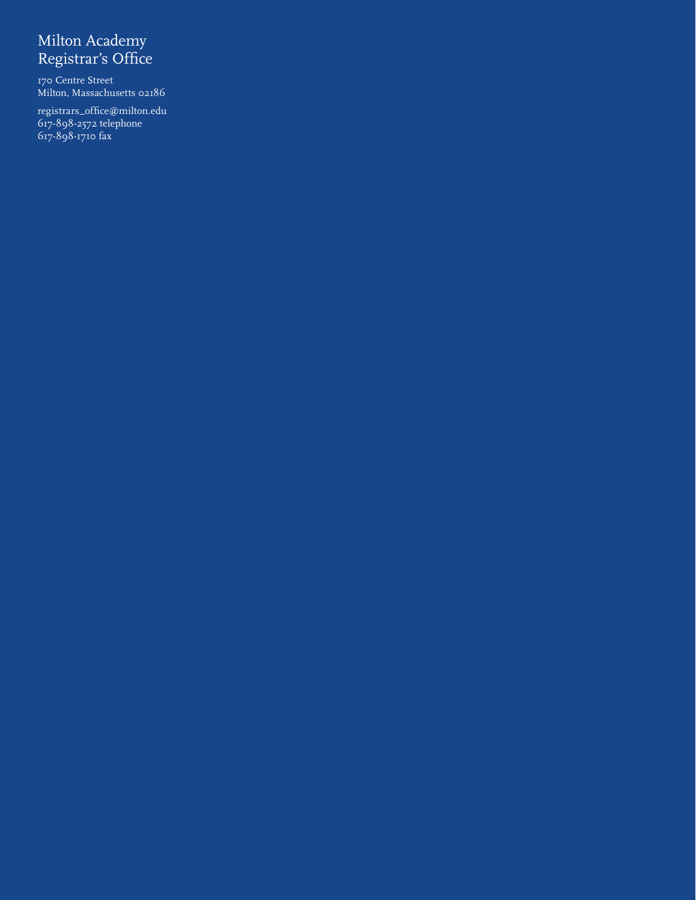# Milton Academy
# Registrar's Office

170 Centre Street
Milton, Massachusetts 02186

registrars_office@milton.edu
617-898-2572 telephone
617-898-1710 fax